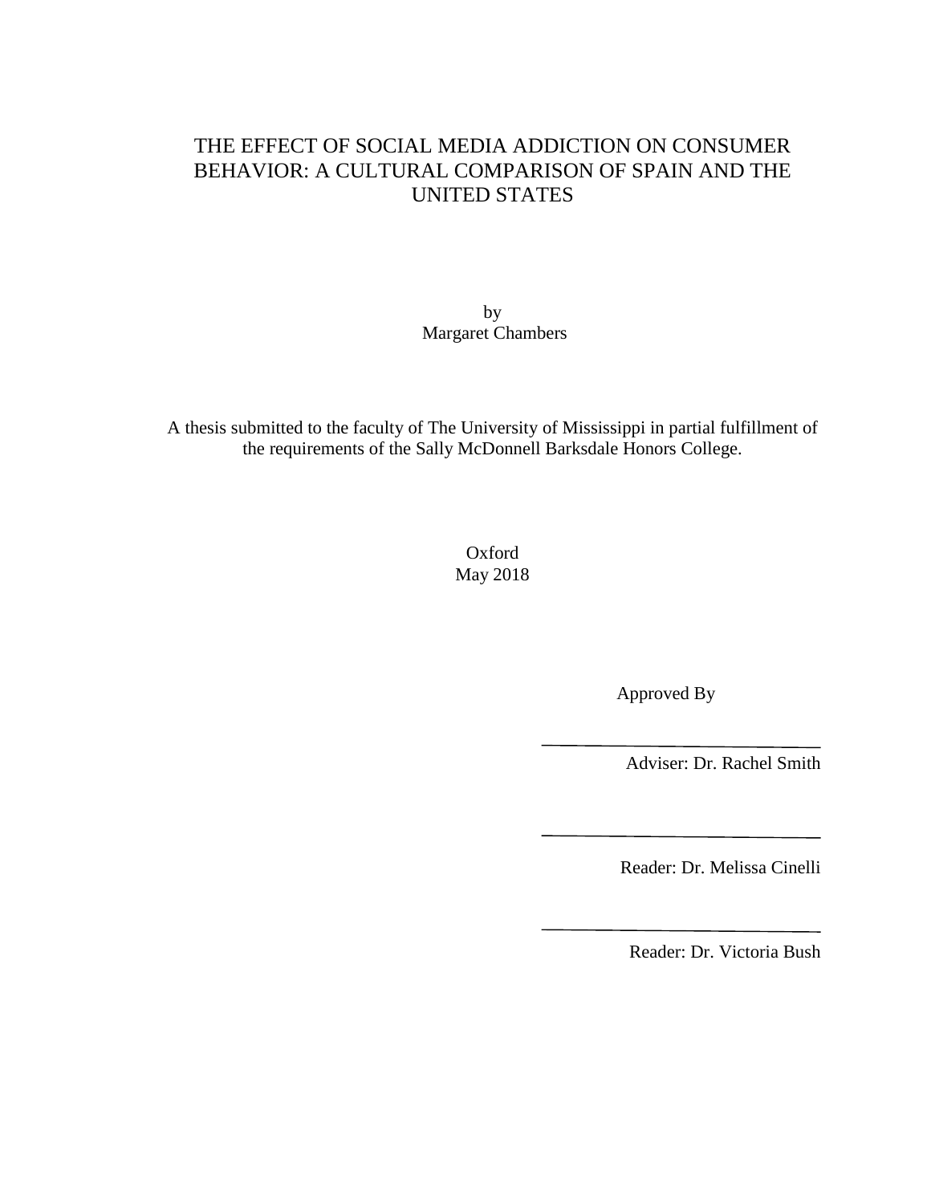# THE EFFECT OF SOCIAL MEDIA ADDICTION ON CONSUMER BEHAVIOR: A CULTURAL COMPARISON OF SPAIN AND THE UNITED STATES

by
Margaret Chambers

A thesis submitted to the faculty of The University of Mississippi in partial fulfillment of the requirements of the Sally McDonnell Barksdale Honors College.

Oxford
May 2018

Approved By

_______________________________
Adviser: Dr. Rachel Smith

_______________________________
Reader: Dr. Melissa Cinelli

_______________________________
Reader: Dr. Victoria Bush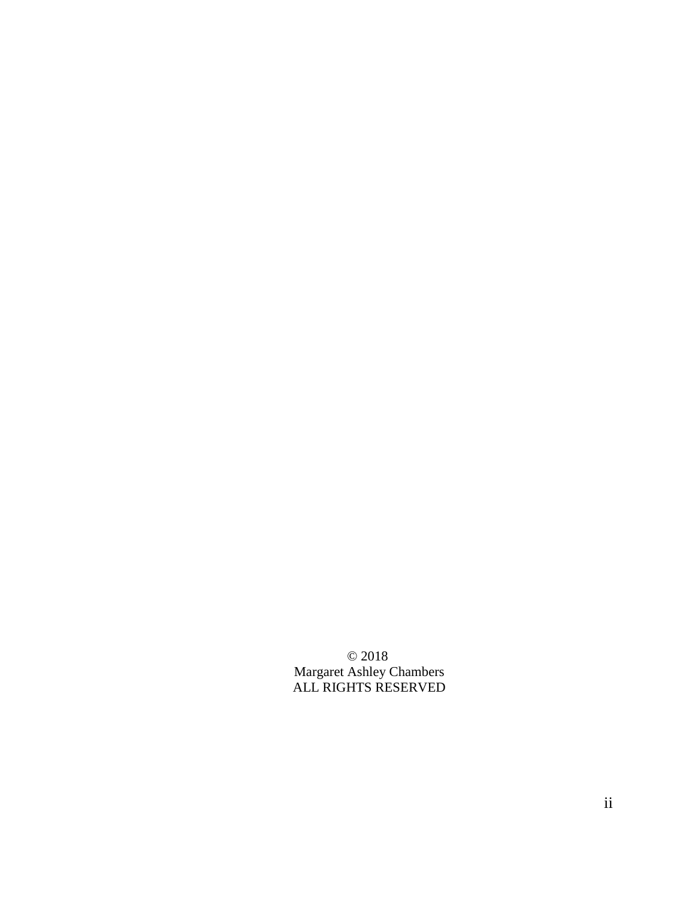© 2018
Margaret Ashley Chambers
ALL RIGHTS RESERVED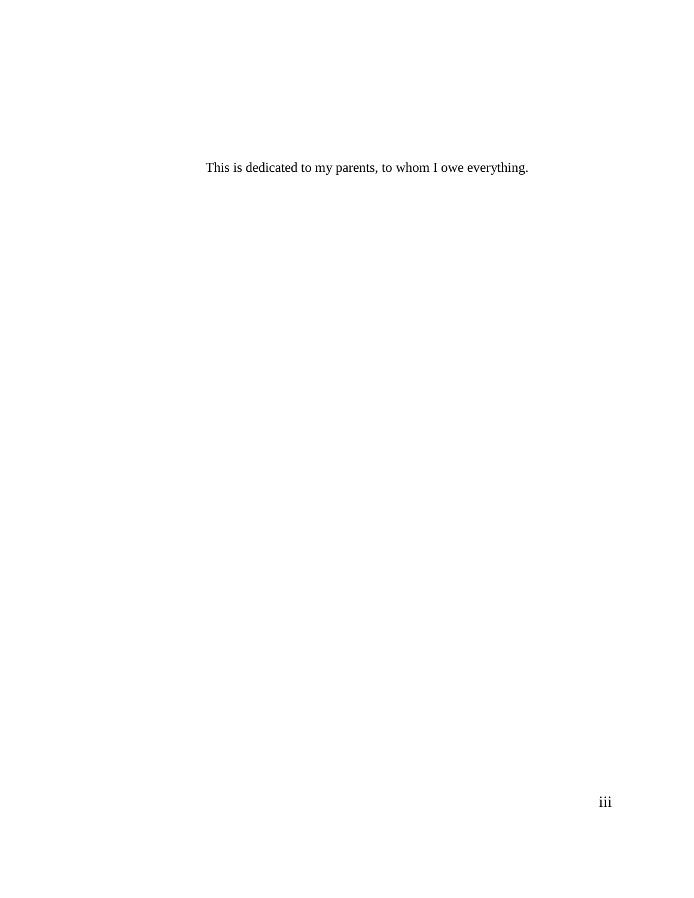This is dedicated to my parents, to whom I owe everything.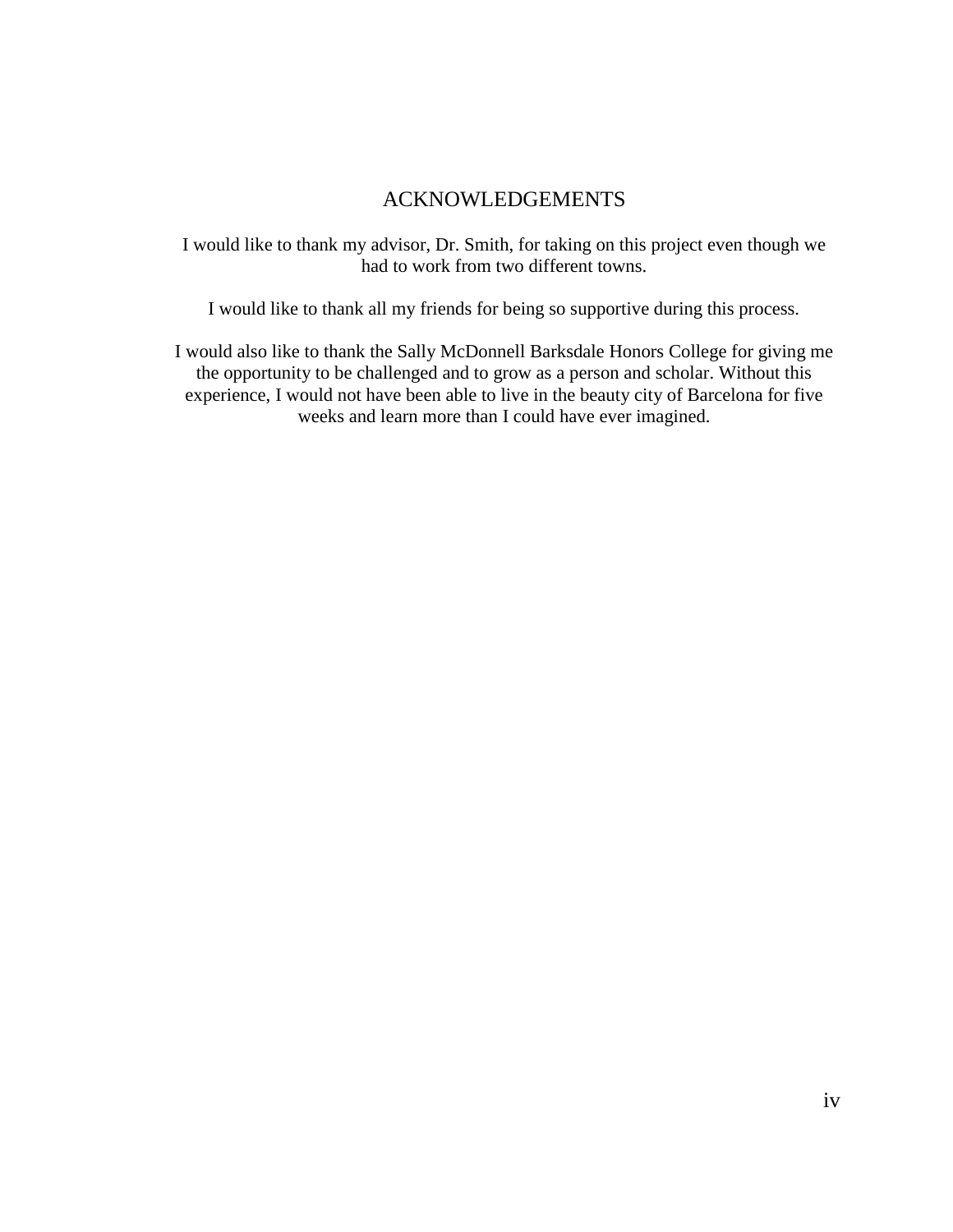# ACKNOWLEDGEMENTS

I would like to thank my advisor, Dr. Smith, for taking on this project even though we had to work from two different towns.

I would like to thank all my friends for being so supportive during this process.

I would also like to thank the Sally McDonnell Barksdale Honors College for giving me the opportunity to be challenged and to grow as a person and scholar. Without this experience, I would not have been able to live in the beauty city of Barcelona for five weeks and learn more than I could have ever imagined.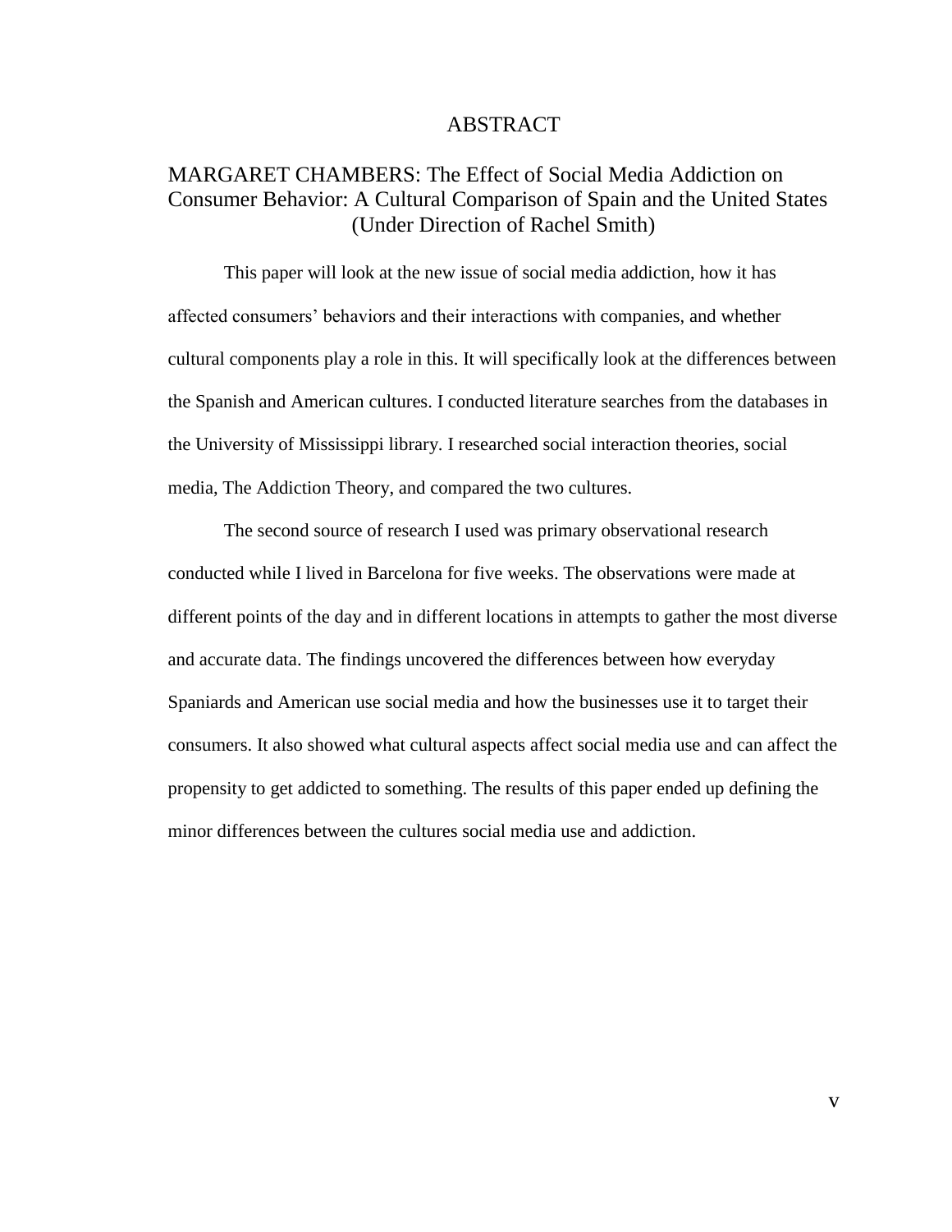# ABSTRACT

## MARGARET CHAMBERS: The Effect of Social Media Addiction on Consumer Behavior: A Cultural Comparison of Spain and the United States (Under Direction of Rachel Smith)

This paper will look at the new issue of social media addiction, how it has affected consumers' behaviors and their interactions with companies, and whether cultural components play a role in this. It will specifically look at the differences between the Spanish and American cultures. I conducted literature searches from the databases in the University of Mississippi library. I researched social interaction theories, social media, The Addiction Theory, and compared the two cultures.

The second source of research I used was primary observational research conducted while I lived in Barcelona for five weeks. The observations were made at different points of the day and in different locations in attempts to gather the most diverse and accurate data. The findings uncovered the differences between how everyday Spaniards and American use social media and how the businesses use it to target their consumers. It also showed what cultural aspects affect social media use and can affect the propensity to get addicted to something. The results of this paper ended up defining the minor differences between the cultures social media use and addiction.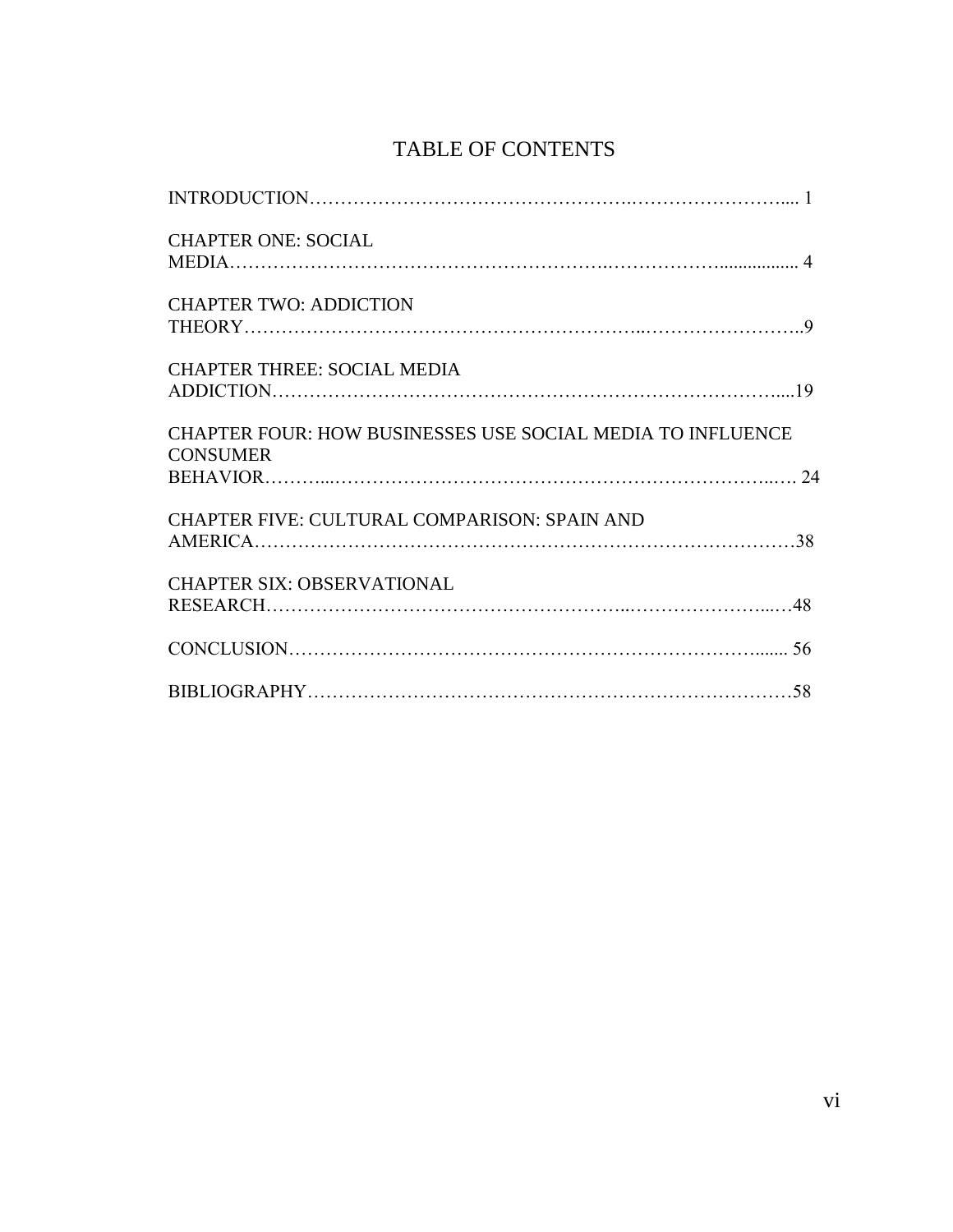# TABLE OF CONTENTS

INTRODUCTION .......... 1

CHAPTER ONE: SOCIAL MEDIA .......... 4

CHAPTER TWO: ADDICTION THEORY .......... 9

CHAPTER THREE: SOCIAL MEDIA ADDICTION .......... 19

CHAPTER FOUR: HOW BUSINESSES USE SOCIAL MEDIA TO INFLUENCE CONSUMER BEHAVIOR .......... 24

CHAPTER FIVE: CULTURAL COMPARISON: SPAIN AND AMERICA .......... 38

CHAPTER SIX: OBSERVATIONAL RESEARCH .......... 48

CONCLUSION .......... 56

BIBLIOGRAPHY .......... 58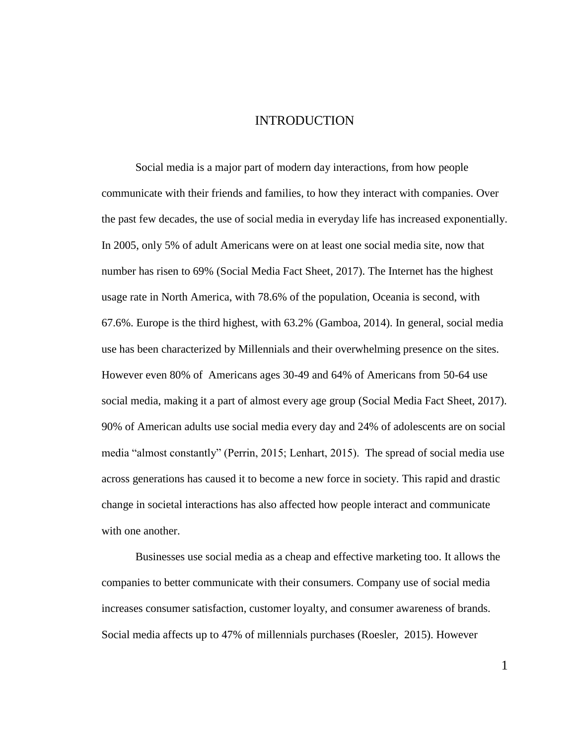# INTRODUCTION

Social media is a major part of modern day interactions, from how people communicate with their friends and families, to how they interact with companies. Over the past few decades, the use of social media in everyday life has increased exponentially. In 2005, only 5% of adult Americans were on at least one social media site, now that number has risen to 69% (Social Media Fact Sheet, 2017). The Internet has the highest usage rate in North America, with 78.6% of the population, Oceania is second, with 67.6%. Europe is the third highest, with 63.2% (Gamboa, 2014). In general, social media use has been characterized by Millennials and their overwhelming presence on the sites. However even 80% of Americans ages 30-49 and 64% of Americans from 50-64 use social media, making it a part of almost every age group (Social Media Fact Sheet, 2017). 90% of American adults use social media every day and 24% of adolescents are on social media "almost constantly" (Perrin, 2015; Lenhart, 2015). The spread of social media use across generations has caused it to become a new force in society. This rapid and drastic change in societal interactions has also affected how people interact and communicate with one another.

Businesses use social media as a cheap and effective marketing too. It allows the companies to better communicate with their consumers. Company use of social media increases consumer satisfaction, customer loyalty, and consumer awareness of brands. Social media affects up to 47% of millennials purchases (Roesler, 2015). However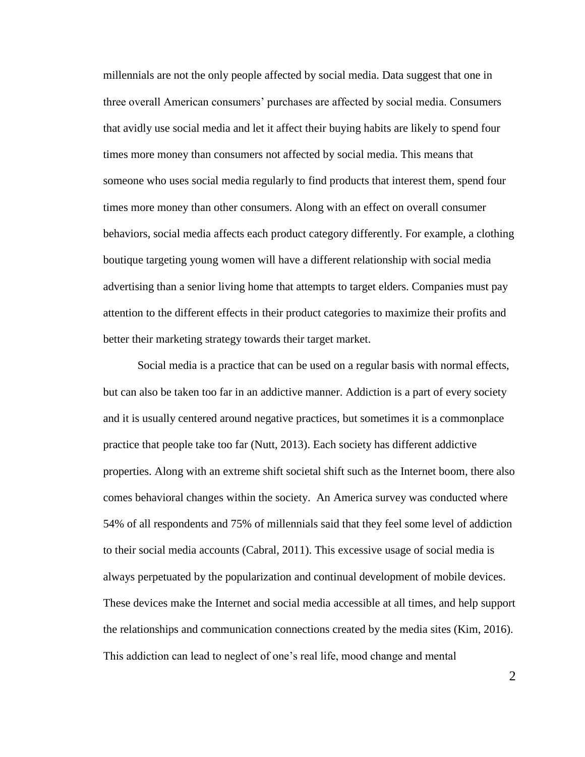millennials are not the only people affected by social media. Data suggest that one in three overall American consumers' purchases are affected by social media. Consumers that avidly use social media and let it affect their buying habits are likely to spend four times more money than consumers not affected by social media. This means that someone who uses social media regularly to find products that interest them, spend four times more money than other consumers. Along with an effect on overall consumer behaviors, social media affects each product category differently. For example, a clothing boutique targeting young women will have a different relationship with social media advertising than a senior living home that attempts to target elders. Companies must pay attention to the different effects in their product categories to maximize their profits and better their marketing strategy towards their target market.

Social media is a practice that can be used on a regular basis with normal effects, but can also be taken too far in an addictive manner. Addiction is a part of every society and it is usually centered around negative practices, but sometimes it is a commonplace practice that people take too far (Nutt, 2013). Each society has different addictive properties. Along with an extreme shift societal shift such as the Internet boom, there also comes behavioral changes within the society. An America survey was conducted where 54% of all respondents and 75% of millennials said that they feel some level of addiction to their social media accounts (Cabral, 2011). This excessive usage of social media is always perpetuated by the popularization and continual development of mobile devices. These devices make the Internet and social media accessible at all times, and help support the relationships and communication connections created by the media sites (Kim, 2016). This addiction can lead to neglect of one's real life, mood change and mental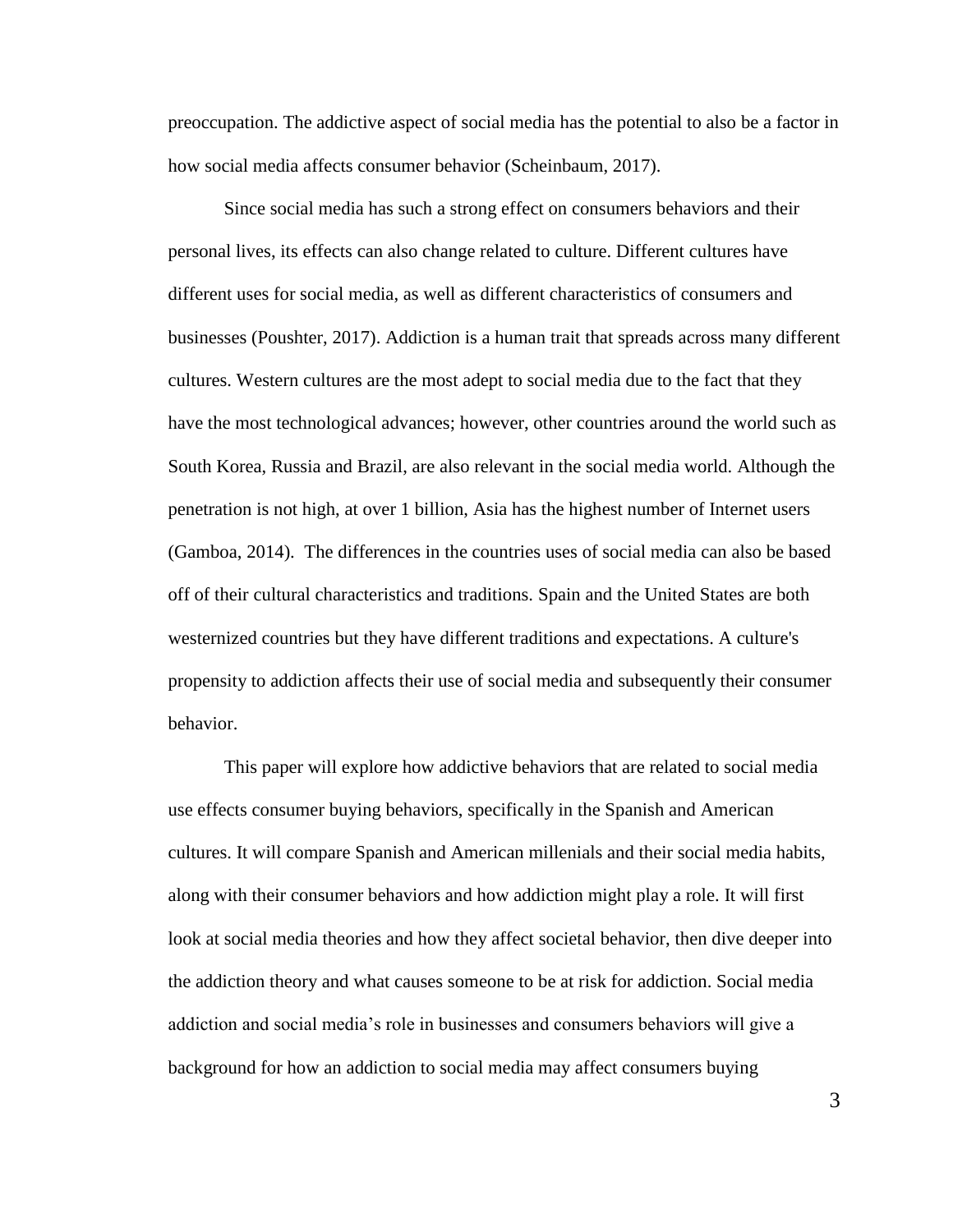preoccupation. The addictive aspect of social media has the potential to also be a factor in how social media affects consumer behavior (Scheinbaum, 2017).

Since social media has such a strong effect on consumers behaviors and their personal lives, its effects can also change related to culture. Different cultures have different uses for social media, as well as different characteristics of consumers and businesses (Poushter, 2017). Addiction is a human trait that spreads across many different cultures. Western cultures are the most adept to social media due to the fact that they have the most technological advances; however, other countries around the world such as South Korea, Russia and Brazil, are also relevant in the social media world. Although the penetration is not high, at over 1 billion, Asia has the highest number of Internet users (Gamboa, 2014). The differences in the countries uses of social media can also be based off of their cultural characteristics and traditions. Spain and the United States are both westernized countries but they have different traditions and expectations. A culture's propensity to addiction affects their use of social media and subsequently their consumer behavior.

This paper will explore how addictive behaviors that are related to social media use effects consumer buying behaviors, specifically in the Spanish and American cultures. It will compare Spanish and American millenials and their social media habits, along with their consumer behaviors and how addiction might play a role. It will first look at social media theories and how they affect societal behavior, then dive deeper into the addiction theory and what causes someone to be at risk for addiction. Social media addiction and social media's role in businesses and consumers behaviors will give a background for how an addiction to social media may affect consumers buying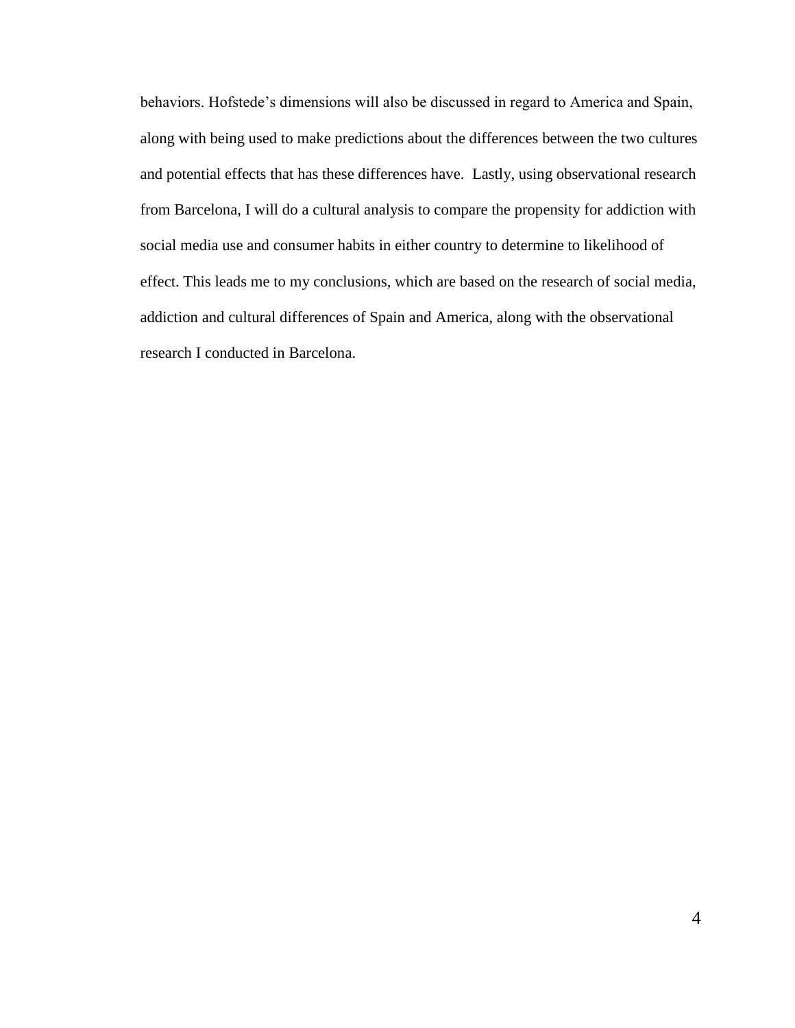behaviors. Hofstede's dimensions will also be discussed in regard to America and Spain, along with being used to make predictions about the differences between the two cultures and potential effects that has these differences have. Lastly, using observational research from Barcelona, I will do a cultural analysis to compare the propensity for addiction with social media use and consumer habits in either country to determine to likelihood of effect. This leads me to my conclusions, which are based on the research of social media, addiction and cultural differences of Spain and America, along with the observational research I conducted in Barcelona.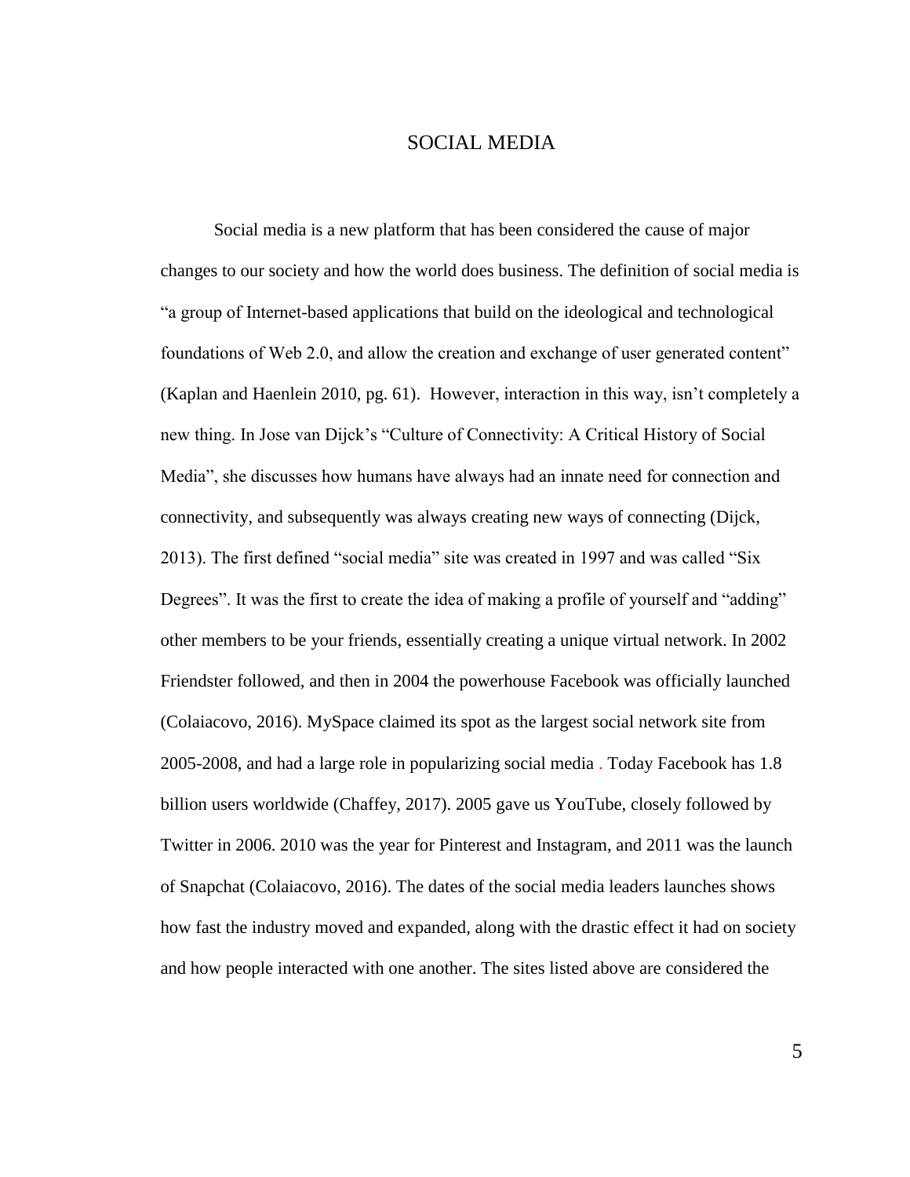# SOCIAL MEDIA

Social media is a new platform that has been considered the cause of major changes to our society and how the world does business. The definition of social media is "a group of Internet-based applications that build on the ideological and technological foundations of Web 2.0, and allow the creation and exchange of user generated content" (Kaplan and Haenlein 2010, pg. 61). However, interaction in this way, isn't completely a new thing. In Jose van Dijck's "Culture of Connectivity: A Critical History of Social Media", she discusses how humans have always had an innate need for connection and connectivity, and subsequently was always creating new ways of connecting (Dijck, 2013). The first defined "social media" site was created in 1997 and was called "Six Degrees". It was the first to create the idea of making a profile of yourself and "adding" other members to be your friends, essentially creating a unique virtual network. In 2002 Friendster followed, and then in 2004 the powerhouse Facebook was officially launched (Colaiacovo, 2016). MySpace claimed its spot as the largest social network site from 2005-2008, and had a large role in popularizing social media . Today Facebook has 1.8 billion users worldwide (Chaffey, 2017). 2005 gave us YouTube, closely followed by Twitter in 2006. 2010 was the year for Pinterest and Instagram, and 2011 was the launch of Snapchat (Colaiacovo, 2016). The dates of the social media leaders launches shows how fast the industry moved and expanded, along with the drastic effect it had on society and how people interacted with one another. The sites listed above are considered the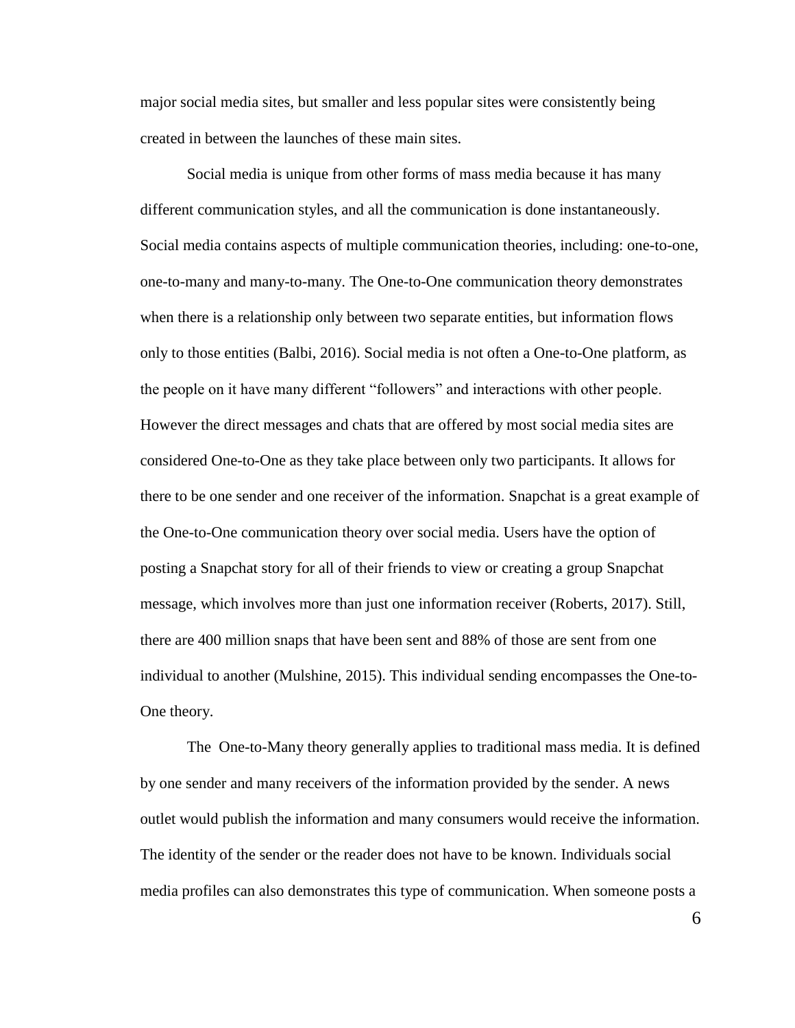major social media sites, but smaller and less popular sites were consistently being created in between the launches of these main sites.

Social media is unique from other forms of mass media because it has many different communication styles, and all the communication is done instantaneously. Social media contains aspects of multiple communication theories, including: one-to-one, one-to-many and many-to-many. The One-to-One communication theory demonstrates when there is a relationship only between two separate entities, but information flows only to those entities (Balbi, 2016). Social media is not often a One-to-One platform, as the people on it have many different "followers" and interactions with other people. However the direct messages and chats that are offered by most social media sites are considered One-to-One as they take place between only two participants. It allows for there to be one sender and one receiver of the information. Snapchat is a great example of the One-to-One communication theory over social media. Users have the option of posting a Snapchat story for all of their friends to view or creating a group Snapchat message, which involves more than just one information receiver (Roberts, 2017). Still, there are 400 million snaps that have been sent and 88% of those are sent from one individual to another (Mulshine, 2015). This individual sending encompasses the One-to-One theory.

The One-to-Many theory generally applies to traditional mass media. It is defined by one sender and many receivers of the information provided by the sender. A news outlet would publish the information and many consumers would receive the information. The identity of the sender or the reader does not have to be known. Individuals social media profiles can also demonstrates this type of communication. When someone posts a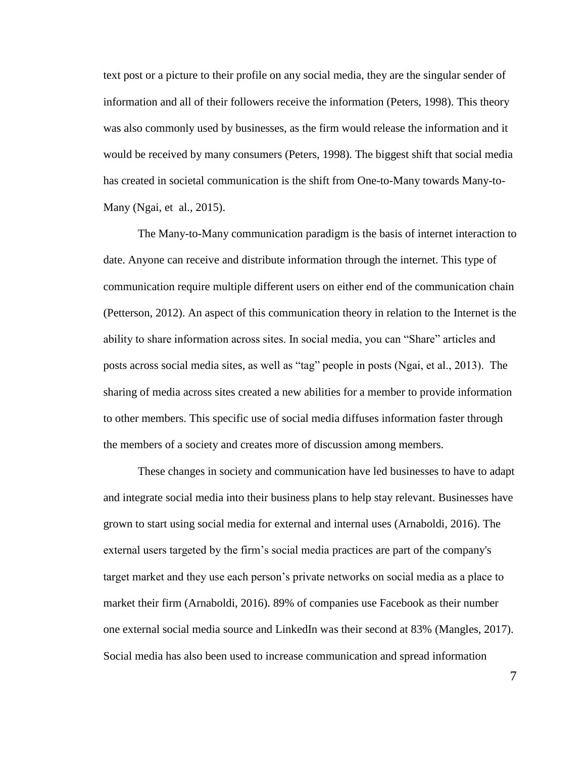text post or a picture to their profile on any social media, they are the singular sender of information and all of their followers receive the information (Peters, 1998). This theory was also commonly used by businesses, as the firm would release the information and it would be received by many consumers (Peters, 1998). The biggest shift that social media has created in societal communication is the shift from One-to-Many towards Many-to-Many (Ngai, et al., 2015).

The Many-to-Many communication paradigm is the basis of internet interaction to date. Anyone can receive and distribute information through the internet. This type of communication require multiple different users on either end of the communication chain (Petterson, 2012). An aspect of this communication theory in relation to the Internet is the ability to share information across sites. In social media, you can "Share" articles and posts across social media sites, as well as "tag" people in posts (Ngai, et al., 2013). The sharing of media across sites created a new abilities for a member to provide information to other members. This specific use of social media diffuses information faster through the members of a society and creates more of discussion among members.

These changes in society and communication have led businesses to have to adapt and integrate social media into their business plans to help stay relevant. Businesses have grown to start using social media for external and internal uses (Arnaboldi, 2016). The external users targeted by the firm's social media practices are part of the company's target market and they use each person's private networks on social media as a place to market their firm (Arnaboldi, 2016). 89% of companies use Facebook as their number one external social media source and LinkedIn was their second at 83% (Mangles, 2017). Social media has also been used to increase communication and spread information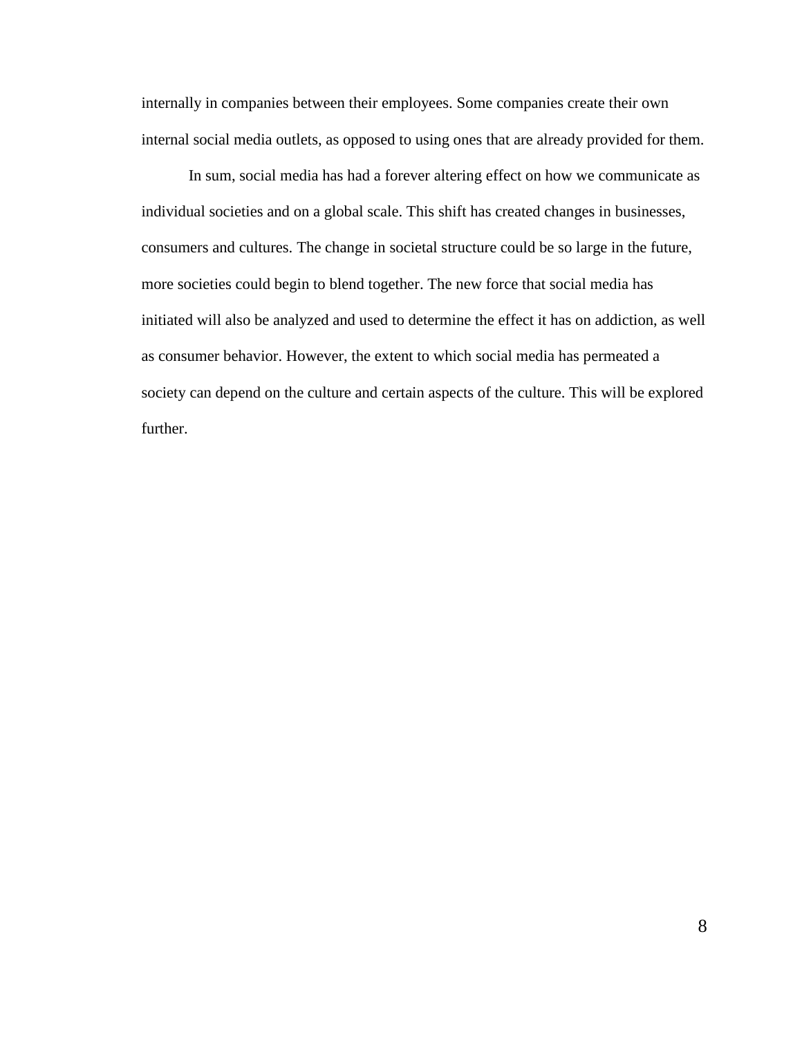internally in companies between their employees. Some companies create their own internal social media outlets, as opposed to using ones that are already provided for them.

In sum, social media has had a forever altering effect on how we communicate as individual societies and on a global scale. This shift has created changes in businesses, consumers and cultures. The change in societal structure could be so large in the future, more societies could begin to blend together. The new force that social media has initiated will also be analyzed and used to determine the effect it has on addiction, as well as consumer behavior. However, the extent to which social media has permeated a society can depend on the culture and certain aspects of the culture. This will be explored further.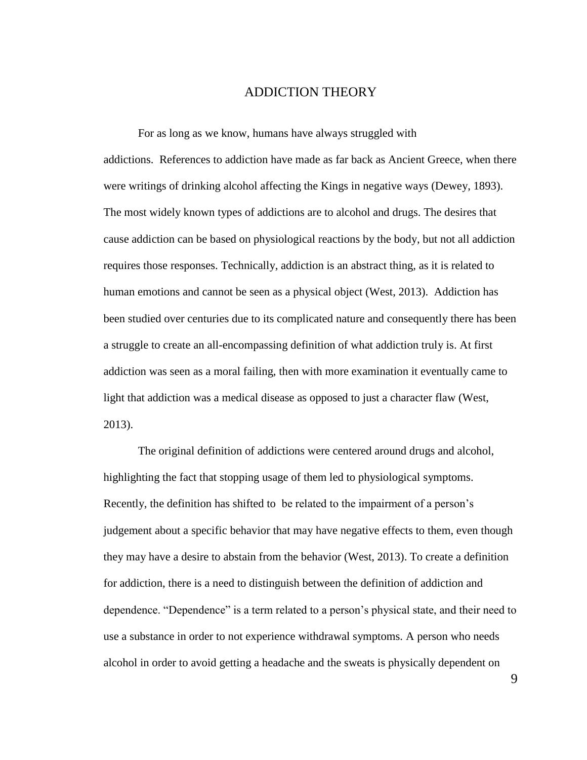# ADDICTION THEORY

For as long as we know, humans have always struggled with addictions. References to addiction have made as far back as Ancient Greece, when there were writings of drinking alcohol affecting the Kings in negative ways (Dewey, 1893). The most widely known types of addictions are to alcohol and drugs. The desires that cause addiction can be based on physiological reactions by the body, but not all addiction requires those responses. Technically, addiction is an abstract thing, as it is related to human emotions and cannot be seen as a physical object (West, 2013). Addiction has been studied over centuries due to its complicated nature and consequently there has been a struggle to create an all-encompassing definition of what addiction truly is. At first addiction was seen as a moral failing, then with more examination it eventually came to light that addiction was a medical disease as opposed to just a character flaw (West, 2013).

The original definition of addictions were centered around drugs and alcohol, highlighting the fact that stopping usage of them led to physiological symptoms. Recently, the definition has shifted to be related to the impairment of a person's judgement about a specific behavior that may have negative effects to them, even though they may have a desire to abstain from the behavior (West, 2013). To create a definition for addiction, there is a need to distinguish between the definition of addiction and dependence. "Dependence" is a term related to a person's physical state, and their need to use a substance in order to not experience withdrawal symptoms. A person who needs alcohol in order to avoid getting a headache and the sweats is physically dependent on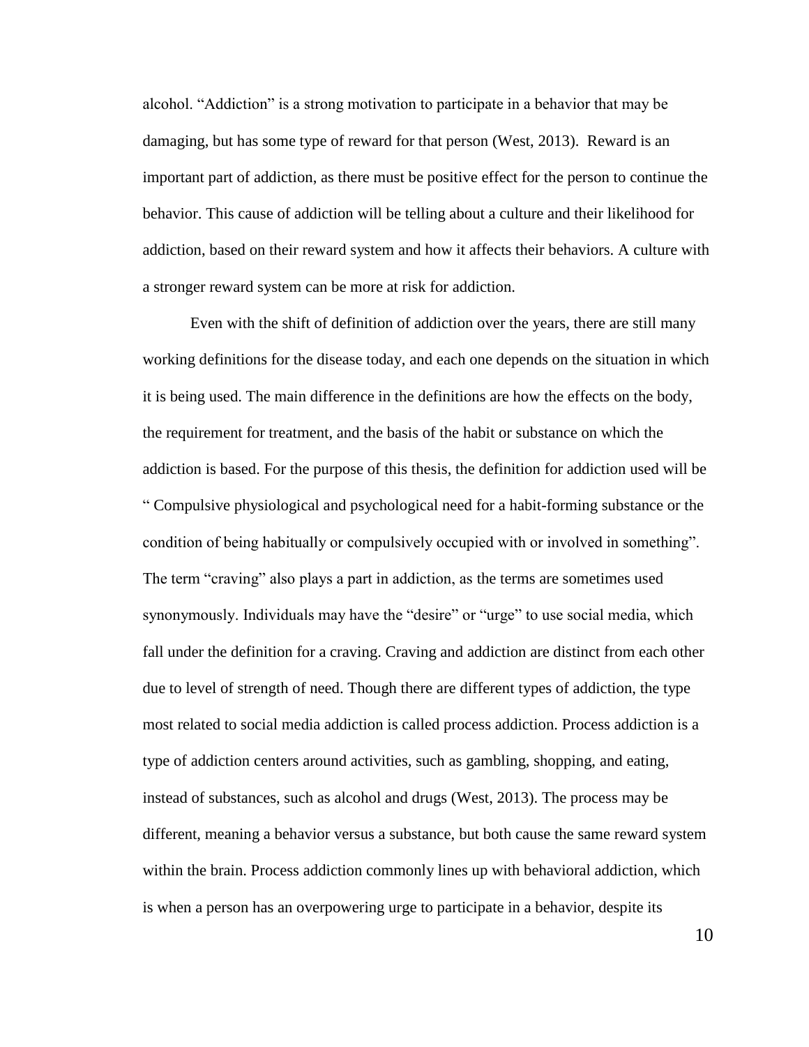alcohol. “Addiction” is a strong motivation to participate in a behavior that may be damaging, but has some type of reward for that person (West, 2013). Reward is an important part of addiction, as there must be positive effect for the person to continue the behavior. This cause of addiction will be telling about a culture and their likelihood for addiction, based on their reward system and how it affects their behaviors. A culture with a stronger reward system can be more at risk for addiction.

Even with the shift of definition of addiction over the years, there are still many working definitions for the disease today, and each one depends on the situation in which it is being used. The main difference in the definitions are how the effects on the body, the requirement for treatment, and the basis of the habit or substance on which the addiction is based. For the purpose of this thesis, the definition for addiction used will be “ Compulsive physiological and psychological need for a habit-forming substance or the condition of being habitually or compulsively occupied with or involved in something”. The term “craving” also plays a part in addiction, as the terms are sometimes used synonymously. Individuals may have the “desire” or “urge” to use social media, which fall under the definition for a craving. Craving and addiction are distinct from each other due to level of strength of need. Though there are different types of addiction, the type most related to social media addiction is called process addiction. Process addiction is a type of addiction centers around activities, such as gambling, shopping, and eating, instead of substances, such as alcohol and drugs (West, 2013). The process may be different, meaning a behavior versus a substance, but both cause the same reward system within the brain. Process addiction commonly lines up with behavioral addiction, which is when a person has an overpowering urge to participate in a behavior, despite its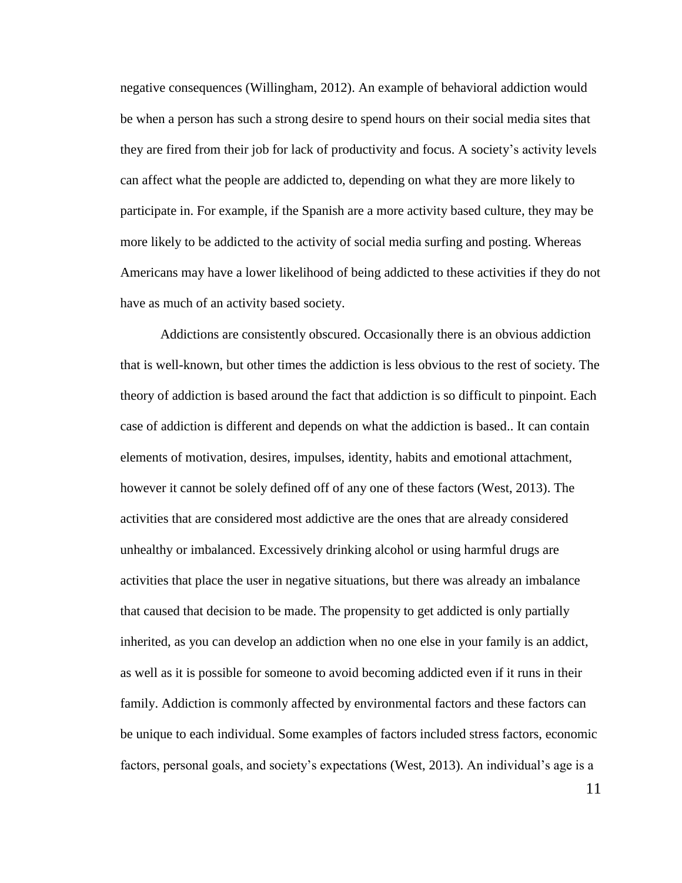negative consequences (Willingham, 2012). An example of behavioral addiction would be when a person has such a strong desire to spend hours on their social media sites that they are fired from their job for lack of productivity and focus. A society's activity levels can affect what the people are addicted to, depending on what they are more likely to participate in. For example, if the Spanish are a more activity based culture, they may be more likely to be addicted to the activity of social media surfing and posting. Whereas Americans may have a lower likelihood of being addicted to these activities if they do not have as much of an activity based society.

Addictions are consistently obscured. Occasionally there is an obvious addiction that is well-known, but other times the addiction is less obvious to the rest of society. The theory of addiction is based around the fact that addiction is so difficult to pinpoint. Each case of addiction is different and depends on what the addiction is based.. It can contain elements of motivation, desires, impulses, identity, habits and emotional attachment, however it cannot be solely defined off of any one of these factors (West, 2013). The activities that are considered most addictive are the ones that are already considered unhealthy or imbalanced. Excessively drinking alcohol or using harmful drugs are activities that place the user in negative situations, but there was already an imbalance that caused that decision to be made. The propensity to get addicted is only partially inherited, as you can develop an addiction when no one else in your family is an addict, as well as it is possible for someone to avoid becoming addicted even if it runs in their family. Addiction is commonly affected by environmental factors and these factors can be unique to each individual. Some examples of factors included stress factors, economic factors, personal goals, and society's expectations (West, 2013). An individual's age is a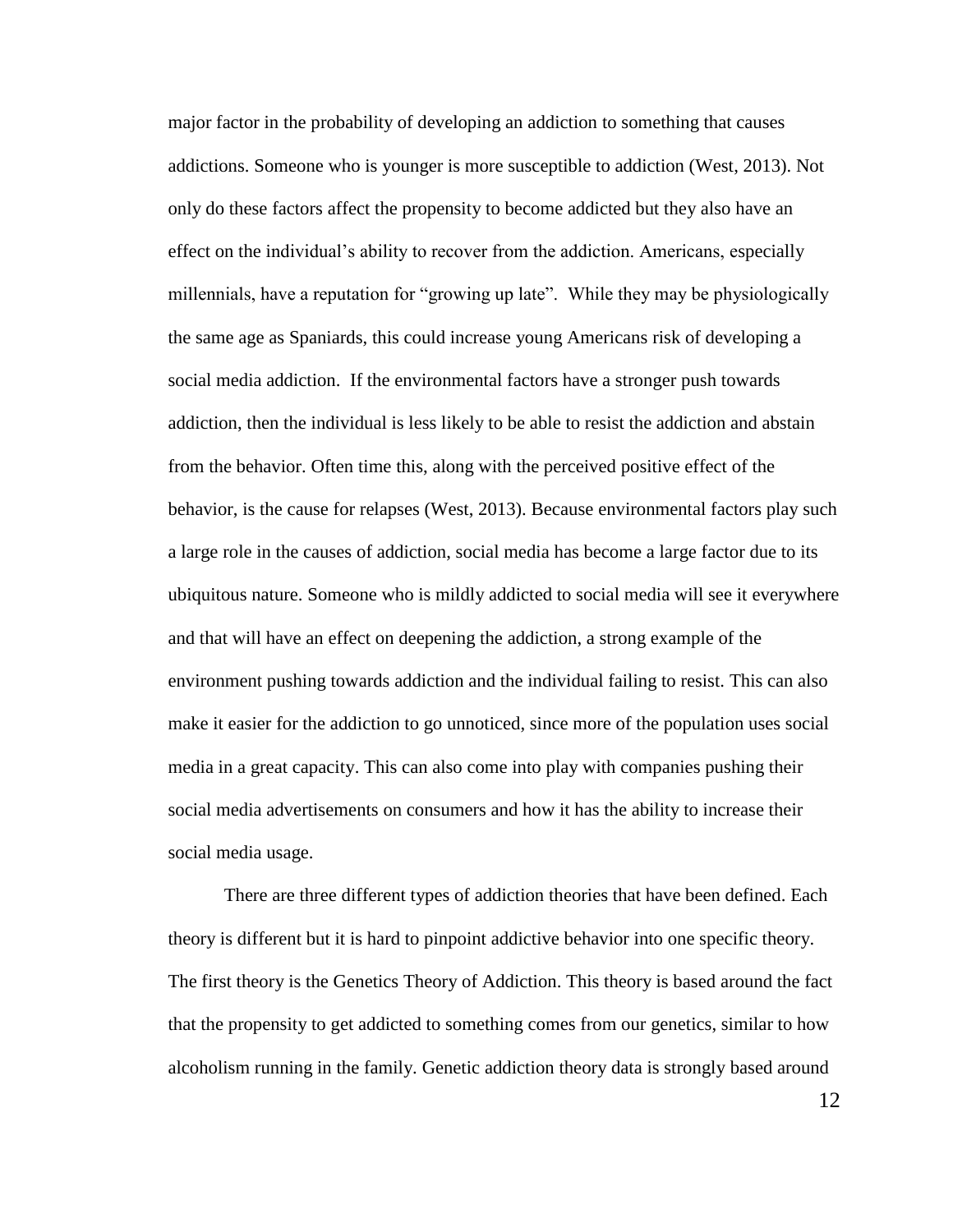major factor in the probability of developing an addiction to something that causes addictions. Someone who is younger is more susceptible to addiction (West, 2013). Not only do these factors affect the propensity to become addicted but they also have an effect on the individual's ability to recover from the addiction. Americans, especially millennials, have a reputation for "growing up late". While they may be physiologically the same age as Spaniards, this could increase young Americans risk of developing a social media addiction. If the environmental factors have a stronger push towards addiction, then the individual is less likely to be able to resist the addiction and abstain from the behavior. Often time this, along with the perceived positive effect of the behavior, is the cause for relapses (West, 2013). Because environmental factors play such a large role in the causes of addiction, social media has become a large factor due to its ubiquitous nature. Someone who is mildly addicted to social media will see it everywhere and that will have an effect on deepening the addiction, a strong example of the environment pushing towards addiction and the individual failing to resist. This can also make it easier for the addiction to go unnoticed, since more of the population uses social media in a great capacity. This can also come into play with companies pushing their social media advertisements on consumers and how it has the ability to increase their social media usage.

There are three different types of addiction theories that have been defined. Each theory is different but it is hard to pinpoint addictive behavior into one specific theory. The first theory is the Genetics Theory of Addiction. This theory is based around the fact that the propensity to get addicted to something comes from our genetics, similar to how alcoholism running in the family. Genetic addiction theory data is strongly based around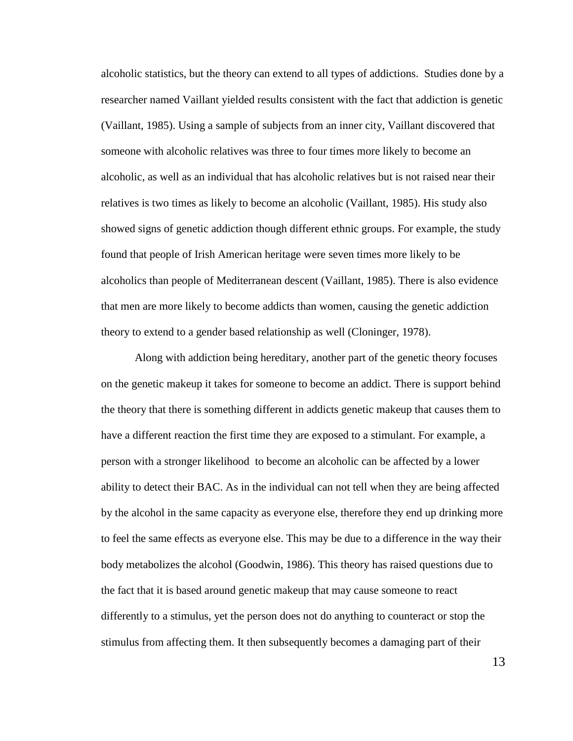alcoholic statistics, but the theory can extend to all types of addictions. Studies done by a researcher named Vaillant yielded results consistent with the fact that addiction is genetic (Vaillant, 1985). Using a sample of subjects from an inner city, Vaillant discovered that someone with alcoholic relatives was three to four times more likely to become an alcoholic, as well as an individual that has alcoholic relatives but is not raised near their relatives is two times as likely to become an alcoholic (Vaillant, 1985). His study also showed signs of genetic addiction though different ethnic groups. For example, the study found that people of Irish American heritage were seven times more likely to be alcoholics than people of Mediterranean descent (Vaillant, 1985). There is also evidence that men are more likely to become addicts than women, causing the genetic addiction theory to extend to a gender based relationship as well (Cloninger, 1978).

Along with addiction being hereditary, another part of the genetic theory focuses on the genetic makeup it takes for someone to become an addict. There is support behind the theory that there is something different in addicts genetic makeup that causes them to have a different reaction the first time they are exposed to a stimulant. For example, a person with a stronger likelihood to become an alcoholic can be affected by a lower ability to detect their BAC. As in the individual can not tell when they are being affected by the alcohol in the same capacity as everyone else, therefore they end up drinking more to feel the same effects as everyone else. This may be due to a difference in the way their body metabolizes the alcohol (Goodwin, 1986). This theory has raised questions due to the fact that it is based around genetic makeup that may cause someone to react differently to a stimulus, yet the person does not do anything to counteract or stop the stimulus from affecting them. It then subsequently becomes a damaging part of their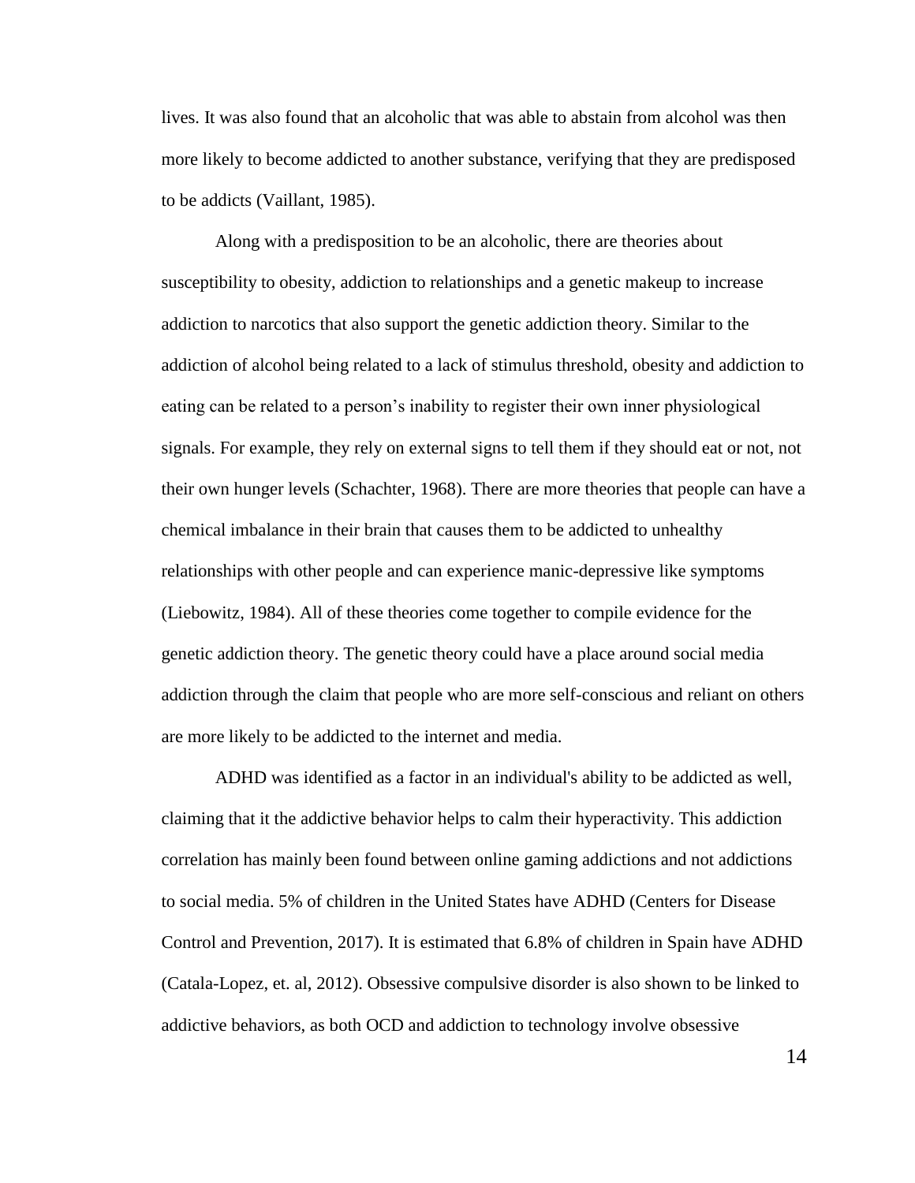lives. It was also found that an alcoholic that was able to abstain from alcohol was then more likely to become addicted to another substance, verifying that they are predisposed to be addicts (Vaillant, 1985).

Along with a predisposition to be an alcoholic, there are theories about susceptibility to obesity, addiction to relationships and a genetic makeup to increase addiction to narcotics that also support the genetic addiction theory. Similar to the addiction of alcohol being related to a lack of stimulus threshold, obesity and addiction to eating can be related to a person's inability to register their own inner physiological signals. For example, they rely on external signs to tell them if they should eat or not, not their own hunger levels (Schachter, 1968). There are more theories that people can have a chemical imbalance in their brain that causes them to be addicted to unhealthy relationships with other people and can experience manic-depressive like symptoms (Liebowitz, 1984). All of these theories come together to compile evidence for the genetic addiction theory. The genetic theory could have a place around social media addiction through the claim that people who are more self-conscious and reliant on others are more likely to be addicted to the internet and media.

ADHD was identified as a factor in an individual's ability to be addicted as well, claiming that it the addictive behavior helps to calm their hyperactivity. This addiction correlation has mainly been found between online gaming addictions and not addictions to social media. 5% of children in the United States have ADHD (Centers for Disease Control and Prevention, 2017). It is estimated that 6.8% of children in Spain have ADHD (Catala-Lopez, et. al, 2012). Obsessive compulsive disorder is also shown to be linked to addictive behaviors, as both OCD and addiction to technology involve obsessive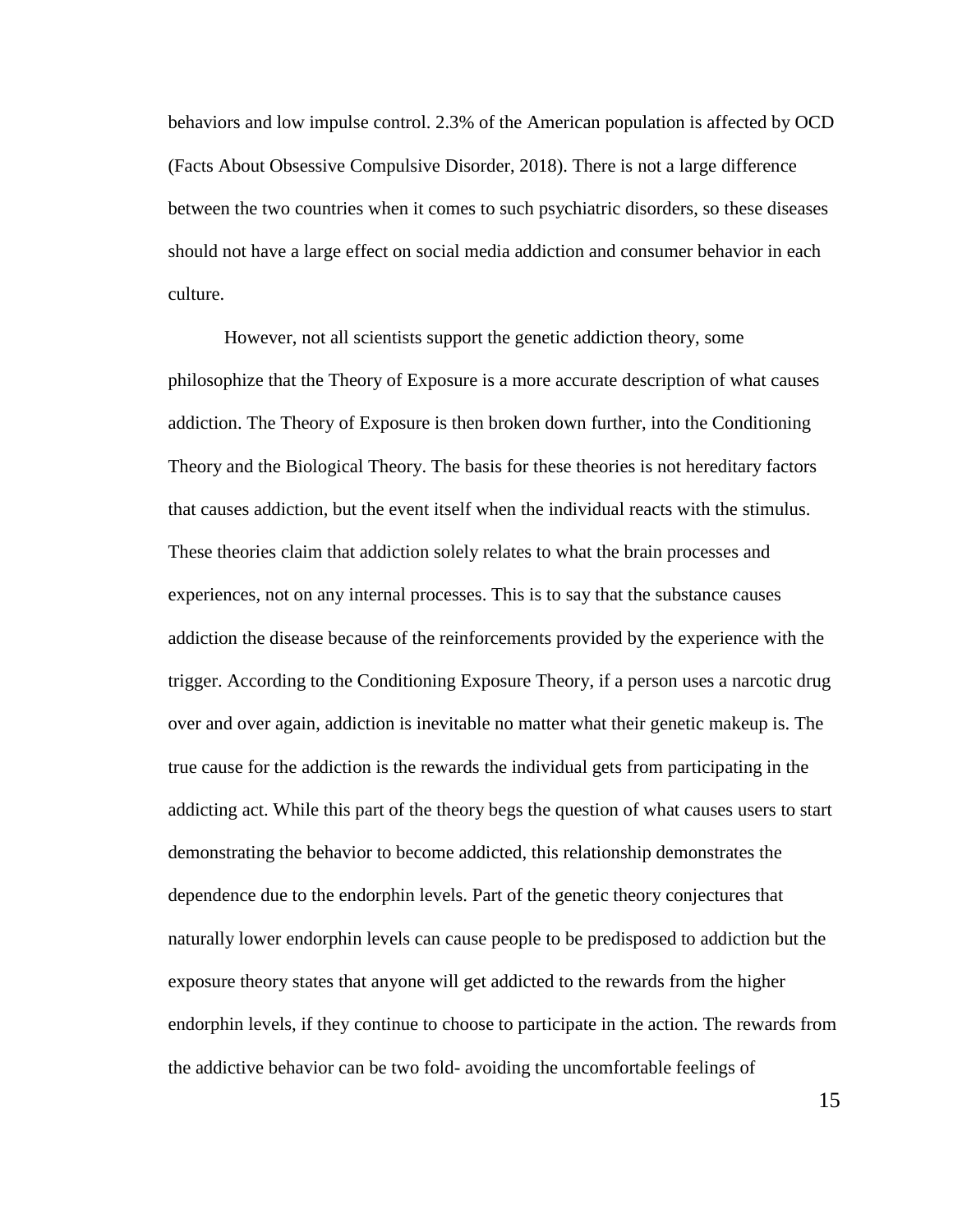behaviors and low impulse control. 2.3% of the American population is affected by OCD (Facts About Obsessive Compulsive Disorder, 2018). There is not a large difference between the two countries when it comes to such psychiatric disorders, so these diseases should not have a large effect on social media addiction and consumer behavior in each culture.

However, not all scientists support the genetic addiction theory, some philosophize that the Theory of Exposure is a more accurate description of what causes addiction. The Theory of Exposure is then broken down further, into the Conditioning Theory and the Biological Theory. The basis for these theories is not hereditary factors that causes addiction, but the event itself when the individual reacts with the stimulus. These theories claim that addiction solely relates to what the brain processes and experiences, not on any internal processes. This is to say that the substance causes addiction the disease because of the reinforcements provided by the experience with the trigger. According to the Conditioning Exposure Theory, if a person uses a narcotic drug over and over again, addiction is inevitable no matter what their genetic makeup is. The true cause for the addiction is the rewards the individual gets from participating in the addicting act. While this part of the theory begs the question of what causes users to start demonstrating the behavior to become addicted, this relationship demonstrates the dependence due to the endorphin levels. Part of the genetic theory conjectures that naturally lower endorphin levels can cause people to be predisposed to addiction but the exposure theory states that anyone will get addicted to the rewards from the higher endorphin levels, if they continue to choose to participate in the action. The rewards from the addictive behavior can be two fold- avoiding the uncomfortable feelings of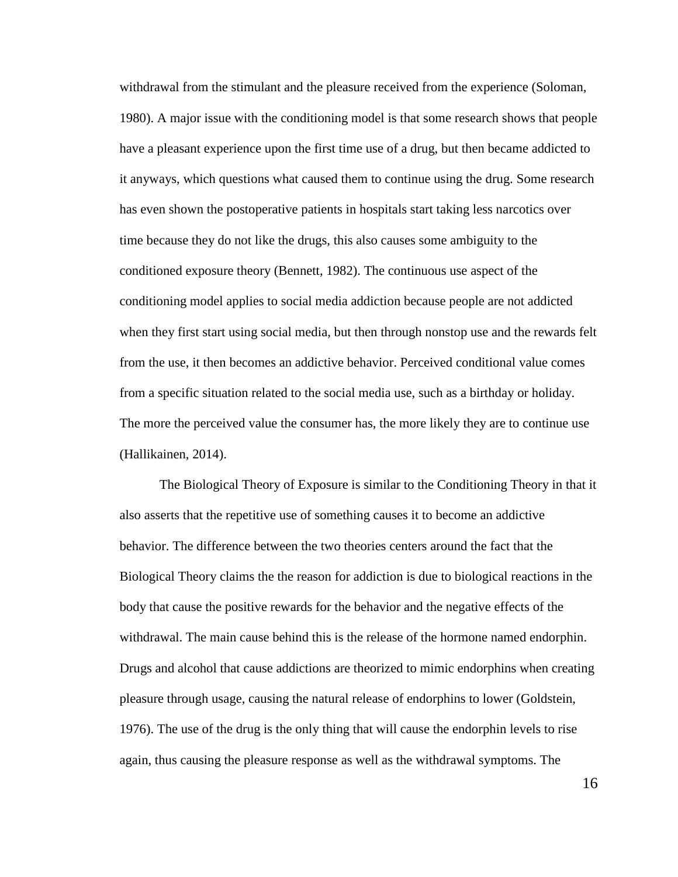withdrawal from the stimulant and the pleasure received from the experience (Soloman, 1980). A major issue with the conditioning model is that some research shows that people have a pleasant experience upon the first time use of a drug, but then became addicted to it anyways, which questions what caused them to continue using the drug. Some research has even shown the postoperative patients in hospitals start taking less narcotics over time because they do not like the drugs, this also causes some ambiguity to the conditioned exposure theory (Bennett, 1982). The continuous use aspect of the conditioning model applies to social media addiction because people are not addicted when they first start using social media, but then through nonstop use and the rewards felt from the use, it then becomes an addictive behavior. Perceived conditional value comes from a specific situation related to the social media use, such as a birthday or holiday. The more the perceived value the consumer has, the more likely they are to continue use (Hallikainen, 2014).

The Biological Theory of Exposure is similar to the Conditioning Theory in that it also asserts that the repetitive use of something causes it to become an addictive behavior. The difference between the two theories centers around the fact that the Biological Theory claims the the reason for addiction is due to biological reactions in the body that cause the positive rewards for the behavior and the negative effects of the withdrawal. The main cause behind this is the release of the hormone named endorphin. Drugs and alcohol that cause addictions are theorized to mimic endorphins when creating pleasure through usage, causing the natural release of endorphins to lower (Goldstein, 1976). The use of the drug is the only thing that will cause the endorphin levels to rise again, thus causing the pleasure response as well as the withdrawal symptoms. The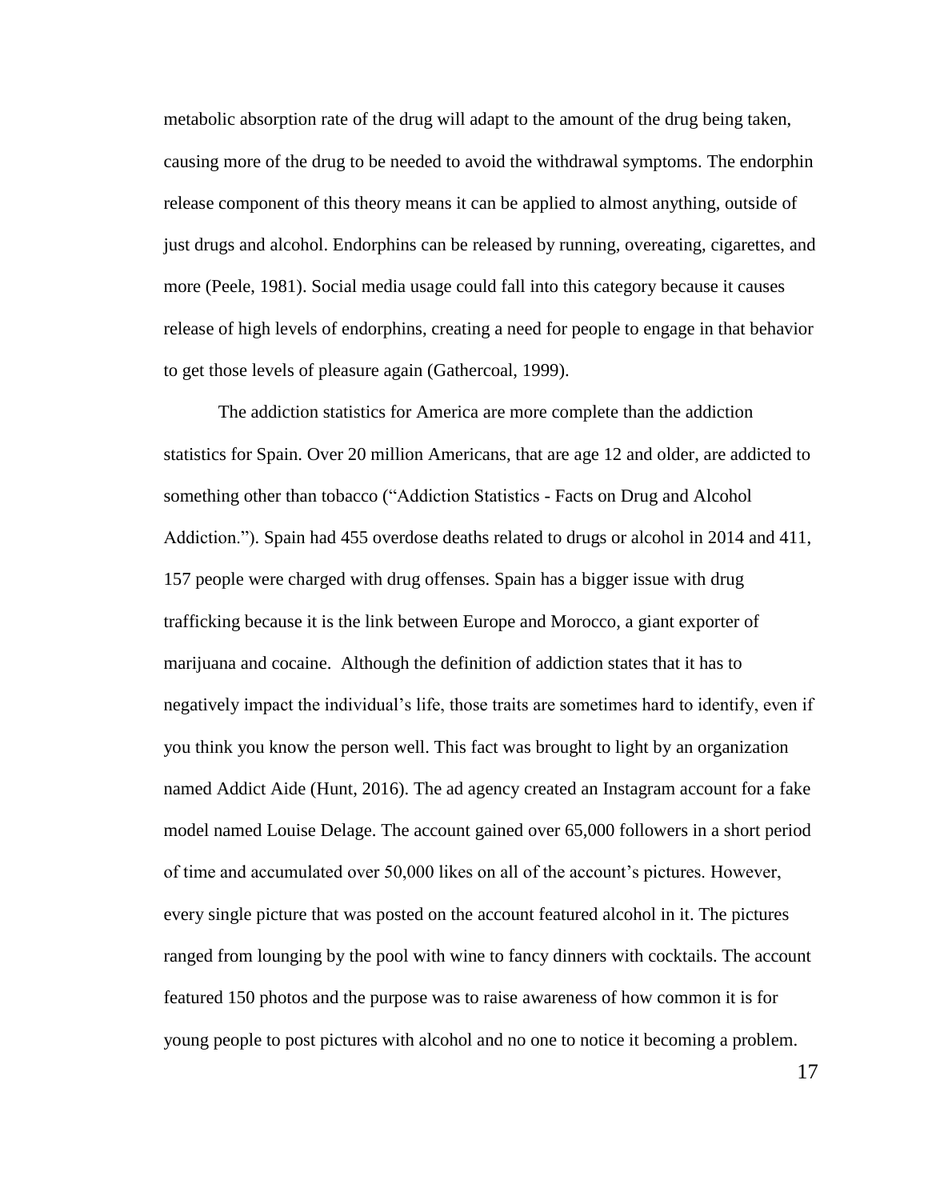metabolic absorption rate of the drug will adapt to the amount of the drug being taken, causing more of the drug to be needed to avoid the withdrawal symptoms. The endorphin release component of this theory means it can be applied to almost anything, outside of just drugs and alcohol. Endorphins can be released by running, overeating, cigarettes, and more (Peele, 1981). Social media usage could fall into this category because it causes release of high levels of endorphins, creating a need for people to engage in that behavior to get those levels of pleasure again (Gathercoal, 1999).

The addiction statistics for America are more complete than the addiction statistics for Spain. Over 20 million Americans, that are age 12 and older, are addicted to something other than tobacco ("Addiction Statistics - Facts on Drug and Alcohol Addiction."). Spain had 455 overdose deaths related to drugs or alcohol in 2014 and 411, 157 people were charged with drug offenses. Spain has a bigger issue with drug trafficking because it is the link between Europe and Morocco, a giant exporter of marijuana and cocaine. Although the definition of addiction states that it has to negatively impact the individual's life, those traits are sometimes hard to identify, even if you think you know the person well. This fact was brought to light by an organization named Addict Aide (Hunt, 2016). The ad agency created an Instagram account for a fake model named Louise Delage. The account gained over 65,000 followers in a short period of time and accumulated over 50,000 likes on all of the account's pictures. However, every single picture that was posted on the account featured alcohol in it. The pictures ranged from lounging by the pool with wine to fancy dinners with cocktails. The account featured 150 photos and the purpose was to raise awareness of how common it is for young people to post pictures with alcohol and no one to notice it becoming a problem.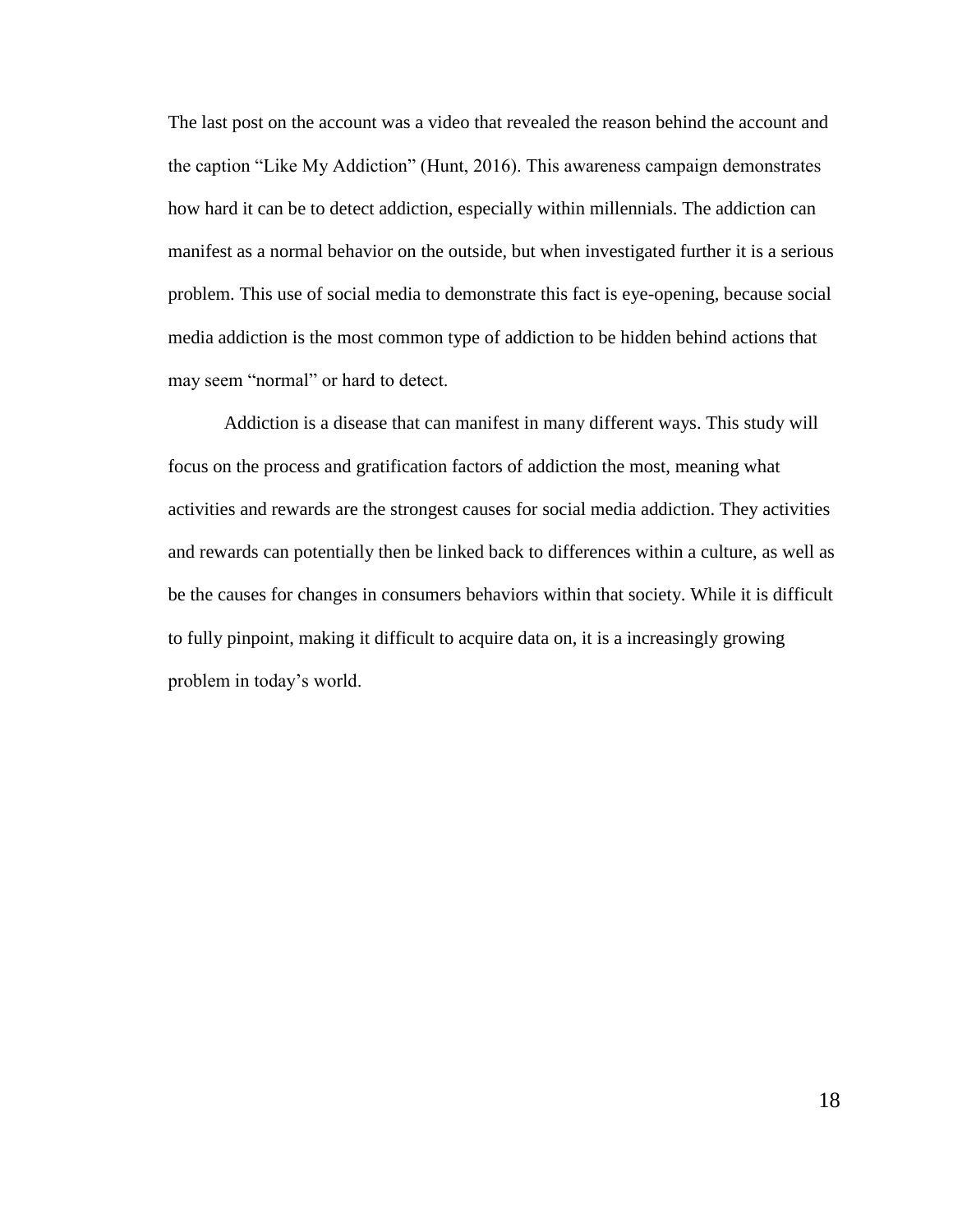The last post on the account was a video that revealed the reason behind the account and the caption "Like My Addiction" (Hunt, 2016). This awareness campaign demonstrates how hard it can be to detect addiction, especially within millennials. The addiction can manifest as a normal behavior on the outside, but when investigated further it is a serious problem. This use of social media to demonstrate this fact is eye-opening, because social media addiction is the most common type of addiction to be hidden behind actions that may seem "normal" or hard to detect.

Addiction is a disease that can manifest in many different ways. This study will focus on the process and gratification factors of addiction the most, meaning what activities and rewards are the strongest causes for social media addiction. They activities and rewards can potentially then be linked back to differences within a culture, as well as be the causes for changes in consumers behaviors within that society. While it is difficult to fully pinpoint, making it difficult to acquire data on, it is a increasingly growing problem in today's world.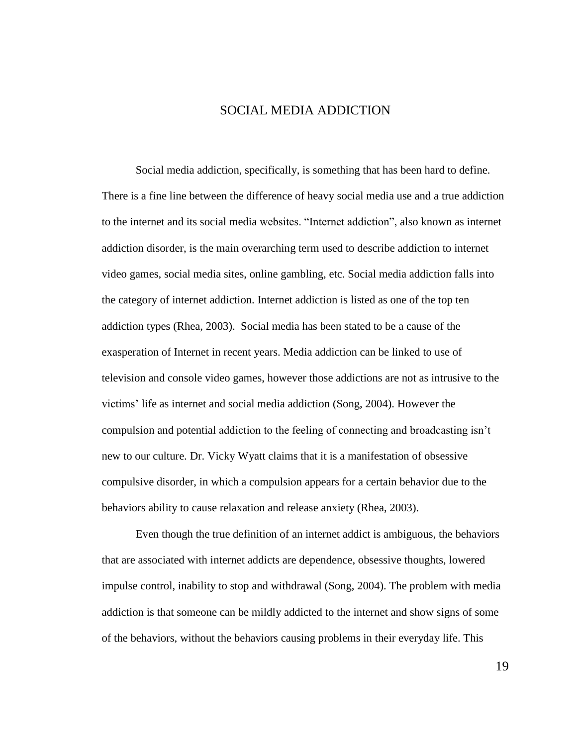# SOCIAL MEDIA ADDICTION

Social media addiction, specifically, is something that has been hard to define. There is a fine line between the difference of heavy social media use and a true addiction to the internet and its social media websites. “Internet addiction”, also known as internet addiction disorder, is the main overarching term used to describe addiction to internet video games, social media sites, online gambling, etc. Social media addiction falls into the category of internet addiction. Internet addiction is listed as one of the top ten addiction types (Rhea, 2003). Social media has been stated to be a cause of the exasperation of Internet in recent years. Media addiction can be linked to use of television and console video games, however those addictions are not as intrusive to the victims’ life as internet and social media addiction (Song, 2004). However the compulsion and potential addiction to the feeling of connecting and broadcasting isn’t new to our culture. Dr. Vicky Wyatt claims that it is a manifestation of obsessive compulsive disorder, in which a compulsion appears for a certain behavior due to the behaviors ability to cause relaxation and release anxiety (Rhea, 2003).

Even though the true definition of an internet addict is ambiguous, the behaviors that are associated with internet addicts are dependence, obsessive thoughts, lowered impulse control, inability to stop and withdrawal (Song, 2004). The problem with media addiction is that someone can be mildly addicted to the internet and show signs of some of the behaviors, without the behaviors causing problems in their everyday life. This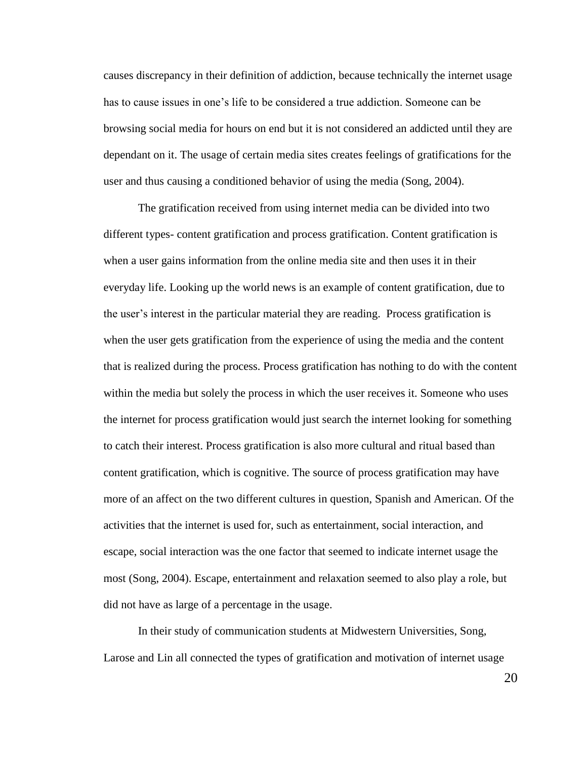causes discrepancy in their definition of addiction, because technically the internet usage has to cause issues in one's life to be considered a true addiction. Someone can be browsing social media for hours on end but it is not considered an addicted until they are dependant on it. The usage of certain media sites creates feelings of gratifications for the user and thus causing a conditioned behavior of using the media (Song, 2004).

The gratification received from using internet media can be divided into two different types- content gratification and process gratification. Content gratification is when a user gains information from the online media site and then uses it in their everyday life. Looking up the world news is an example of content gratification, due to the user's interest in the particular material they are reading.  Process gratification is when the user gets gratification from the experience of using the media and the content that is realized during the process. Process gratification has nothing to do with the content within the media but solely the process in which the user receives it. Someone who uses the internet for process gratification would just search the internet looking for something to catch their interest. Process gratification is also more cultural and ritual based than content gratification, which is cognitive. The source of process gratification may have more of an affect on the two different cultures in question, Spanish and American. Of the activities that the internet is used for, such as entertainment, social interaction, and escape, social interaction was the one factor that seemed to indicate internet usage the most (Song, 2004). Escape, entertainment and relaxation seemed to also play a role, but did not have as large of a percentage in the usage.

In their study of communication students at Midwestern Universities, Song, Larose and Lin all connected the types of gratification and motivation of internet usage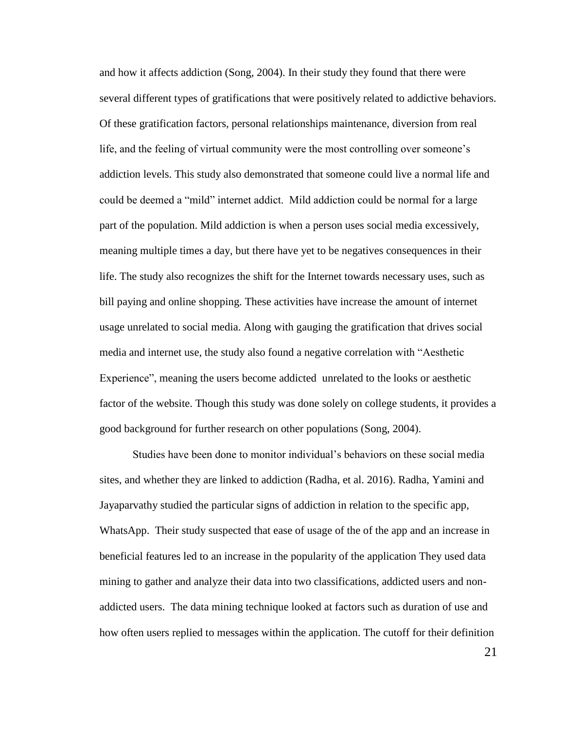and how it affects addiction (Song, 2004). In their study they found that there were several different types of gratifications that were positively related to addictive behaviors. Of these gratification factors, personal relationships maintenance, diversion from real life, and the feeling of virtual community were the most controlling over someone's addiction levels. This study also demonstrated that someone could live a normal life and could be deemed a "mild" internet addict. Mild addiction could be normal for a large part of the population. Mild addiction is when a person uses social media excessively, meaning multiple times a day, but there have yet to be negatives consequences in their life. The study also recognizes the shift for the Internet towards necessary uses, such as bill paying and online shopping. These activities have increase the amount of internet usage unrelated to social media. Along with gauging the gratification that drives social media and internet use, the study also found a negative correlation with "Aesthetic Experience", meaning the users become addicted unrelated to the looks or aesthetic factor of the website. Though this study was done solely on college students, it provides a good background for further research on other populations (Song, 2004).

Studies have been done to monitor individual's behaviors on these social media sites, and whether they are linked to addiction (Radha, et al. 2016). Radha, Yamini and Jayaparvathy studied the particular signs of addiction in relation to the specific app, WhatsApp. Their study suspected that ease of usage of the of the app and an increase in beneficial features led to an increase in the popularity of the application They used data mining to gather and analyze their data into two classifications, addicted users and non-addicted users. The data mining technique looked at factors such as duration of use and how often users replied to messages within the application. The cutoff for their definition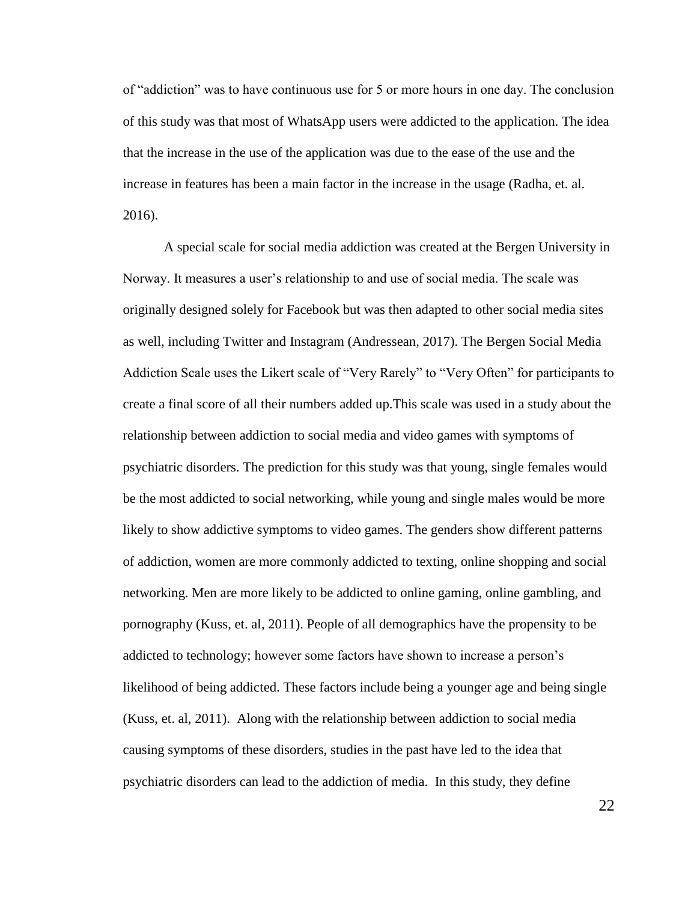of "addiction" was to have continuous use for 5 or more hours in one day. The conclusion of this study was that most of WhatsApp users were addicted to the application. The idea that the increase in the use of the application was due to the ease of the use and the increase in features has been a main factor in the increase in the usage (Radha, et. al. 2016).

A special scale for social media addiction was created at the Bergen University in Norway. It measures a user's relationship to and use of social media. The scale was originally designed solely for Facebook but was then adapted to other social media sites as well, including Twitter and Instagram (Andressean, 2017). The Bergen Social Media Addiction Scale uses the Likert scale of "Very Rarely" to "Very Often" for participants to create a final score of all their numbers added up.This scale was used in a study about the relationship between addiction to social media and video games with symptoms of psychiatric disorders. The prediction for this study was that young, single females would be the most addicted to social networking, while young and single males would be more likely to show addictive symptoms to video games. The genders show different patterns of addiction, women are more commonly addicted to texting, online shopping and social networking. Men are more likely to be addicted to online gaming, online gambling, and pornography (Kuss, et. al, 2011). People of all demographics have the propensity to be addicted to technology; however some factors have shown to increase a person's likelihood of being addicted. These factors include being a younger age and being single (Kuss, et. al, 2011). Along with the relationship between addiction to social media causing symptoms of these disorders, studies in the past have led to the idea that psychiatric disorders can lead to the addiction of media. In this study, they define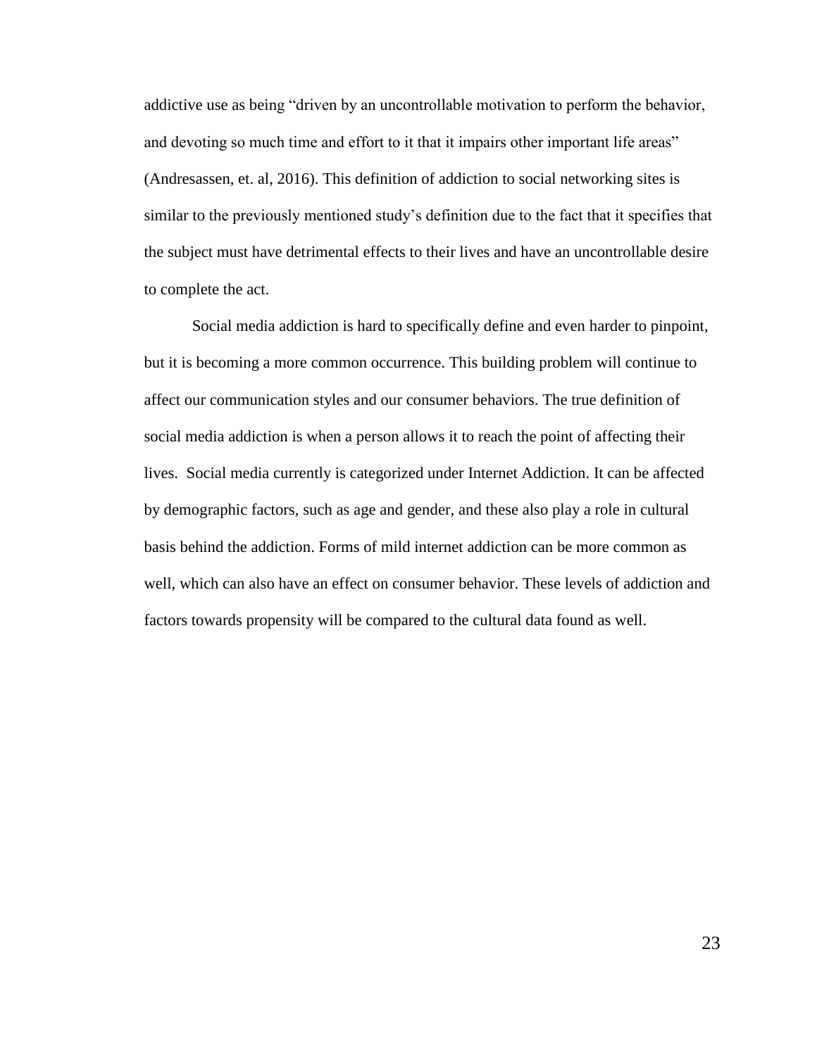addictive use as being "driven by an uncontrollable motivation to perform the behavior, and devoting so much time and effort to it that it impairs other important life areas" (Andresassen, et. al, 2016). This definition of addiction to social networking sites is similar to the previously mentioned study's definition due to the fact that it specifies that the subject must have detrimental effects to their lives and have an uncontrollable desire to complete the act.

Social media addiction is hard to specifically define and even harder to pinpoint, but it is becoming a more common occurrence. This building problem will continue to affect our communication styles and our consumer behaviors. The true definition of social media addiction is when a person allows it to reach the point of affecting their lives. Social media currently is categorized under Internet Addiction. It can be affected by demographic factors, such as age and gender, and these also play a role in cultural basis behind the addiction. Forms of mild internet addiction can be more common as well, which can also have an effect on consumer behavior. These levels of addiction and factors towards propensity will be compared to the cultural data found as well.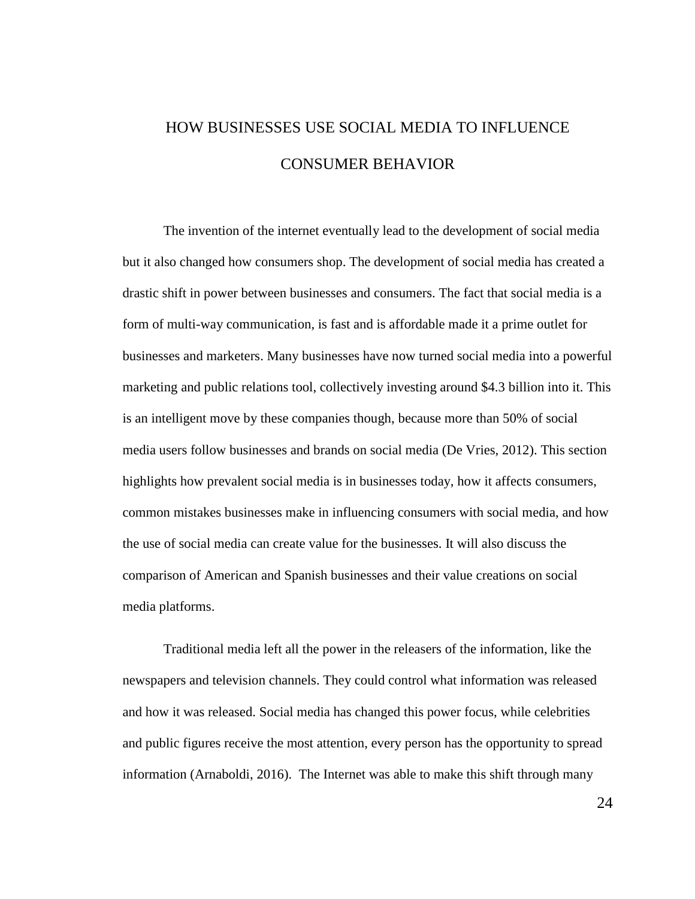# HOW BUSINESSES USE SOCIAL MEDIA TO INFLUENCE CONSUMER BEHAVIOR

The invention of the internet eventually lead to the development of social media but it also changed how consumers shop. The development of social media has created a drastic shift in power between businesses and consumers. The fact that social media is a form of multi-way communication, is fast and is affordable made it a prime outlet for businesses and marketers. Many businesses have now turned social media into a powerful marketing and public relations tool, collectively investing around $4.3 billion into it. This is an intelligent move by these companies though, because more than 50% of social media users follow businesses and brands on social media (De Vries, 2012). This section highlights how prevalent social media is in businesses today, how it affects consumers, common mistakes businesses make in influencing consumers with social media, and how the use of social media can create value for the businesses. It will also discuss the comparison of American and Spanish businesses and their value creations on social media platforms.

Traditional media left all the power in the releasers of the information, like the newspapers and television channels. They could control what information was released and how it was released. Social media has changed this power focus, while celebrities and public figures receive the most attention, every person has the opportunity to spread information (Arnaboldi, 2016). The Internet was able to make this shift through many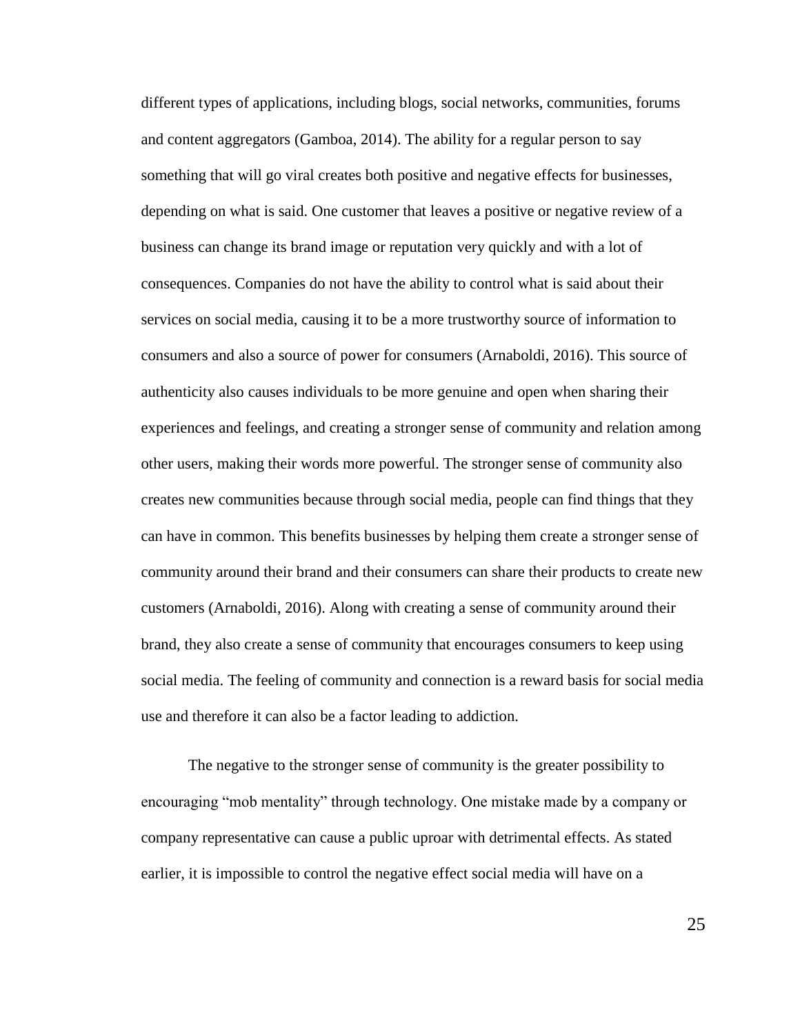different types of applications, including blogs, social networks, communities, forums and content aggregators (Gamboa, 2014). The ability for a regular person to say something that will go viral creates both positive and negative effects for businesses, depending on what is said. One customer that leaves a positive or negative review of a business can change its brand image or reputation very quickly and with a lot of consequences. Companies do not have the ability to control what is said about their services on social media, causing it to be a more trustworthy source of information to consumers and also a source of power for consumers (Arnaboldi, 2016). This source of authenticity also causes individuals to be more genuine and open when sharing their experiences and feelings, and creating a stronger sense of community and relation among other users, making their words more powerful. The stronger sense of community also creates new communities because through social media, people can find things that they can have in common. This benefits businesses by helping them create a stronger sense of community around their brand and their consumers can share their products to create new customers (Arnaboldi, 2016). Along with creating a sense of community around their brand, they also create a sense of community that encourages consumers to keep using social media. The feeling of community and connection is a reward basis for social media use and therefore it can also be a factor leading to addiction.

The negative to the stronger sense of community is the greater possibility to encouraging "mob mentality" through technology. One mistake made by a company or company representative can cause a public uproar with detrimental effects. As stated earlier, it is impossible to control the negative effect social media will have on a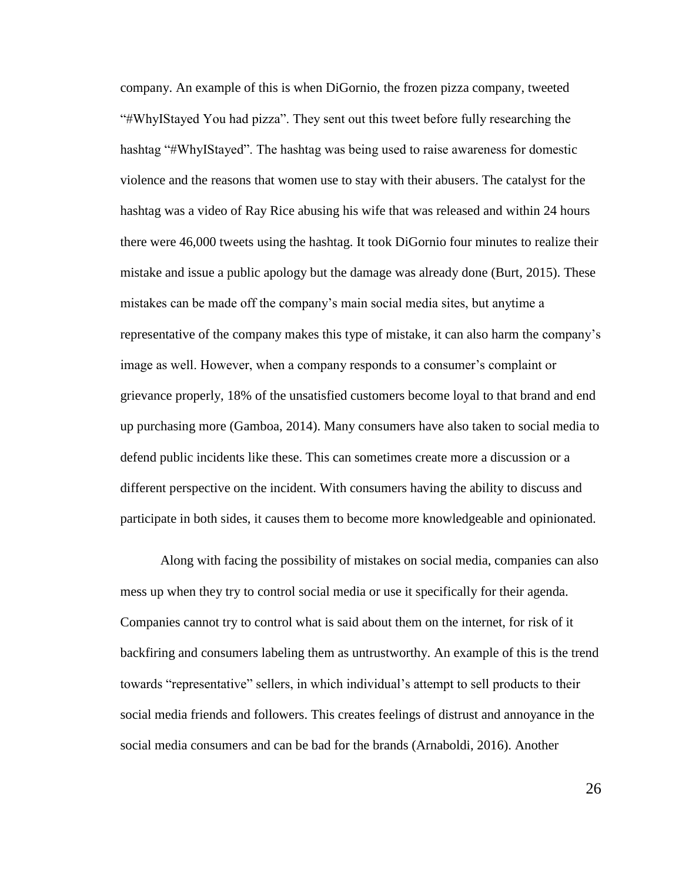company. An example of this is when DiGornio, the frozen pizza company, tweeted "#WhyIStayed You had pizza". They sent out this tweet before fully researching the hashtag "#WhyIStayed". The hashtag was being used to raise awareness for domestic violence and the reasons that women use to stay with their abusers. The catalyst for the hashtag was a video of Ray Rice abusing his wife that was released and within 24 hours there were 46,000 tweets using the hashtag. It took DiGornio four minutes to realize their mistake and issue a public apology but the damage was already done (Burt, 2015). These mistakes can be made off the company's main social media sites, but anytime a representative of the company makes this type of mistake, it can also harm the company's image as well. However, when a company responds to a consumer's complaint or grievance properly, 18% of the unsatisfied customers become loyal to that brand and end up purchasing more (Gamboa, 2014). Many consumers have also taken to social media to defend public incidents like these. This can sometimes create more a discussion or a different perspective on the incident. With consumers having the ability to discuss and participate in both sides, it causes them to become more knowledgeable and opinionated.

Along with facing the possibility of mistakes on social media, companies can also mess up when they try to control social media or use it specifically for their agenda. Companies cannot try to control what is said about them on the internet, for risk of it backfiring and consumers labeling them as untrustworthy. An example of this is the trend towards "representative" sellers, in which individual's attempt to sell products to their social media friends and followers. This creates feelings of distrust and annoyance in the social media consumers and can be bad for the brands (Arnaboldi, 2016). Another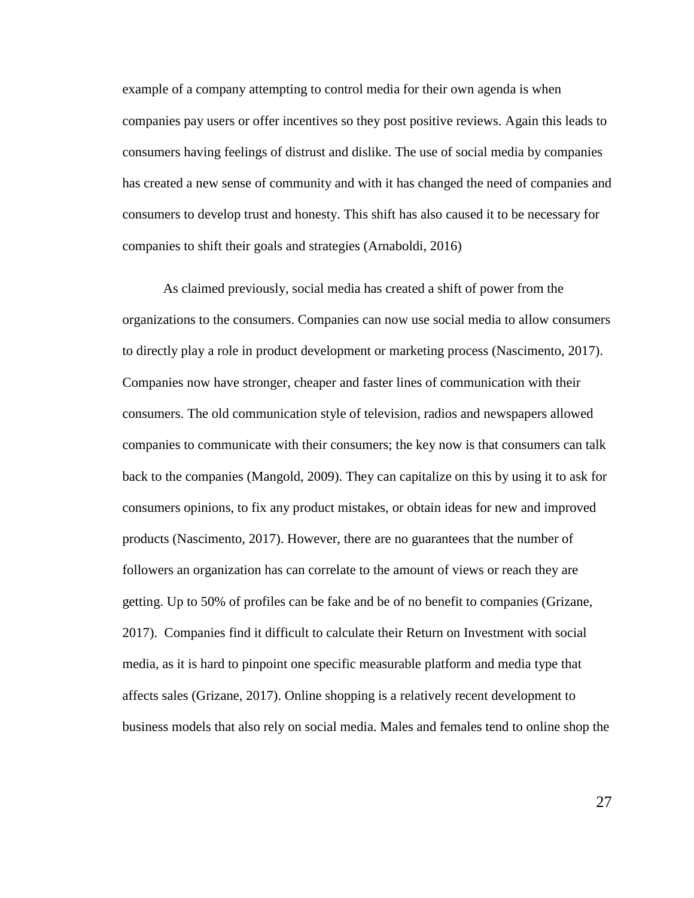example of a company attempting to control media for their own agenda is when companies pay users or offer incentives so they post positive reviews. Again this leads to consumers having feelings of distrust and dislike. The use of social media by companies has created a new sense of community and with it has changed the need of companies and consumers to develop trust and honesty. This shift has also caused it to be necessary for companies to shift their goals and strategies (Arnaboldi, 2016)

As claimed previously, social media has created a shift of power from the organizations to the consumers. Companies can now use social media to allow consumers to directly play a role in product development or marketing process (Nascimento, 2017). Companies now have stronger, cheaper and faster lines of communication with their consumers. The old communication style of television, radios and newspapers allowed companies to communicate with their consumers; the key now is that consumers can talk back to the companies (Mangold, 2009). They can capitalize on this by using it to ask for consumers opinions, to fix any product mistakes, or obtain ideas for new and improved products (Nascimento, 2017). However, there are no guarantees that the number of followers an organization has can correlate to the amount of views or reach they are getting. Up to 50% of profiles can be fake and be of no benefit to companies (Grizane, 2017). Companies find it difficult to calculate their Return on Investment with social media, as it is hard to pinpoint one specific measurable platform and media type that affects sales (Grizane, 2017). Online shopping is a relatively recent development to business models that also rely on social media. Males and females tend to online shop the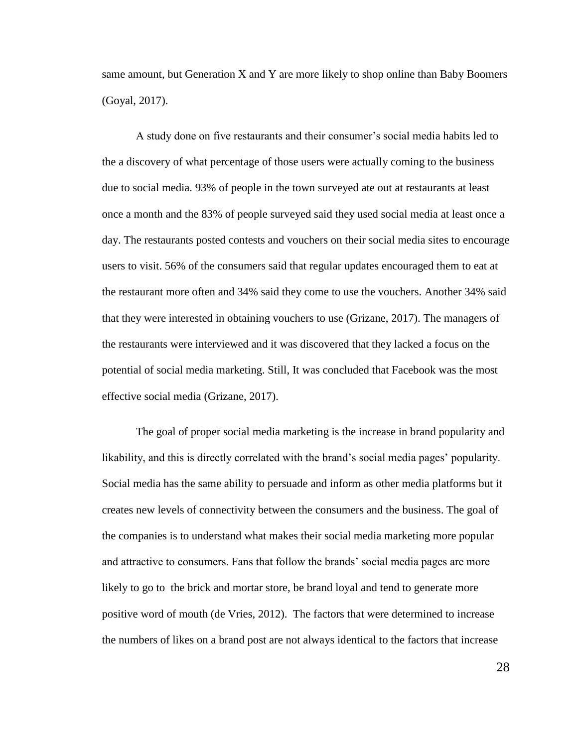same amount, but Generation X and Y are more likely to shop online than Baby Boomers (Goyal, 2017).

A study done on five restaurants and their consumer's social media habits led to the a discovery of what percentage of those users were actually coming to the business due to social media. 93% of people in the town surveyed ate out at restaurants at least once a month and the 83% of people surveyed said they used social media at least once a day. The restaurants posted contests and vouchers on their social media sites to encourage users to visit. 56% of the consumers said that regular updates encouraged them to eat at the restaurant more often and 34% said they come to use the vouchers. Another 34% said that they were interested in obtaining vouchers to use (Grizane, 2017). The managers of the restaurants were interviewed and it was discovered that they lacked a focus on the potential of social media marketing. Still, It was concluded that Facebook was the most effective social media (Grizane, 2017).

The goal of proper social media marketing is the increase in brand popularity and likability, and this is directly correlated with the brand's social media pages' popularity. Social media has the same ability to persuade and inform as other media platforms but it creates new levels of connectivity between the consumers and the business. The goal of the companies is to understand what makes their social media marketing more popular and attractive to consumers. Fans that follow the brands' social media pages are more likely to go to the brick and mortar store, be brand loyal and tend to generate more positive word of mouth (de Vries, 2012). The factors that were determined to increase the numbers of likes on a brand post are not always identical to the factors that increase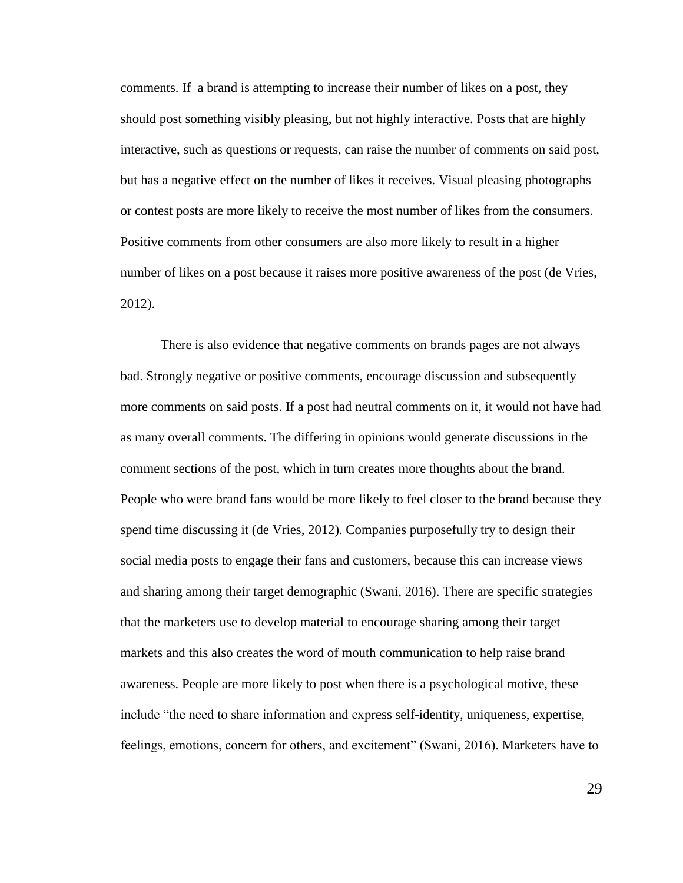comments. If a brand is attempting to increase their number of likes on a post, they should post something visibly pleasing, but not highly interactive. Posts that are highly interactive, such as questions or requests, can raise the number of comments on said post, but has a negative effect on the number of likes it receives. Visual pleasing photographs or contest posts are more likely to receive the most number of likes from the consumers. Positive comments from other consumers are also more likely to result in a higher number of likes on a post because it raises more positive awareness of the post (de Vries, 2012).

There is also evidence that negative comments on brands pages are not always bad. Strongly negative or positive comments, encourage discussion and subsequently more comments on said posts. If a post had neutral comments on it, it would not have had as many overall comments. The differing in opinions would generate discussions in the comment sections of the post, which in turn creates more thoughts about the brand. People who were brand fans would be more likely to feel closer to the brand because they spend time discussing it (de Vries, 2012). Companies purposefully try to design their social media posts to engage their fans and customers, because this can increase views and sharing among their target demographic (Swani, 2016). There are specific strategies that the marketers use to develop material to encourage sharing among their target markets and this also creates the word of mouth communication to help raise brand awareness. People are more likely to post when there is a psychological motive, these include "the need to share information and express self-identity, uniqueness, expertise, feelings, emotions, concern for others, and excitement" (Swani, 2016). Marketers have to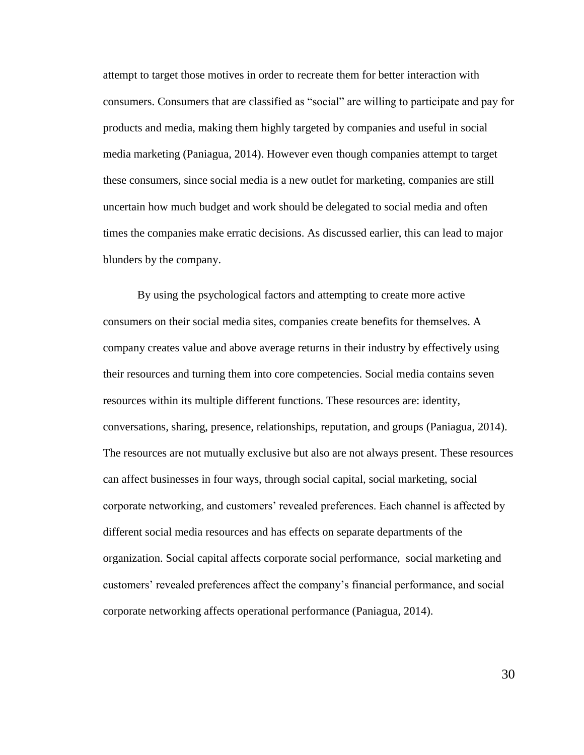attempt to target those motives in order to recreate them for better interaction with consumers. Consumers that are classified as "social" are willing to participate and pay for products and media, making them highly targeted by companies and useful in social media marketing (Paniagua, 2014). However even though companies attempt to target these consumers, since social media is a new outlet for marketing, companies are still uncertain how much budget and work should be delegated to social media and often times the companies make erratic decisions. As discussed earlier, this can lead to major blunders by the company.

By using the psychological factors and attempting to create more active consumers on their social media sites, companies create benefits for themselves. A company creates value and above average returns in their industry by effectively using their resources and turning them into core competencies. Social media contains seven resources within its multiple different functions. These resources are: identity, conversations, sharing, presence, relationships, reputation, and groups (Paniagua, 2014). The resources are not mutually exclusive but also are not always present. These resources can affect businesses in four ways, through social capital, social marketing, social corporate networking, and customers' revealed preferences. Each channel is affected by different social media resources and has effects on separate departments of the organization. Social capital affects corporate social performance, social marketing and customers' revealed preferences affect the company's financial performance, and social corporate networking affects operational performance (Paniagua, 2014).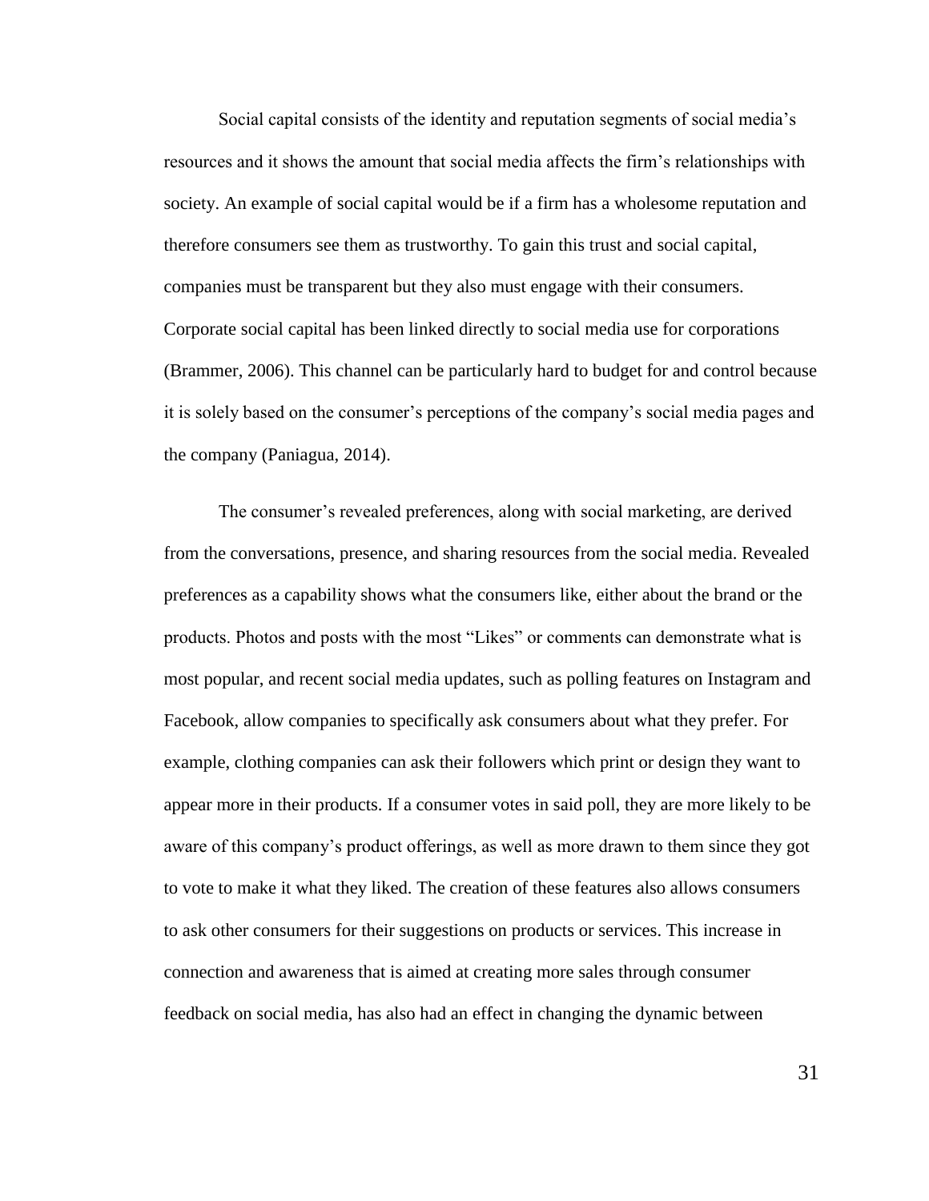Social capital consists of the identity and reputation segments of social media's resources and it shows the amount that social media affects the firm's relationships with society. An example of social capital would be if a firm has a wholesome reputation and therefore consumers see them as trustworthy. To gain this trust and social capital, companies must be transparent but they also must engage with their consumers. Corporate social capital has been linked directly to social media use for corporations (Brammer, 2006). This channel can be particularly hard to budget for and control because it is solely based on the consumer's perceptions of the company's social media pages and the company (Paniagua, 2014).

The consumer's revealed preferences, along with social marketing, are derived from the conversations, presence, and sharing resources from the social media. Revealed preferences as a capability shows what the consumers like, either about the brand or the products. Photos and posts with the most "Likes" or comments can demonstrate what is most popular, and recent social media updates, such as polling features on Instagram and Facebook, allow companies to specifically ask consumers about what they prefer. For example, clothing companies can ask their followers which print or design they want to appear more in their products. If a consumer votes in said poll, they are more likely to be aware of this company's product offerings, as well as more drawn to them since they got to vote to make it what they liked. The creation of these features also allows consumers to ask other consumers for their suggestions on products or services. This increase in connection and awareness that is aimed at creating more sales through consumer feedback on social media, has also had an effect in changing the dynamic between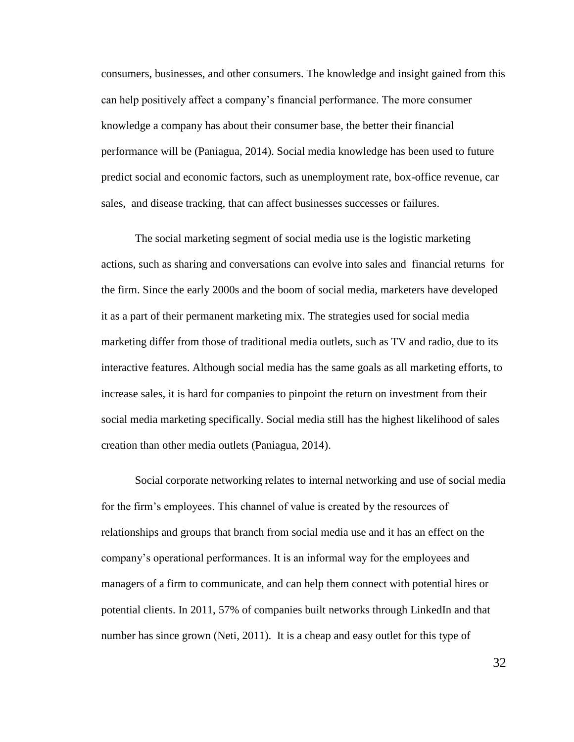consumers, businesses, and other consumers. The knowledge and insight gained from this can help positively affect a company's financial performance. The more consumer knowledge a company has about their consumer base, the better their financial performance will be (Paniagua, 2014). Social media knowledge has been used to future predict social and economic factors, such as unemployment rate, box-office revenue, car sales, and disease tracking, that can affect businesses successes or failures.

The social marketing segment of social media use is the logistic marketing actions, such as sharing and conversations can evolve into sales and financial returns for the firm. Since the early 2000s and the boom of social media, marketers have developed it as a part of their permanent marketing mix. The strategies used for social media marketing differ from those of traditional media outlets, such as TV and radio, due to its interactive features. Although social media has the same goals as all marketing efforts, to increase sales, it is hard for companies to pinpoint the return on investment from their social media marketing specifically. Social media still has the highest likelihood of sales creation than other media outlets (Paniagua, 2014).

Social corporate networking relates to internal networking and use of social media for the firm's employees. This channel of value is created by the resources of relationships and groups that branch from social media use and it has an effect on the company's operational performances. It is an informal way for the employees and managers of a firm to communicate, and can help them connect with potential hires or potential clients. In 2011, 57% of companies built networks through LinkedIn and that number has since grown (Neti, 2011). It is a cheap and easy outlet for this type of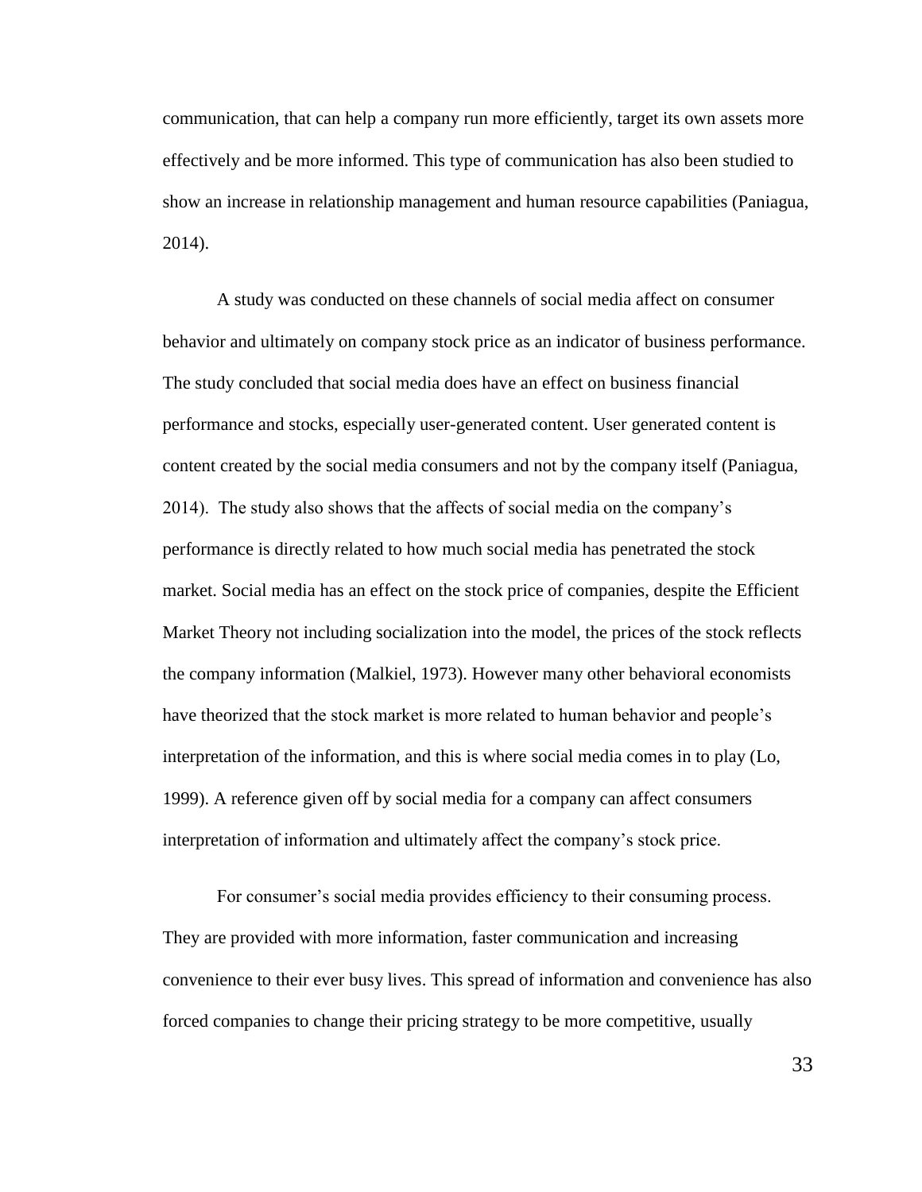communication, that can help a company run more efficiently, target its own assets more effectively and be more informed. This type of communication has also been studied to show an increase in relationship management and human resource capabilities (Paniagua, 2014).

A study was conducted on these channels of social media affect on consumer behavior and ultimately on company stock price as an indicator of business performance. The study concluded that social media does have an effect on business financial performance and stocks, especially user-generated content. User generated content is content created by the social media consumers and not by the company itself (Paniagua, 2014). The study also shows that the affects of social media on the company's performance is directly related to how much social media has penetrated the stock market. Social media has an effect on the stock price of companies, despite the Efficient Market Theory not including socialization into the model, the prices of the stock reflects the company information (Malkiel, 1973). However many other behavioral economists have theorized that the stock market is more related to human behavior and people's interpretation of the information, and this is where social media comes in to play (Lo, 1999). A reference given off by social media for a company can affect consumers interpretation of information and ultimately affect the company's stock price.

For consumer's social media provides efficiency to their consuming process. They are provided with more information, faster communication and increasing convenience to their ever busy lives. This spread of information and convenience has also forced companies to change their pricing strategy to be more competitive, usually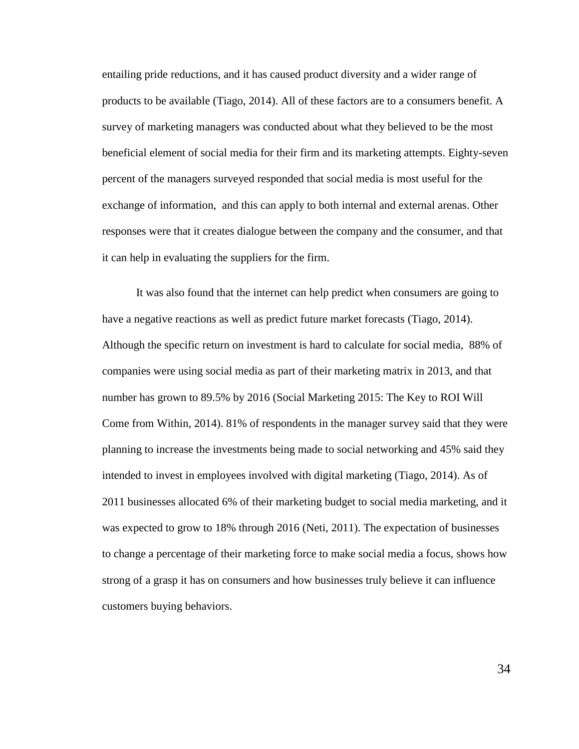entailing pride reductions, and it has caused product diversity and a wider range of products to be available (Tiago, 2014). All of these factors are to a consumers benefit. A survey of marketing managers was conducted about what they believed to be the most beneficial element of social media for their firm and its marketing attempts. Eighty-seven percent of the managers surveyed responded that social media is most useful for the exchange of information, and this can apply to both internal and external arenas. Other responses were that it creates dialogue between the company and the consumer, and that it can help in evaluating the suppliers for the firm.

It was also found that the internet can help predict when consumers are going to have a negative reactions as well as predict future market forecasts (Tiago, 2014). Although the specific return on investment is hard to calculate for social media, 88% of companies were using social media as part of their marketing matrix in 2013, and that number has grown to 89.5% by 2016 (Social Marketing 2015: The Key to ROI Will Come from Within, 2014). 81% of respondents in the manager survey said that they were planning to increase the investments being made to social networking and 45% said they intended to invest in employees involved with digital marketing (Tiago, 2014). As of 2011 businesses allocated 6% of their marketing budget to social media marketing, and it was expected to grow to 18% through 2016 (Neti, 2011). The expectation of businesses to change a percentage of their marketing force to make social media a focus, shows how strong of a grasp it has on consumers and how businesses truly believe it can influence customers buying behaviors.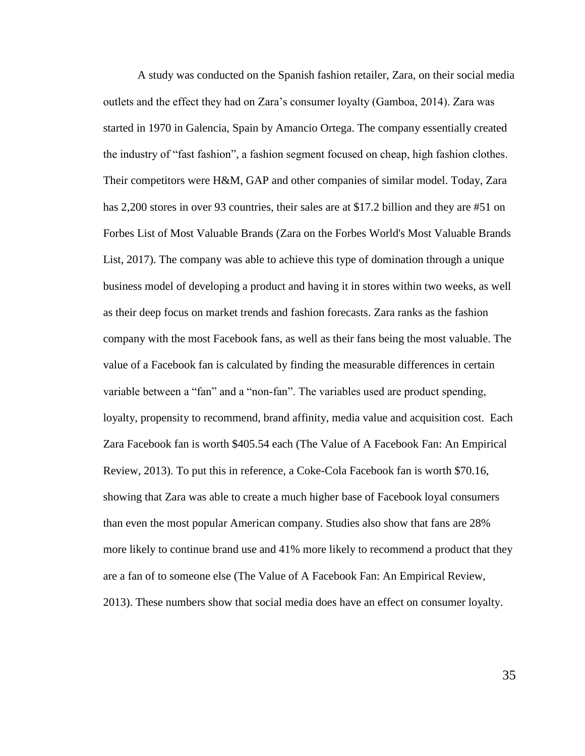A study was conducted on the Spanish fashion retailer, Zara, on their social media outlets and the effect they had on Zara's consumer loyalty (Gamboa, 2014). Zara was started in 1970 in Galencia, Spain by Amancio Ortega. The company essentially created the industry of "fast fashion", a fashion segment focused on cheap, high fashion clothes. Their competitors were H&M, GAP and other companies of similar model. Today, Zara has 2,200 stores in over 93 countries, their sales are at $17.2 billion and they are #51 on Forbes List of Most Valuable Brands (Zara on the Forbes World's Most Valuable Brands List, 2017). The company was able to achieve this type of domination through a unique business model of developing a product and having it in stores within two weeks, as well as their deep focus on market trends and fashion forecasts. Zara ranks as the fashion company with the most Facebook fans, as well as their fans being the most valuable. The value of a Facebook fan is calculated by finding the measurable differences in certain variable between a "fan" and a "non-fan". The variables used are product spending, loyalty, propensity to recommend, brand affinity, media value and acquisition cost. Each Zara Facebook fan is worth $405.54 each (The Value of A Facebook Fan: An Empirical Review, 2013). To put this in reference, a Coke-Cola Facebook fan is worth $70.16, showing that Zara was able to create a much higher base of Facebook loyal consumers than even the most popular American company. Studies also show that fans are 28% more likely to continue brand use and 41% more likely to recommend a product that they are a fan of to someone else (The Value of A Facebook Fan: An Empirical Review, 2013). These numbers show that social media does have an effect on consumer loyalty.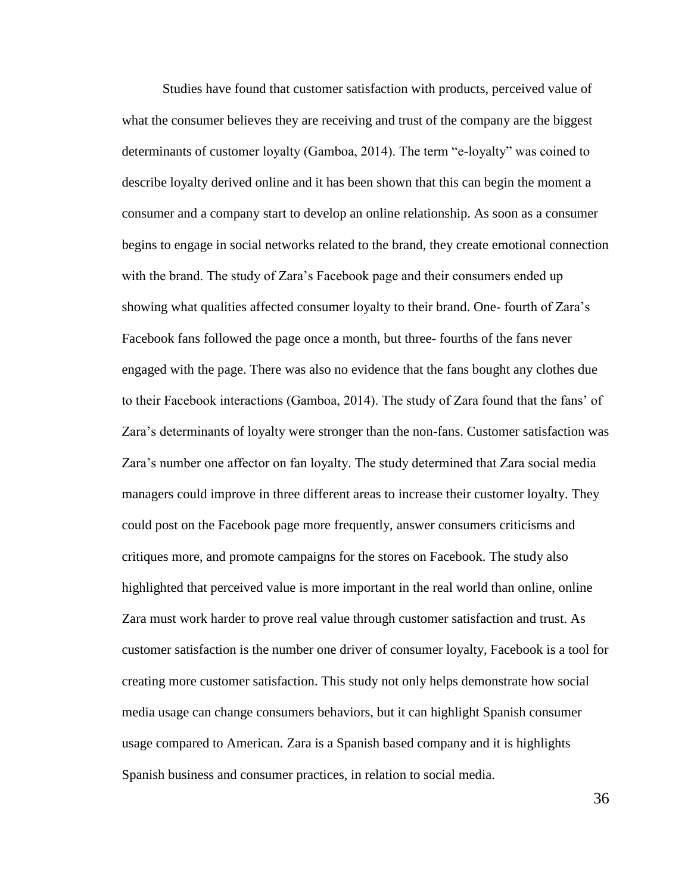Studies have found that customer satisfaction with products, perceived value of what the consumer believes they are receiving and trust of the company are the biggest determinants of customer loyalty (Gamboa, 2014). The term "e-loyalty" was coined to describe loyalty derived online and it has been shown that this can begin the moment a consumer and a company start to develop an online relationship. As soon as a consumer begins to engage in social networks related to the brand, they create emotional connection with the brand. The study of Zara's Facebook page and their consumers ended up showing what qualities affected consumer loyalty to their brand. One- fourth of Zara's Facebook fans followed the page once a month, but three- fourths of the fans never engaged with the page. There was also no evidence that the fans bought any clothes due to their Facebook interactions (Gamboa, 2014). The study of Zara found that the fans' of Zara's determinants of loyalty were stronger than the non-fans. Customer satisfaction was Zara's number one affector on fan loyalty. The study determined that Zara social media managers could improve in three different areas to increase their customer loyalty. They could post on the Facebook page more frequently, answer consumers criticisms and critiques more, and promote campaigns for the stores on Facebook. The study also highlighted that perceived value is more important in the real world than online, online Zara must work harder to prove real value through customer satisfaction and trust. As customer satisfaction is the number one driver of consumer loyalty, Facebook is a tool for creating more customer satisfaction. This study not only helps demonstrate how social media usage can change consumers behaviors, but it can highlight Spanish consumer usage compared to American. Zara is a Spanish based company and it is highlights Spanish business and consumer practices, in relation to social media.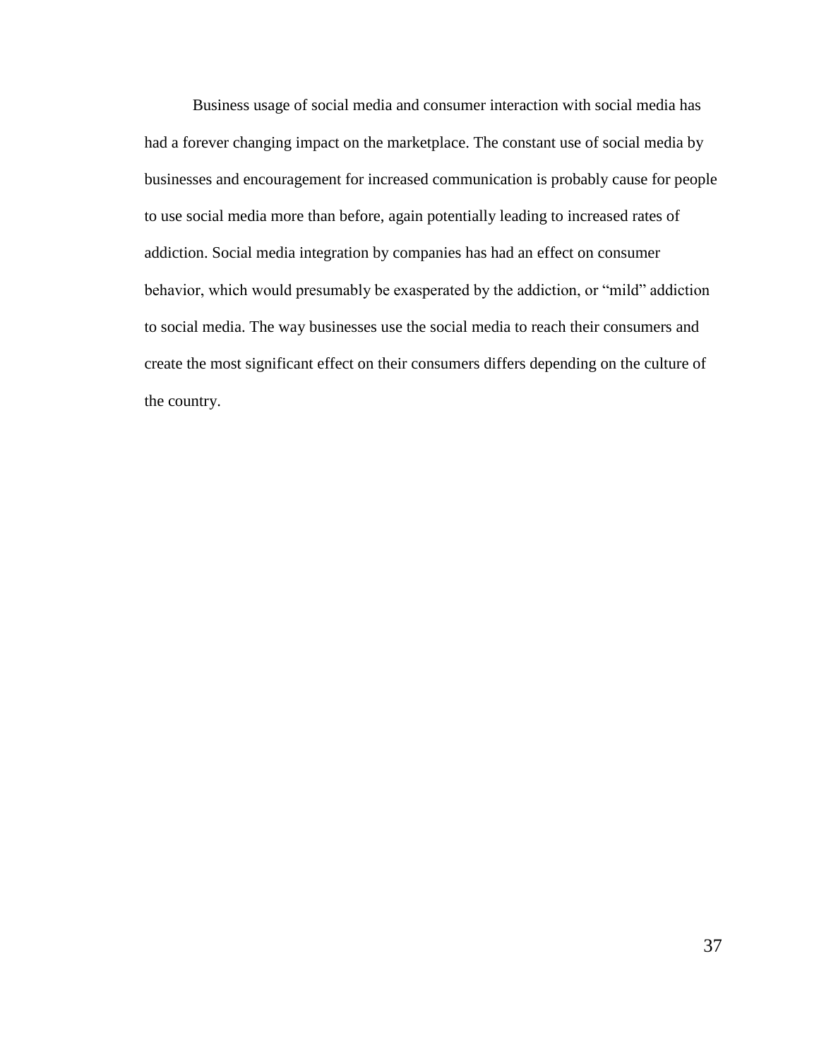Business usage of social media and consumer interaction with social media has had a forever changing impact on the marketplace. The constant use of social media by businesses and encouragement for increased communication is probably cause for people to use social media more than before, again potentially leading to increased rates of addiction. Social media integration by companies has had an effect on consumer behavior, which would presumably be exasperated by the addiction, or “mild” addiction to social media. The way businesses use the social media to reach their consumers and create the most significant effect on their consumers differs depending on the culture of the country.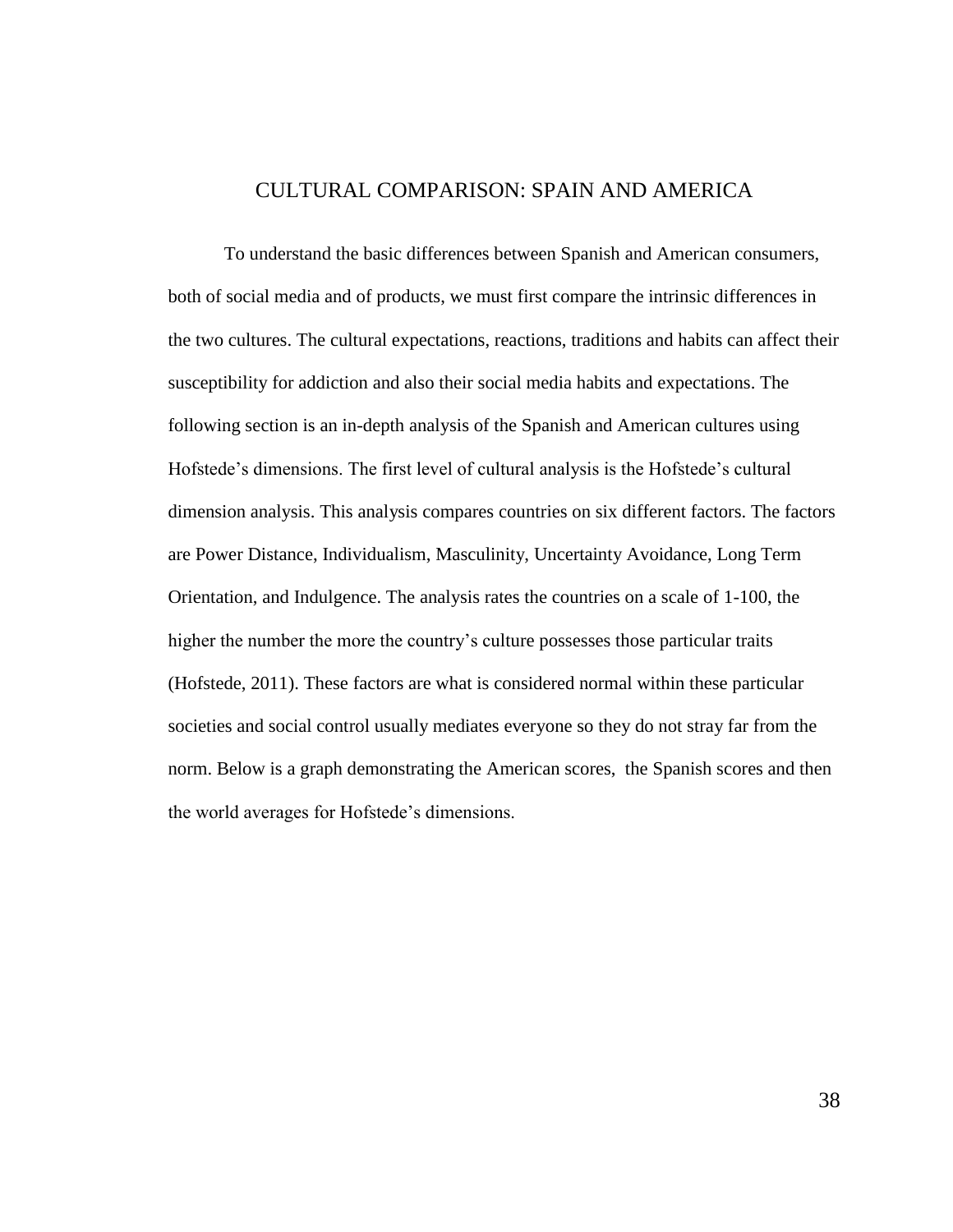# CULTURAL COMPARISON: SPAIN AND AMERICA

To understand the basic differences between Spanish and American consumers, both of social media and of products, we must first compare the intrinsic differences in the two cultures. The cultural expectations, reactions, traditions and habits can affect their susceptibility for addiction and also their social media habits and expectations. The following section is an in-depth analysis of the Spanish and American cultures using Hofstede's dimensions. The first level of cultural analysis is the Hofstede's cultural dimension analysis. This analysis compares countries on six different factors. The factors are Power Distance, Individualism, Masculinity, Uncertainty Avoidance, Long Term Orientation, and Indulgence. The analysis rates the countries on a scale of 1-100, the higher the number the more the country's culture possesses those particular traits (Hofstede, 2011). These factors are what is considered normal within these particular societies and social control usually mediates everyone so they do not stray far from the norm. Below is a graph demonstrating the American scores, the Spanish scores and then the world averages for Hofstede's dimensions.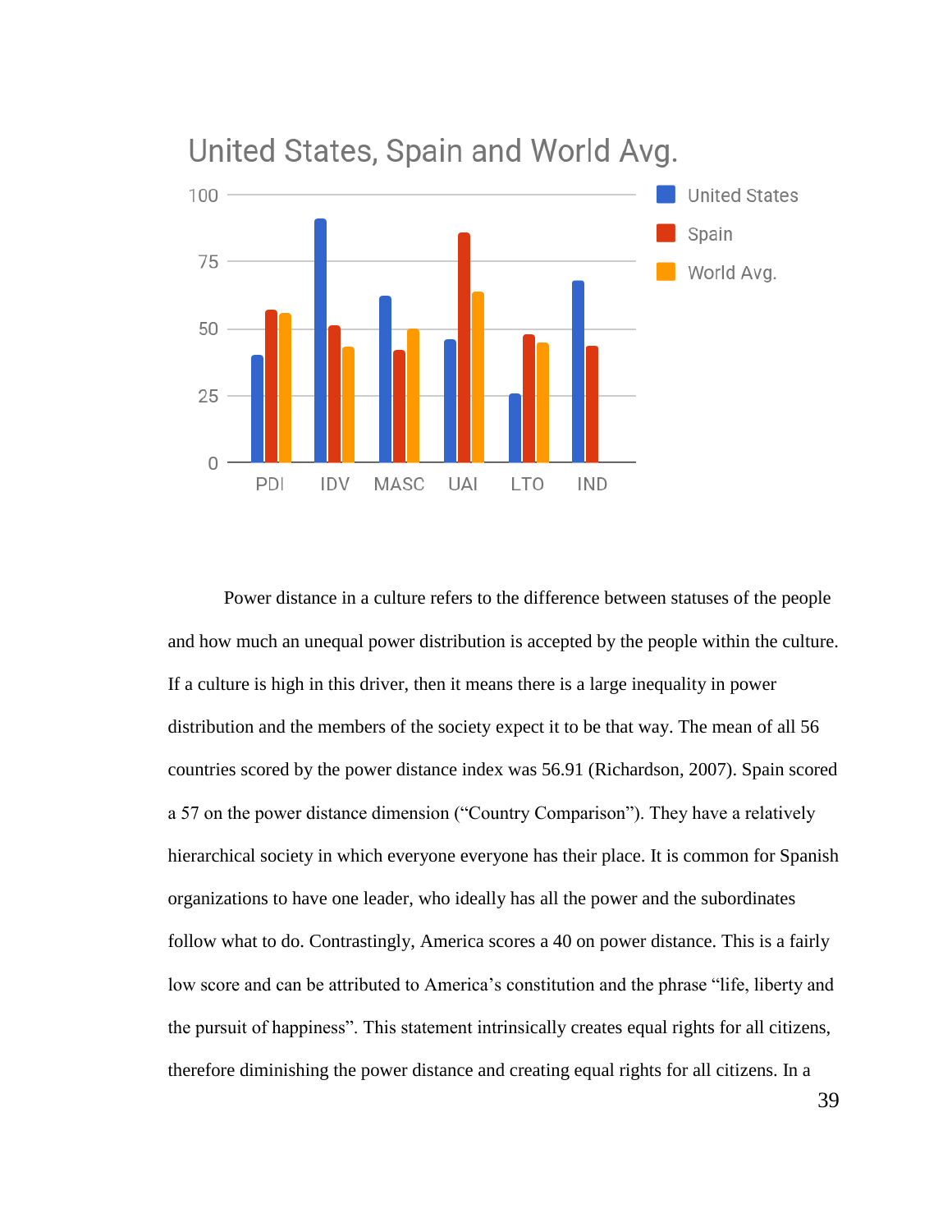United States, Spain and World Avg.

Power distance in a culture refers to the difference between statuses of the people and how much an unequal power distribution is accepted by the people within the culture. If a culture is high in this driver, then it means there is a large inequality in power distribution and the members of the society expect it to be that way. The mean of all 56 countries scored by the power distance index was 56.91 (Richardson, 2007). Spain scored a 57 on the power distance dimension ("Country Comparison"). They have a relatively hierarchical society in which everyone everyone has their place. It is common for Spanish organizations to have one leader, who ideally has all the power and the subordinates follow what to do. Contrastingly, America scores a 40 on power distance. This is a fairly low score and can be attributed to America's constitution and the phrase "life, liberty and the pursuit of happiness". This statement intrinsically creates equal rights for all citizens, therefore diminishing the power distance and creating equal rights for all citizens. In a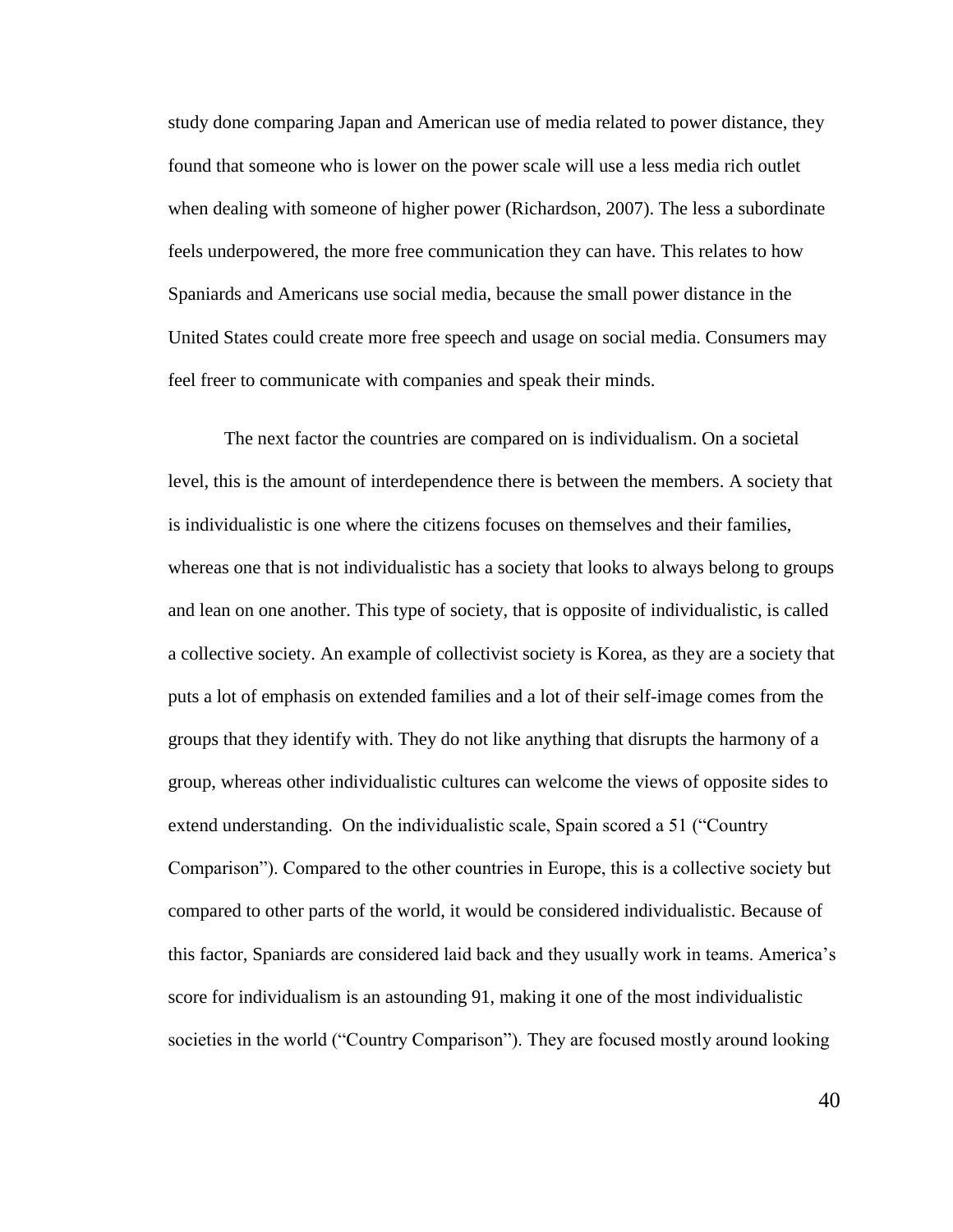study done comparing Japan and American use of media related to power distance, they found that someone who is lower on the power scale will use a less media rich outlet when dealing with someone of higher power (Richardson, 2007). The less a subordinate feels underpowered, the more free communication they can have. This relates to how Spaniards and Americans use social media, because the small power distance in the United States could create more free speech and usage on social media. Consumers may feel freer to communicate with companies and speak their minds.

The next factor the countries are compared on is individualism. On a societal level, this is the amount of interdependence there is between the members. A society that is individualistic is one where the citizens focuses on themselves and their families, whereas one that is not individualistic has a society that looks to always belong to groups and lean on one another. This type of society, that is opposite of individualistic, is called a collective society. An example of collectivist society is Korea, as they are a society that puts a lot of emphasis on extended families and a lot of their self-image comes from the groups that they identify with. They do not like anything that disrupts the harmony of a group, whereas other individualistic cultures can welcome the views of opposite sides to extend understanding. On the individualistic scale, Spain scored a 51 ("Country Comparison"). Compared to the other countries in Europe, this is a collective society but compared to other parts of the world, it would be considered individualistic. Because of this factor, Spaniards are considered laid back and they usually work in teams. America's score for individualism is an astounding 91, making it one of the most individualistic societies in the world ("Country Comparison"). They are focused mostly around looking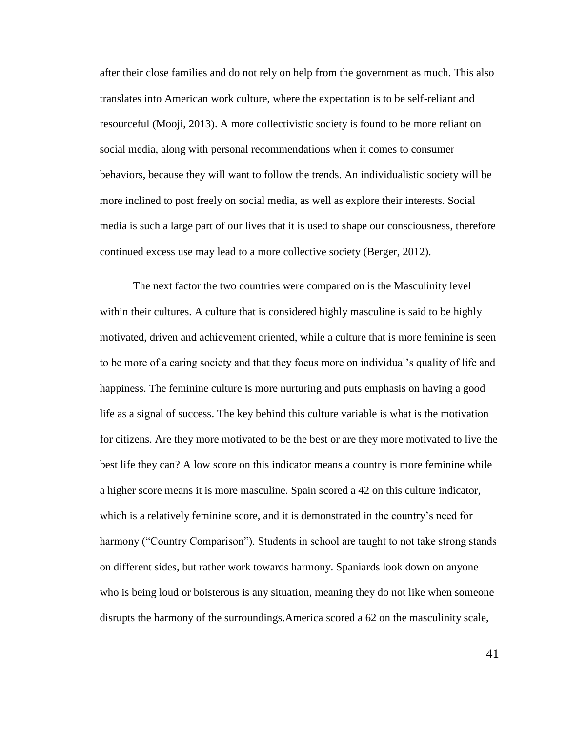after their close families and do not rely on help from the government as much. This also translates into American work culture, where the expectation is to be self-reliant and resourceful (Mooji, 2013). A more collectivistic society is found to be more reliant on social media, along with personal recommendations when it comes to consumer behaviors, because they will want to follow the trends. An individualistic society will be more inclined to post freely on social media, as well as explore their interests. Social media is such a large part of our lives that it is used to shape our consciousness, therefore continued excess use may lead to a more collective society (Berger, 2012).

The next factor the two countries were compared on is the Masculinity level within their cultures. A culture that is considered highly masculine is said to be highly motivated, driven and achievement oriented, while a culture that is more feminine is seen to be more of a caring society and that they focus more on individual's quality of life and happiness. The feminine culture is more nurturing and puts emphasis on having a good life as a signal of success. The key behind this culture variable is what is the motivation for citizens. Are they more motivated to be the best or are they more motivated to live the best life they can? A low score on this indicator means a country is more feminine while a higher score means it is more masculine. Spain scored a 42 on this culture indicator, which is a relatively feminine score, and it is demonstrated in the country's need for harmony ("Country Comparison"). Students in school are taught to not take strong stands on different sides, but rather work towards harmony. Spaniards look down on anyone who is being loud or boisterous is any situation, meaning they do not like when someone disrupts the harmony of the surroundings.America scored a 62 on the masculinity scale,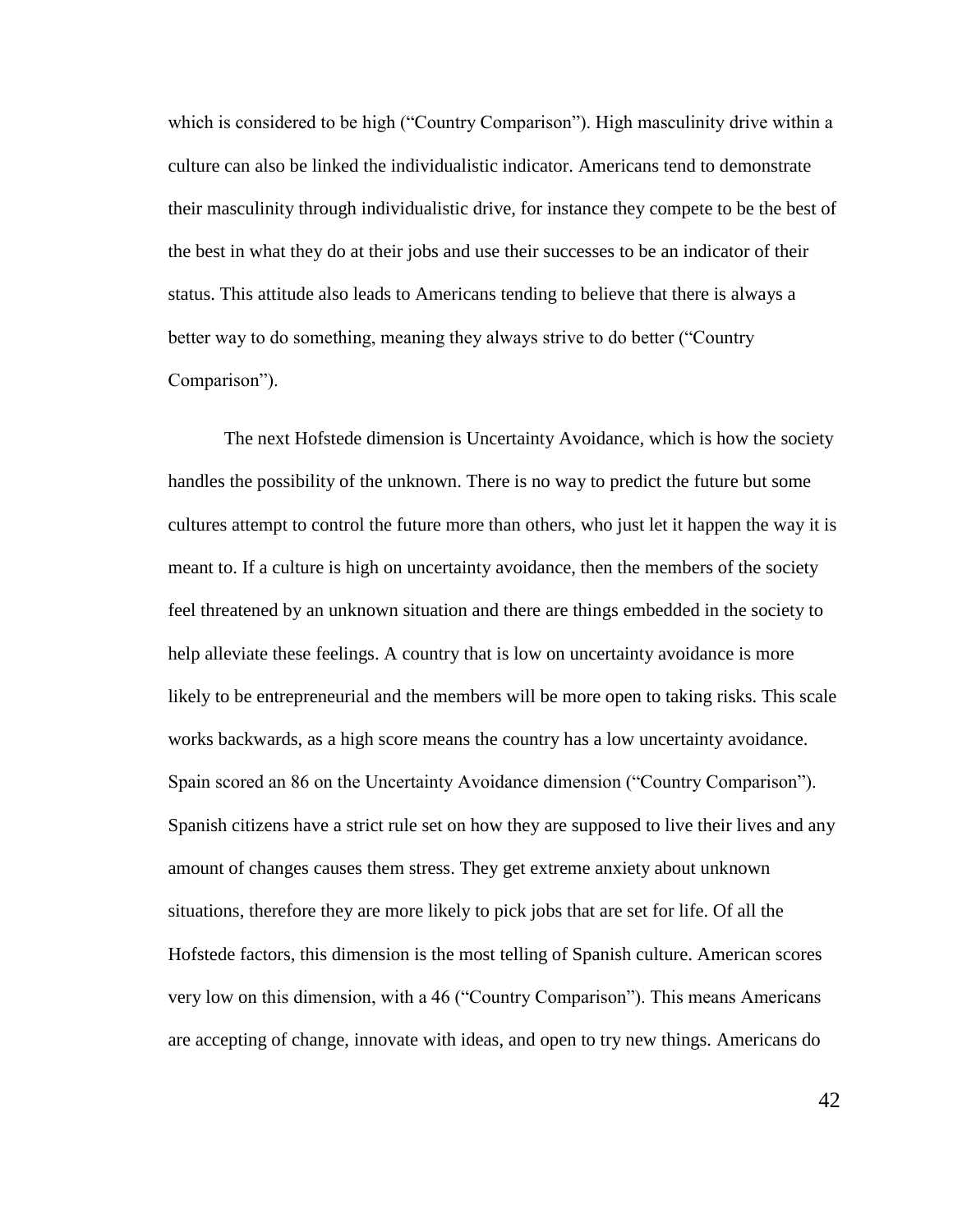which is considered to be high ("Country Comparison"). High masculinity drive within a culture can also be linked the individualistic indicator. Americans tend to demonstrate their masculinity through individualistic drive, for instance they compete to be the best of the best in what they do at their jobs and use their successes to be an indicator of their status. This attitude also leads to Americans tending to believe that there is always a better way to do something, meaning they always strive to do better ("Country Comparison").

The next Hofstede dimension is Uncertainty Avoidance, which is how the society handles the possibility of the unknown. There is no way to predict the future but some cultures attempt to control the future more than others, who just let it happen the way it is meant to. If a culture is high on uncertainty avoidance, then the members of the society feel threatened by an unknown situation and there are things embedded in the society to help alleviate these feelings. A country that is low on uncertainty avoidance is more likely to be entrepreneurial and the members will be more open to taking risks. This scale works backwards, as a high score means the country has a low uncertainty avoidance. Spain scored an 86 on the Uncertainty Avoidance dimension ("Country Comparison"). Spanish citizens have a strict rule set on how they are supposed to live their lives and any amount of changes causes them stress. They get extreme anxiety about unknown situations, therefore they are more likely to pick jobs that are set for life. Of all the Hofstede factors, this dimension is the most telling of Spanish culture. American scores very low on this dimension, with a 46 ("Country Comparison"). This means Americans are accepting of change, innovate with ideas, and open to try new things. Americans do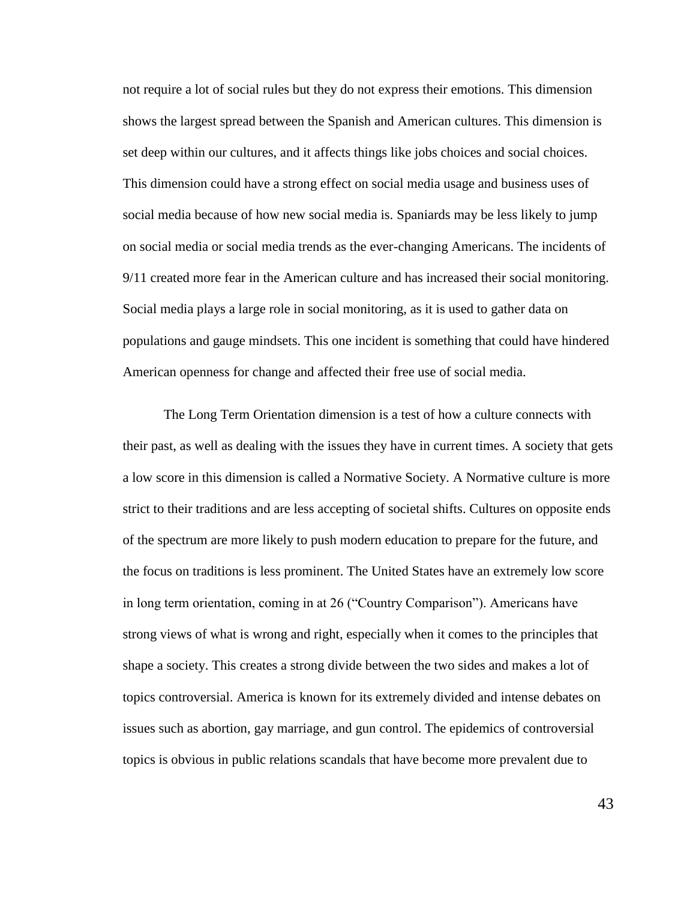not require a lot of social rules but they do not express their emotions. This dimension shows the largest spread between the Spanish and American cultures. This dimension is set deep within our cultures, and it affects things like jobs choices and social choices. This dimension could have a strong effect on social media usage and business uses of social media because of how new social media is. Spaniards may be less likely to jump on social media or social media trends as the ever-changing Americans. The incidents of 9/11 created more fear in the American culture and has increased their social monitoring. Social media plays a large role in social monitoring, as it is used to gather data on populations and gauge mindsets. This one incident is something that could have hindered American openness for change and affected their free use of social media.

The Long Term Orientation dimension is a test of how a culture connects with their past, as well as dealing with the issues they have in current times. A society that gets a low score in this dimension is called a Normative Society. A Normative culture is more strict to their traditions and are less accepting of societal shifts. Cultures on opposite ends of the spectrum are more likely to push modern education to prepare for the future, and the focus on traditions is less prominent. The United States have an extremely low score in long term orientation, coming in at 26 ("Country Comparison"). Americans have strong views of what is wrong and right, especially when it comes to the principles that shape a society. This creates a strong divide between the two sides and makes a lot of topics controversial. America is known for its extremely divided and intense debates on issues such as abortion, gay marriage, and gun control. The epidemics of controversial topics is obvious in public relations scandals that have become more prevalent due to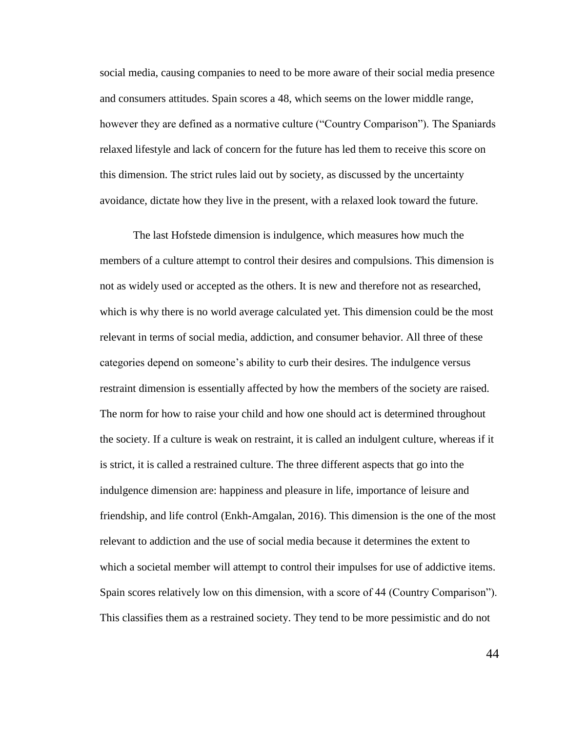social media, causing companies to need to be more aware of their social media presence and consumers attitudes. Spain scores a 48, which seems on the lower middle range, however they are defined as a normative culture ("Country Comparison"). The Spaniards relaxed lifestyle and lack of concern for the future has led them to receive this score on this dimension. The strict rules laid out by society, as discussed by the uncertainty avoidance, dictate how they live in the present, with a relaxed look toward the future.

The last Hofstede dimension is indulgence, which measures how much the members of a culture attempt to control their desires and compulsions. This dimension is not as widely used or accepted as the others. It is new and therefore not as researched, which is why there is no world average calculated yet. This dimension could be the most relevant in terms of social media, addiction, and consumer behavior. All three of these categories depend on someone's ability to curb their desires. The indulgence versus restraint dimension is essentially affected by how the members of the society are raised. The norm for how to raise your child and how one should act is determined throughout the society. If a culture is weak on restraint, it is called an indulgent culture, whereas if it is strict, it is called a restrained culture. The three different aspects that go into the indulgence dimension are: happiness and pleasure in life, importance of leisure and friendship, and life control (Enkh-Amgalan, 2016). This dimension is the one of the most relevant to addiction and the use of social media because it determines the extent to which a societal member will attempt to control their impulses for use of addictive items. Spain scores relatively low on this dimension, with a score of 44 (Country Comparison"). This classifies them as a restrained society. They tend to be more pessimistic and do not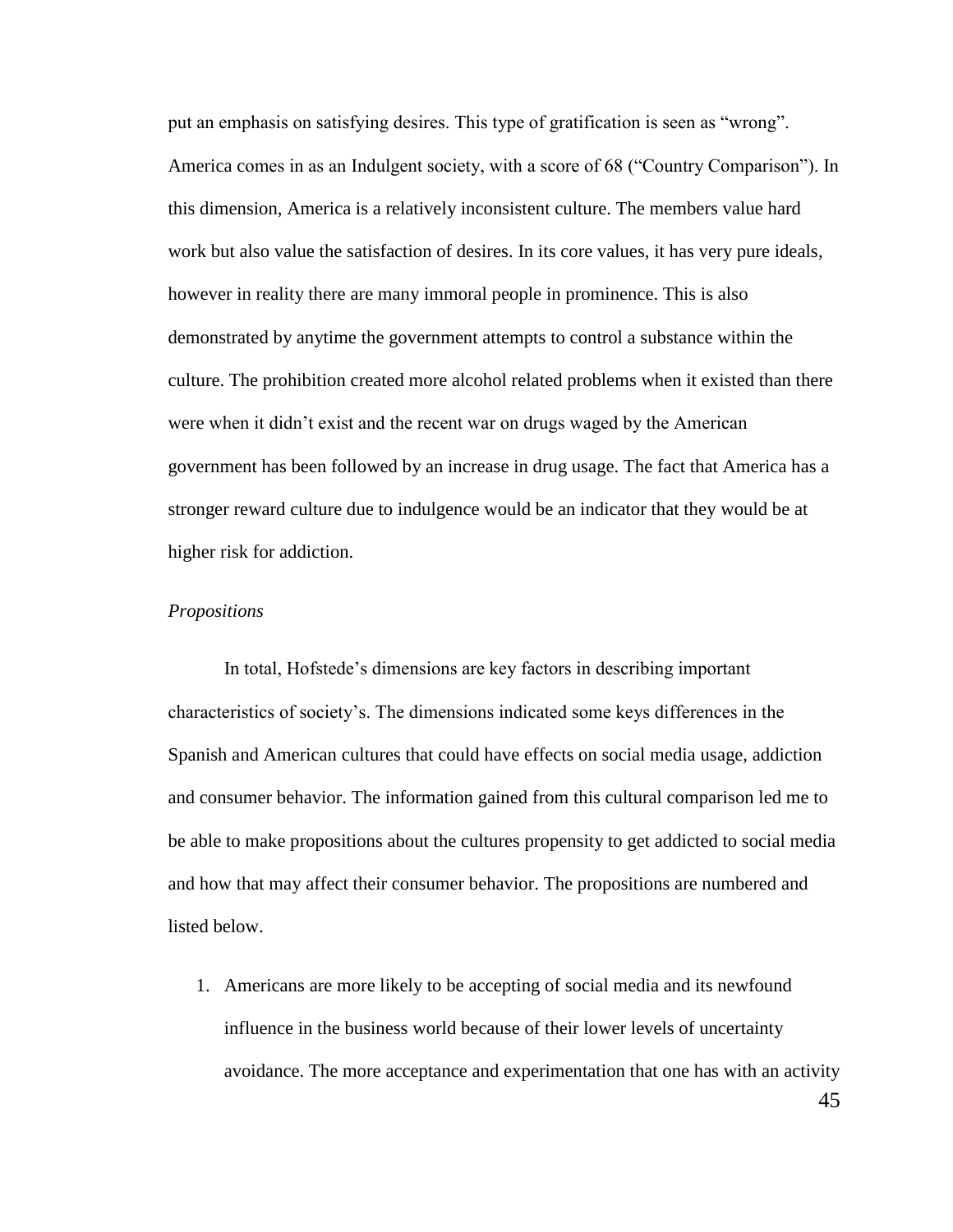put an emphasis on satisfying desires. This type of gratification is seen as "wrong". America comes in as an Indulgent society, with a score of 68 ("Country Comparison"). In this dimension, America is a relatively inconsistent culture. The members value hard work but also value the satisfaction of desires. In its core values, it has very pure ideals, however in reality there are many immoral people in prominence. This is also demonstrated by anytime the government attempts to control a substance within the culture. The prohibition created more alcohol related problems when it existed than there were when it didn't exist and the recent war on drugs waged by the American government has been followed by an increase in drug usage. The fact that America has a stronger reward culture due to indulgence would be an indicator that they would be at higher risk for addiction.

*Propositions*

In total, Hofstede's dimensions are key factors in describing important characteristics of society's. The dimensions indicated some keys differences in the Spanish and American cultures that could have effects on social media usage, addiction and consumer behavior. The information gained from this cultural comparison led me to be able to make propositions about the cultures propensity to get addicted to social media and how that may affect their consumer behavior. The propositions are numbered and listed below.

1. Americans are more likely to be accepting of social media and its newfound influence in the business world because of their lower levels of uncertainty avoidance. The more acceptance and experimentation that one has with an activity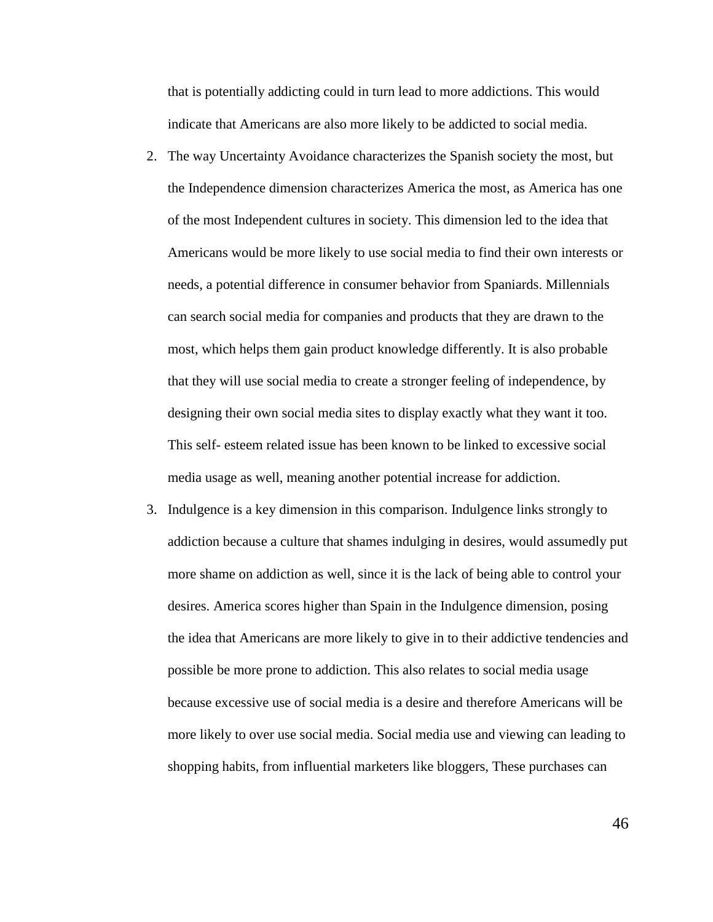that is potentially addicting could in turn lead to more addictions. This would indicate that Americans are also more likely to be addicted to social media.

2. The way Uncertainty Avoidance characterizes the Spanish society the most, but the Independence dimension characterizes America the most, as America has one of the most Independent cultures in society. This dimension led to the idea that Americans would be more likely to use social media to find their own interests or needs, a potential difference in consumer behavior from Spaniards. Millennials can search social media for companies and products that they are drawn to the most, which helps them gain product knowledge differently. It is also probable that they will use social media to create a stronger feeling of independence, by designing their own social media sites to display exactly what they want it too. This self- esteem related issue has been known to be linked to excessive social media usage as well, meaning another potential increase for addiction.
3. Indulgence is a key dimension in this comparison. Indulgence links strongly to addiction because a culture that shames indulging in desires, would assumedly put more shame on addiction as well, since it is the lack of being able to control your desires. America scores higher than Spain in the Indulgence dimension, posing the idea that Americans are more likely to give in to their addictive tendencies and possible be more prone to addiction. This also relates to social media usage because excessive use of social media is a desire and therefore Americans will be more likely to over use social media. Social media use and viewing can leading to shopping habits, from influential marketers like bloggers, These purchases can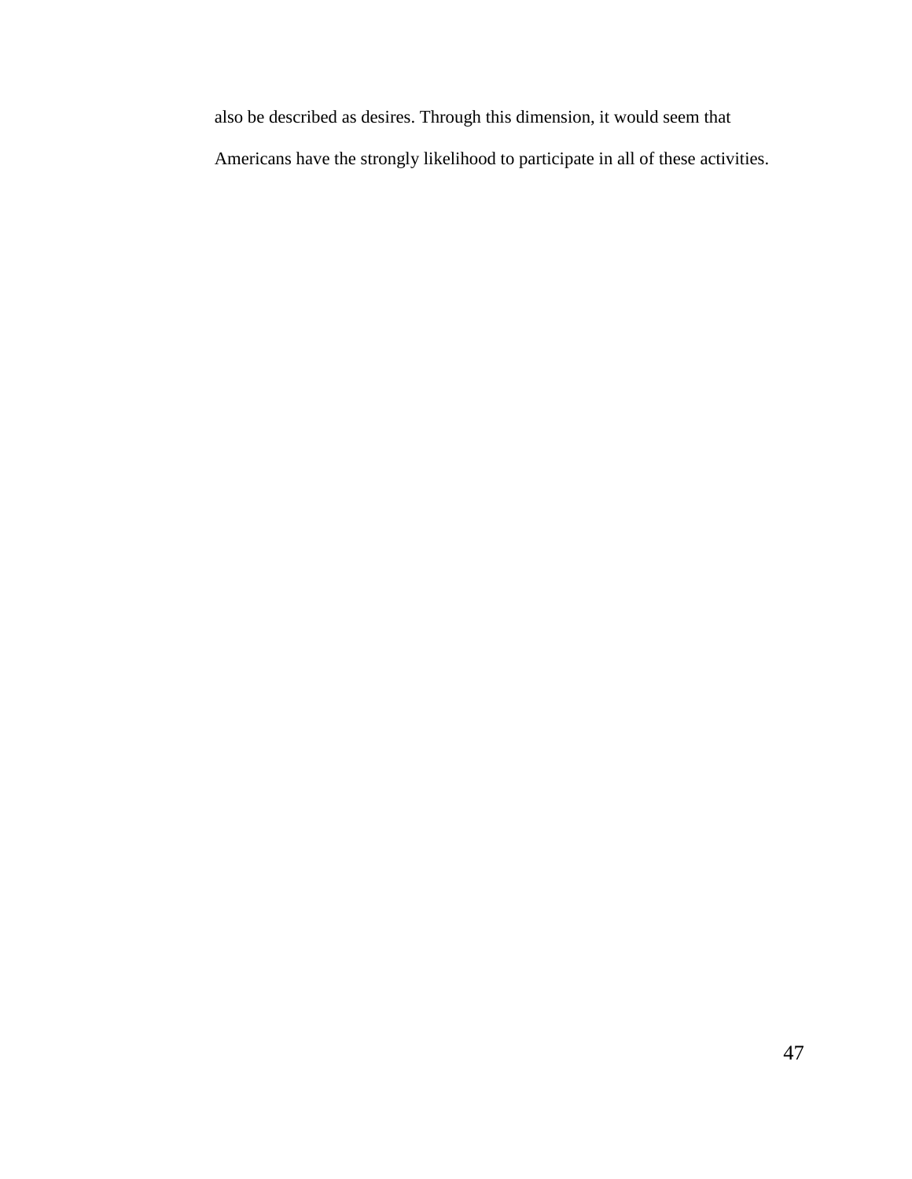also be described as desires. Through this dimension, it would seem that Americans have the strongly likelihood to participate in all of these activities.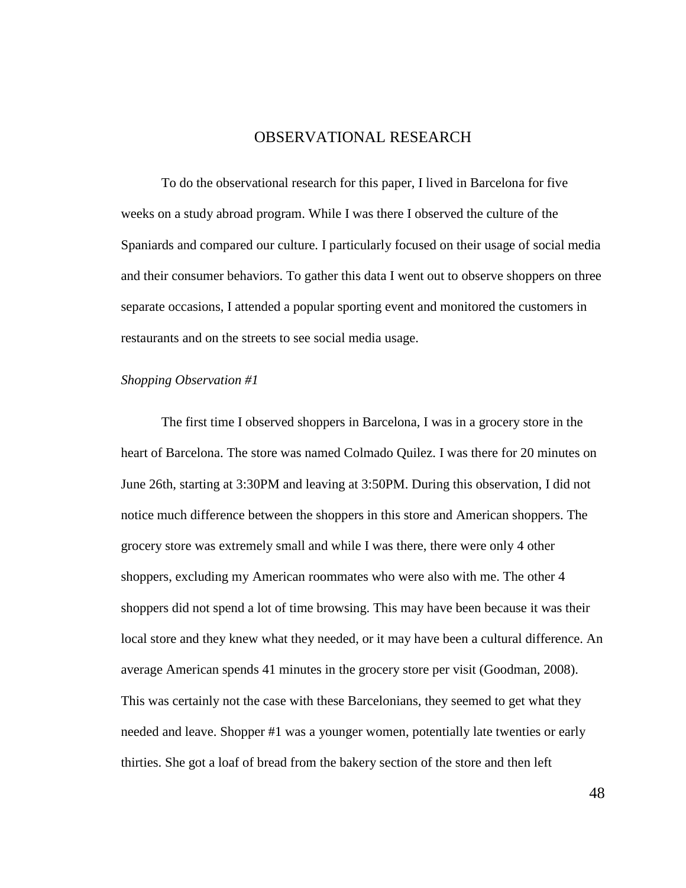# OBSERVATIONAL RESEARCH

To do the observational research for this paper, I lived in Barcelona for five weeks on a study abroad program. While I was there I observed the culture of the Spaniards and compared our culture. I particularly focused on their usage of social media and their consumer behaviors. To gather this data I went out to observe shoppers on three separate occasions, I attended a popular sporting event and monitored the customers in restaurants and on the streets to see social media usage.

*Shopping Observation #1*

The first time I observed shoppers in Barcelona, I was in a grocery store in the heart of Barcelona. The store was named Colmado Quilez. I was there for 20 minutes on June 26th, starting at 3:30PM and leaving at 3:50PM. During this observation, I did not notice much difference between the shoppers in this store and American shoppers. The grocery store was extremely small and while I was there, there were only 4 other shoppers, excluding my American roommates who were also with me. The other 4 shoppers did not spend a lot of time browsing. This may have been because it was their local store and they knew what they needed, or it may have been a cultural difference. An average American spends 41 minutes in the grocery store per visit (Goodman, 2008). This was certainly not the case with these Barcelonians, they seemed to get what they needed and leave. Shopper #1 was a younger women, potentially late twenties or early thirties. She got a loaf of bread from the bakery section of the store and then left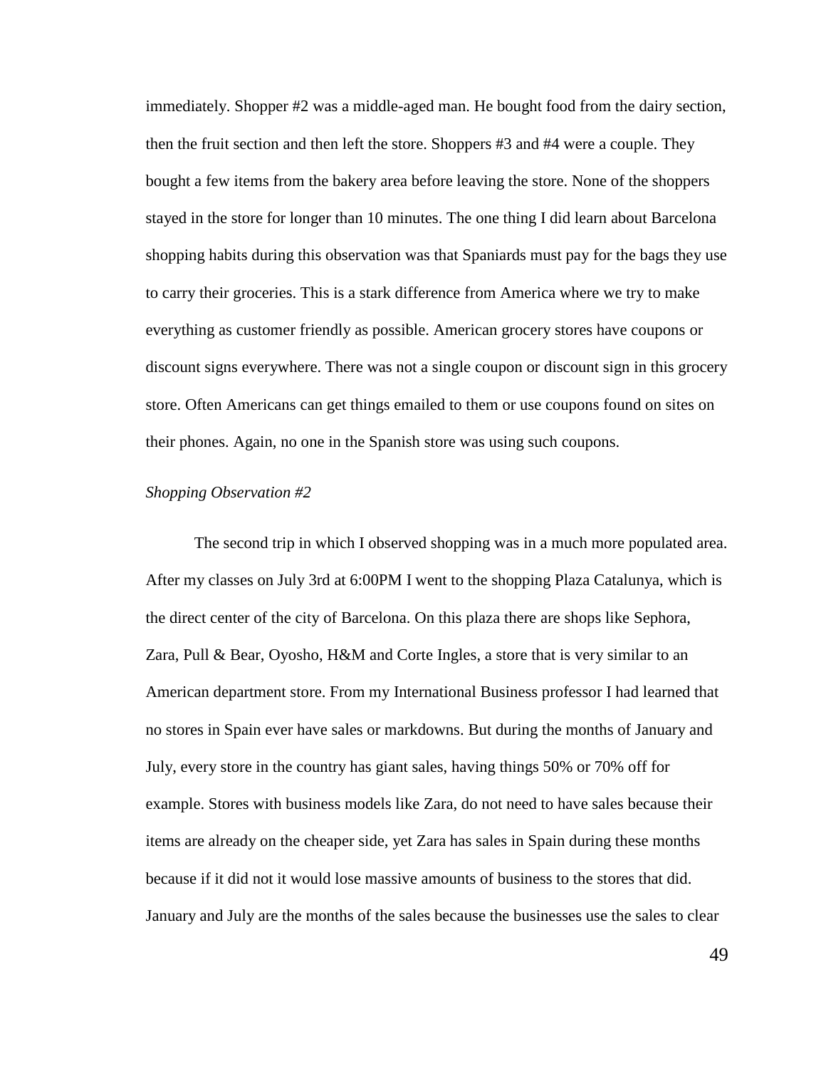immediately. Shopper #2 was a middle-aged man. He bought food from the dairy section, then the fruit section and then left the store. Shoppers #3 and #4 were a couple. They bought a few items from the bakery area before leaving the store. None of the shoppers stayed in the store for longer than 10 minutes. The one thing I did learn about Barcelona shopping habits during this observation was that Spaniards must pay for the bags they use to carry their groceries. This is a stark difference from America where we try to make everything as customer friendly as possible. American grocery stores have coupons or discount signs everywhere. There was not a single coupon or discount sign in this grocery store. Often Americans can get things emailed to them or use coupons found on sites on their phones. Again, no one in the Spanish store was using such coupons.

*Shopping Observation #2*

The second trip in which I observed shopping was in a much more populated area. After my classes on July 3rd at 6:00PM I went to the shopping Plaza Catalunya, which is the direct center of the city of Barcelona. On this plaza there are shops like Sephora, Zara, Pull & Bear, Oyosho, H&M and Corte Ingles, a store that is very similar to an American department store. From my International Business professor I had learned that no stores in Spain ever have sales or markdowns. But during the months of January and July, every store in the country has giant sales, having things 50% or 70% off for example. Stores with business models like Zara, do not need to have sales because their items are already on the cheaper side, yet Zara has sales in Spain during these months because if it did not it would lose massive amounts of business to the stores that did. January and July are the months of the sales because the businesses use the sales to clear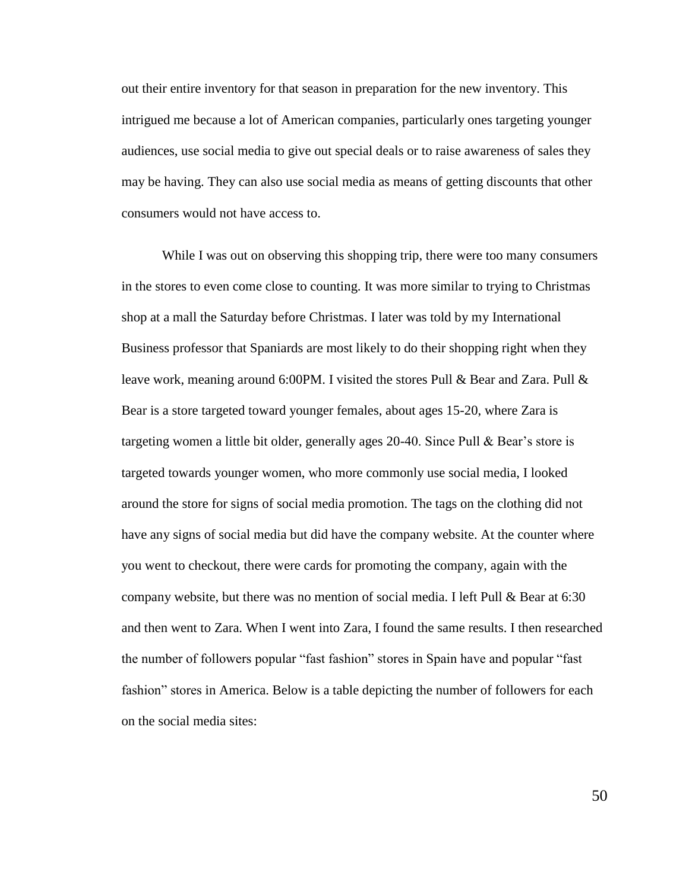out their entire inventory for that season in preparation for the new inventory. This intrigued me because a lot of American companies, particularly ones targeting younger audiences, use social media to give out special deals or to raise awareness of sales they may be having. They can also use social media as means of getting discounts that other consumers would not have access to.

While I was out on observing this shopping trip, there were too many consumers in the stores to even come close to counting. It was more similar to trying to Christmas shop at a mall the Saturday before Christmas. I later was told by my International Business professor that Spaniards are most likely to do their shopping right when they leave work, meaning around 6:00PM. I visited the stores Pull & Bear and Zara. Pull & Bear is a store targeted toward younger females, about ages 15-20, where Zara is targeting women a little bit older, generally ages 20-40. Since Pull & Bear's store is targeted towards younger women, who more commonly use social media, I looked around the store for signs of social media promotion. The tags on the clothing did not have any signs of social media but did have the company website. At the counter where you went to checkout, there were cards for promoting the company, again with the company website, but there was no mention of social media. I left Pull & Bear at 6:30 and then went to Zara. When I went into Zara, I found the same results. I then researched the number of followers popular "fast fashion" stores in Spain have and popular "fast fashion" stores in America. Below is a table depicting the number of followers for each on the social media sites: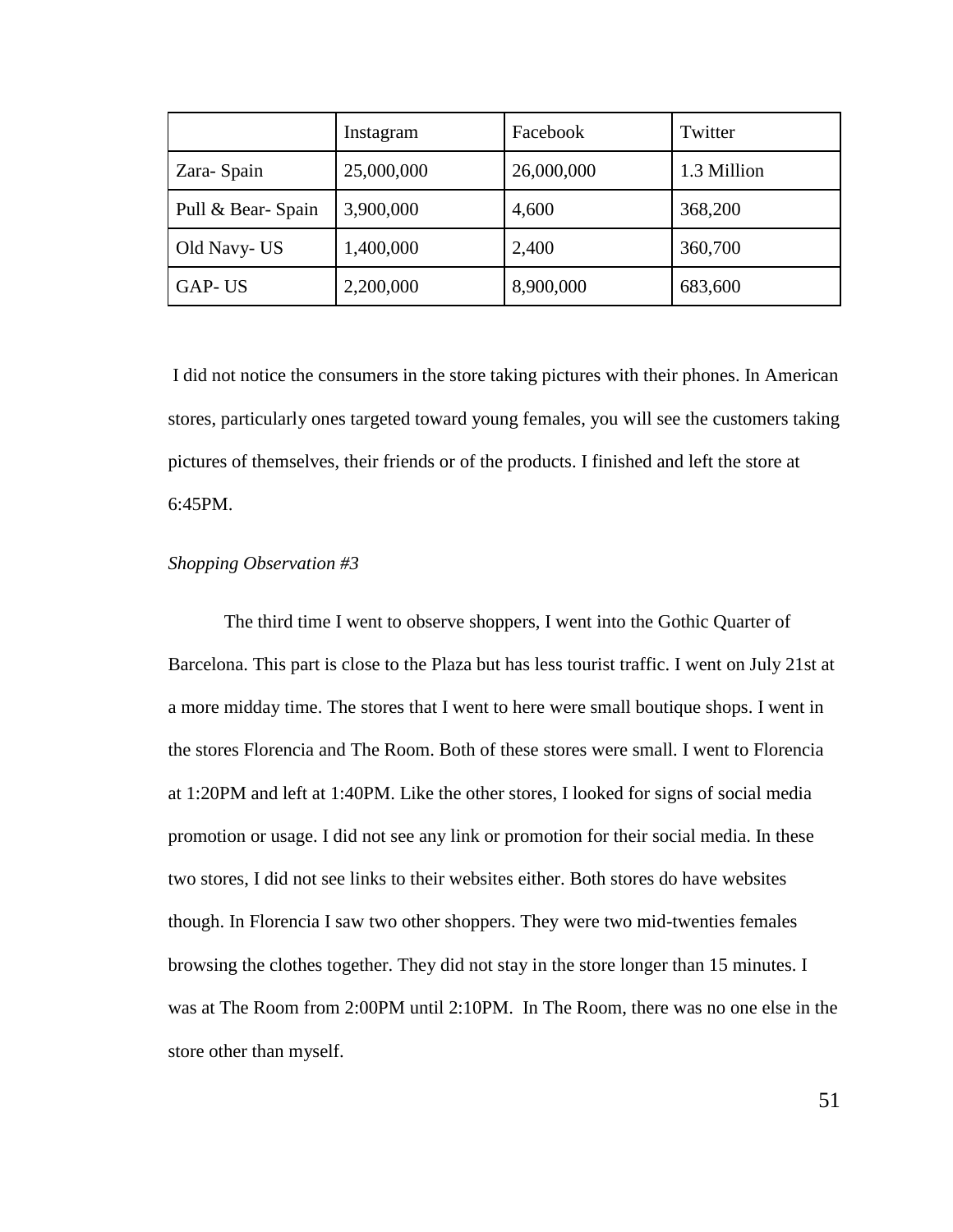| | Instagram | Facebook | Twitter |
|---|---|---|---|
| Zara- Spain | 25,000,000 | 26,000,000 | 1.3 Million |
| Pull & Bear- Spain | 3,900,000 | 4,600 | 368,200 |
| Old Navy- US | 1,400,000 | 2,400 | 360,700 |
| GAP- US | 2,200,000 | 8,900,000 | 683,600 |

I did not notice the consumers in the store taking pictures with their phones. In American stores, particularly ones targeted toward young females, you will see the customers taking pictures of themselves, their friends or of the products. I finished and left the store at 6:45PM.

*Shopping Observation #3*

The third time I went to observe shoppers, I went into the Gothic Quarter of Barcelona. This part is close to the Plaza but has less tourist traffic. I went on July 21st at a more midday time. The stores that I went to here were small boutique shops. I went in the stores Florencia and The Room. Both of these stores were small. I went to Florencia at 1:20PM and left at 1:40PM. Like the other stores, I looked for signs of social media promotion or usage. I did not see any link or promotion for their social media. In these two stores, I did not see links to their websites either. Both stores do have websites though. In Florencia I saw two other shoppers. They were two mid-twenties females browsing the clothes together. They did not stay in the store longer than 15 minutes. I was at The Room from 2:00PM until 2:10PM. In The Room, there was no one else in the store other than myself.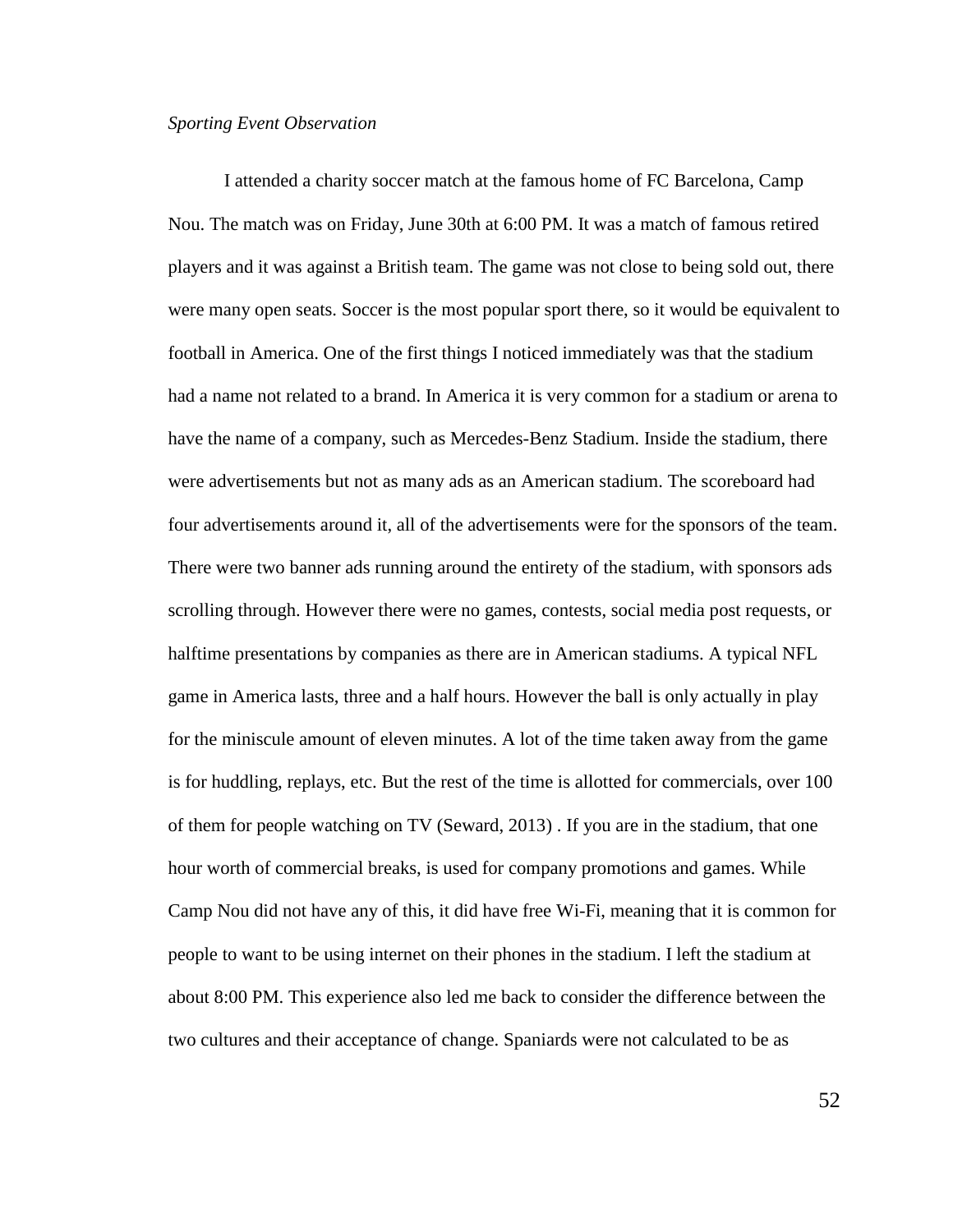*Sporting Event Observation*

I attended a charity soccer match at the famous home of FC Barcelona, Camp Nou. The match was on Friday, June 30th at 6:00 PM. It was a match of famous retired players and it was against a British team. The game was not close to being sold out, there were many open seats. Soccer is the most popular sport there, so it would be equivalent to football in America. One of the first things I noticed immediately was that the stadium had a name not related to a brand. In America it is very common for a stadium or arena to have the name of a company, such as Mercedes-Benz Stadium. Inside the stadium, there were advertisements but not as many ads as an American stadium. The scoreboard had four advertisements around it, all of the advertisements were for the sponsors of the team. There were two banner ads running around the entirety of the stadium, with sponsors ads scrolling through. However there were no games, contests, social media post requests, or halftime presentations by companies as there are in American stadiums. A typical NFL game in America lasts, three and a half hours. However the ball is only actually in play for the miniscule amount of eleven minutes. A lot of the time taken away from the game is for huddling, replays, etc. But the rest of the time is allotted for commercials, over 100 of them for people watching on TV (Seward, 2013) . If you are in the stadium, that one hour worth of commercial breaks, is used for company promotions and games. While Camp Nou did not have any of this, it did have free Wi-Fi, meaning that it is common for people to want to be using internet on their phones in the stadium. I left the stadium at about 8:00 PM. This experience also led me back to consider the difference between the two cultures and their acceptance of change. Spaniards were not calculated to be as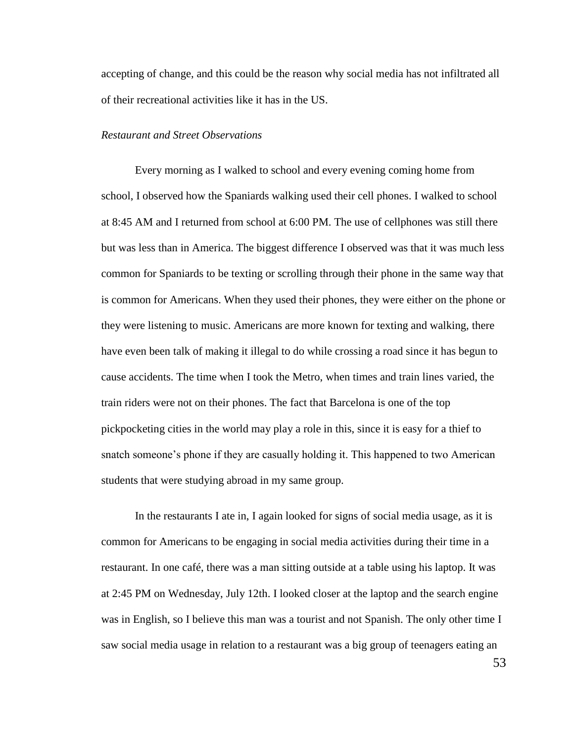accepting of change, and this could be the reason why social media has not infiltrated all of their recreational activities like it has in the US.

*Restaurant and Street Observations*

Every morning as I walked to school and every evening coming home from school, I observed how the Spaniards walking used their cell phones. I walked to school at 8:45 AM and I returned from school at 6:00 PM. The use of cellphones was still there but was less than in America. The biggest difference I observed was that it was much less common for Spaniards to be texting or scrolling through their phone in the same way that is common for Americans. When they used their phones, they were either on the phone or they were listening to music. Americans are more known for texting and walking, there have even been talk of making it illegal to do while crossing a road since it has begun to cause accidents. The time when I took the Metro, when times and train lines varied, the train riders were not on their phones. The fact that Barcelona is one of the top pickpocketing cities in the world may play a role in this, since it is easy for a thief to snatch someone's phone if they are casually holding it. This happened to two American students that were studying abroad in my same group.

In the restaurants I ate in, I again looked for signs of social media usage, as it is common for Americans to be engaging in social media activities during their time in a restaurant. In one café, there was a man sitting outside at a table using his laptop. It was at 2:45 PM on Wednesday, July 12th. I looked closer at the laptop and the search engine was in English, so I believe this man was a tourist and not Spanish. The only other time I saw social media usage in relation to a restaurant was a big group of teenagers eating an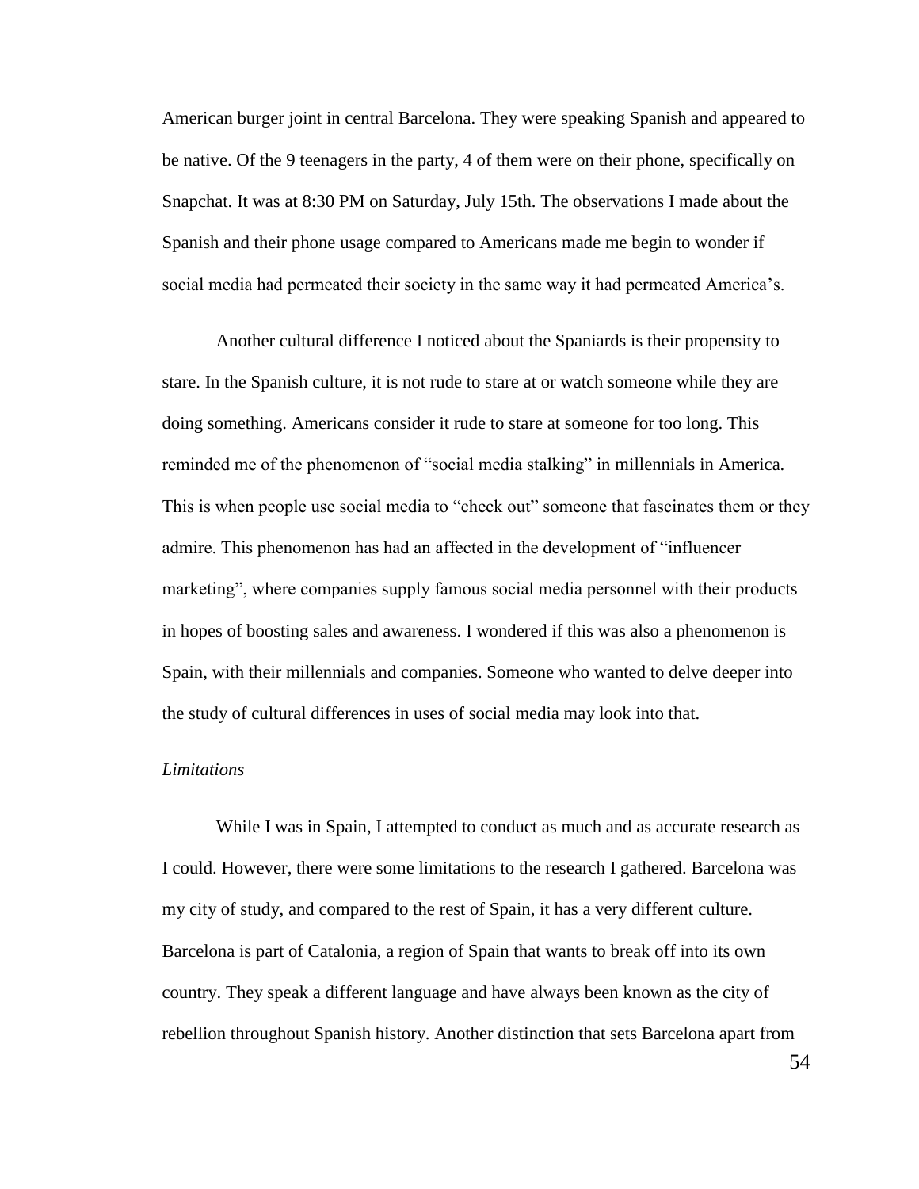American burger joint in central Barcelona. They were speaking Spanish and appeared to be native. Of the 9 teenagers in the party, 4 of them were on their phone, specifically on Snapchat. It was at 8:30 PM on Saturday, July 15th. The observations I made about the Spanish and their phone usage compared to Americans made me begin to wonder if social media had permeated their society in the same way it had permeated America's.

Another cultural difference I noticed about the Spaniards is their propensity to stare. In the Spanish culture, it is not rude to stare at or watch someone while they are doing something. Americans consider it rude to stare at someone for too long. This reminded me of the phenomenon of "social media stalking" in millennials in America. This is when people use social media to "check out" someone that fascinates them or they admire. This phenomenon has had an affected in the development of "influencer marketing", where companies supply famous social media personnel with their products in hopes of boosting sales and awareness. I wondered if this was also a phenomenon is Spain, with their millennials and companies. Someone who wanted to delve deeper into the study of cultural differences in uses of social media may look into that.

*Limitations*

While I was in Spain, I attempted to conduct as much and as accurate research as I could. However, there were some limitations to the research I gathered. Barcelona was my city of study, and compared to the rest of Spain, it has a very different culture. Barcelona is part of Catalonia, a region of Spain that wants to break off into its own country. They speak a different language and have always been known as the city of rebellion throughout Spanish history. Another distinction that sets Barcelona apart from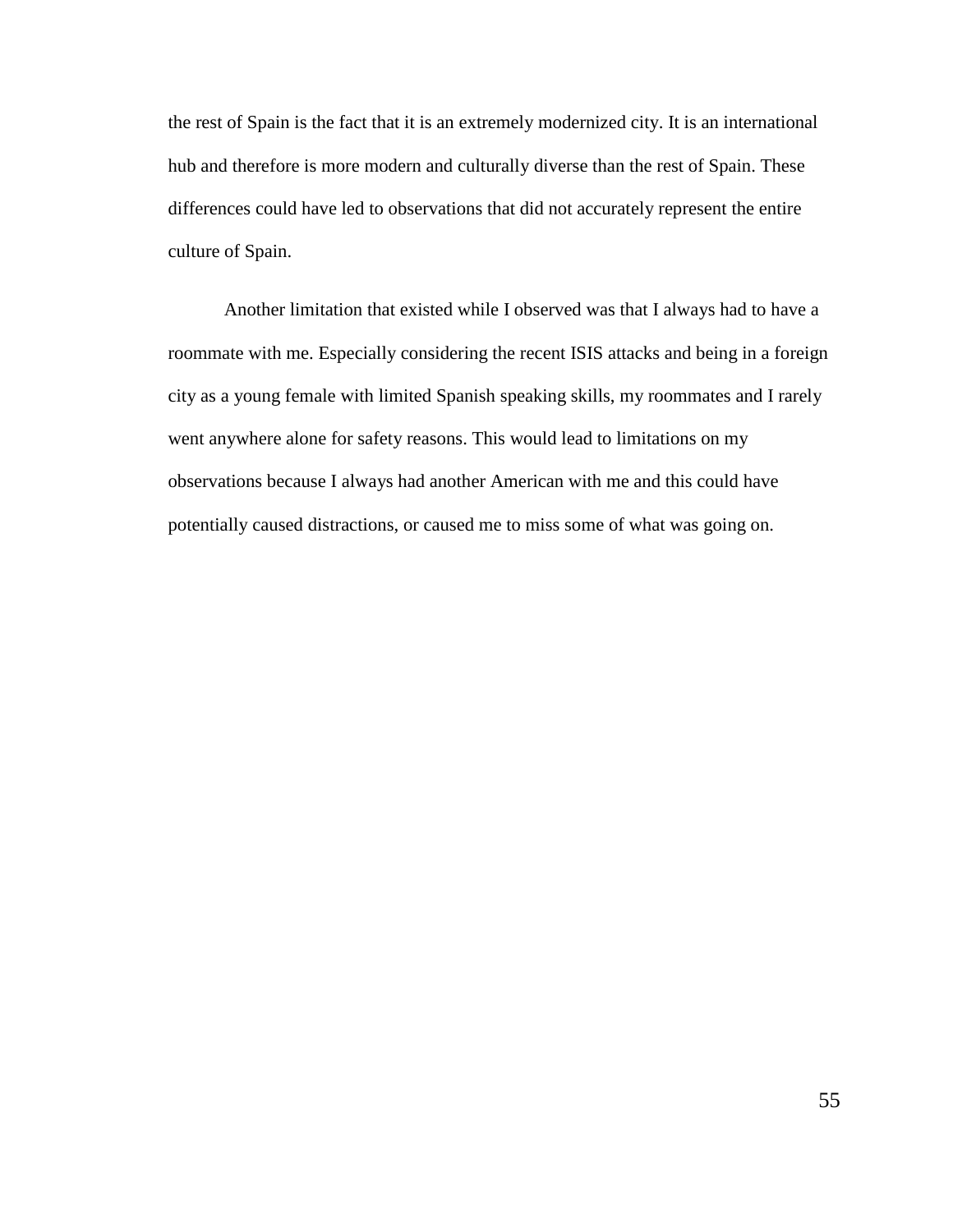the rest of Spain is the fact that it is an extremely modernized city. It is an international hub and therefore is more modern and culturally diverse than the rest of Spain. These differences could have led to observations that did not accurately represent the entire culture of Spain.

Another limitation that existed while I observed was that I always had to have a roommate with me. Especially considering the recent ISIS attacks and being in a foreign city as a young female with limited Spanish speaking skills, my roommates and I rarely went anywhere alone for safety reasons. This would lead to limitations on my observations because I always had another American with me and this could have potentially caused distractions, or caused me to miss some of what was going on.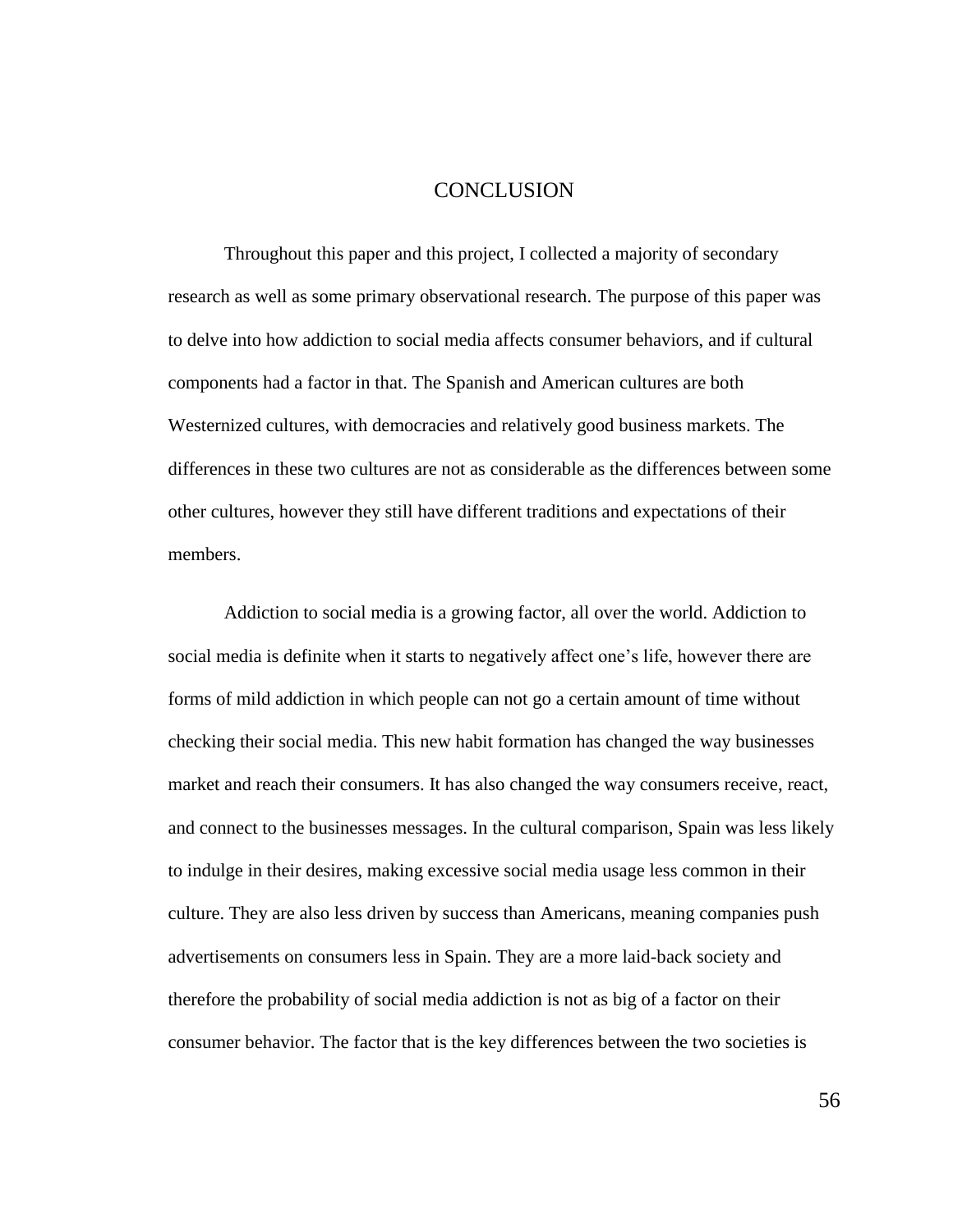# CONCLUSION

Throughout this paper and this project, I collected a majority of secondary research as well as some primary observational research. The purpose of this paper was to delve into how addiction to social media affects consumer behaviors, and if cultural components had a factor in that. The Spanish and American cultures are both Westernized cultures, with democracies and relatively good business markets. The differences in these two cultures are not as considerable as the differences between some other cultures, however they still have different traditions and expectations of their members.

Addiction to social media is a growing factor, all over the world. Addiction to social media is definite when it starts to negatively affect one's life, however there are forms of mild addiction in which people can not go a certain amount of time without checking their social media. This new habit formation has changed the way businesses market and reach their consumers. It has also changed the way consumers receive, react, and connect to the businesses messages. In the cultural comparison, Spain was less likely to indulge in their desires, making excessive social media usage less common in their culture. They are also less driven by success than Americans, meaning companies push advertisements on consumers less in Spain. They are a more laid-back society and therefore the probability of social media addiction is not as big of a factor on their consumer behavior. The factor that is the key differences between the two societies is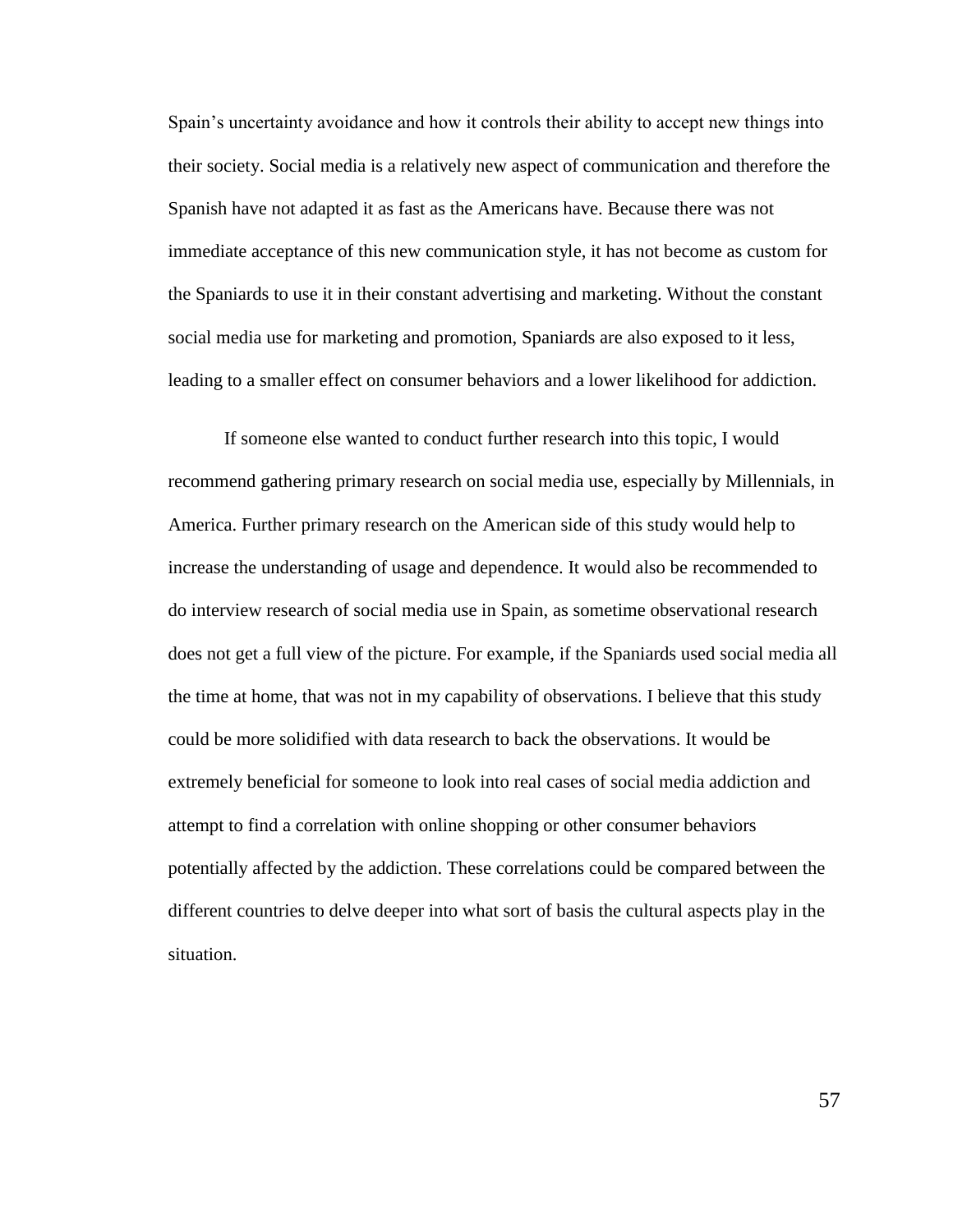Spain's uncertainty avoidance and how it controls their ability to accept new things into their society. Social media is a relatively new aspect of communication and therefore the Spanish have not adapted it as fast as the Americans have. Because there was not immediate acceptance of this new communication style, it has not become as custom for the Spaniards to use it in their constant advertising and marketing. Without the constant social media use for marketing and promotion, Spaniards are also exposed to it less, leading to a smaller effect on consumer behaviors and a lower likelihood for addiction.

If someone else wanted to conduct further research into this topic, I would recommend gathering primary research on social media use, especially by Millennials, in America. Further primary research on the American side of this study would help to increase the understanding of usage and dependence. It would also be recommended to do interview research of social media use in Spain, as sometime observational research does not get a full view of the picture. For example, if the Spaniards used social media all the time at home, that was not in my capability of observations. I believe that this study could be more solidified with data research to back the observations. It would be extremely beneficial for someone to look into real cases of social media addiction and attempt to find a correlation with online shopping or other consumer behaviors potentially affected by the addiction. These correlations could be compared between the different countries to delve deeper into what sort of basis the cultural aspects play in the situation.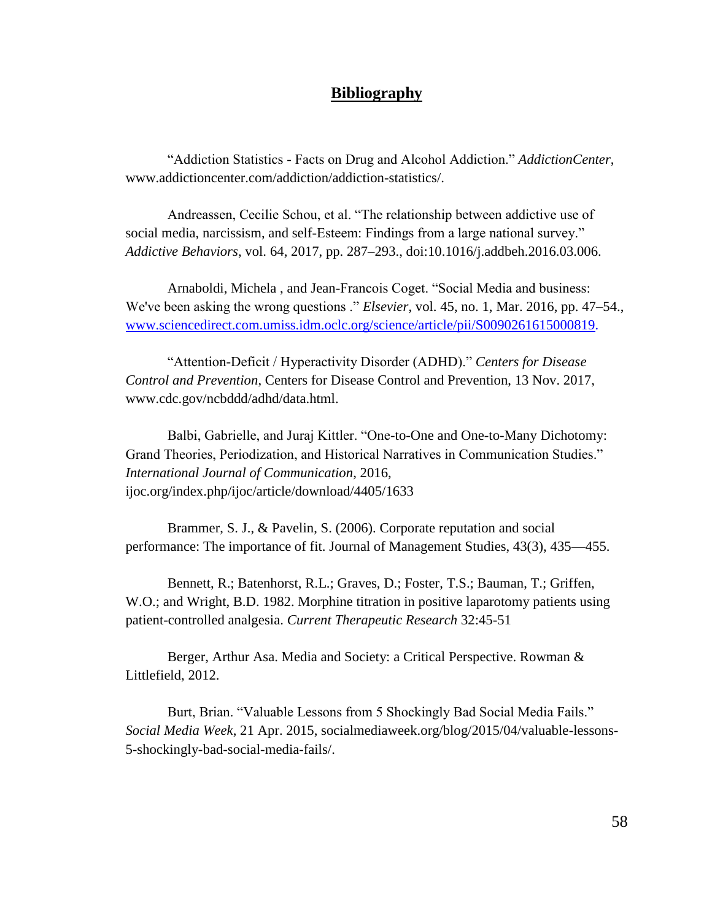## Bibliography

"Addiction Statistics - Facts on Drug and Alcohol Addiction." *AddictionCenter*, www.addictioncenter.com/addiction/addiction-statistics/.

Andreassen, Cecilie Schou, et al. "The relationship between addictive use of social media, narcissism, and self-Esteem: Findings from a large national survey." *Addictive Behaviors*, vol. 64, 2017, pp. 287–293., doi:10.1016/j.addbeh.2016.03.006.

Arnaboldi, Michela , and Jean-Francois Coget. "Social Media and business: We've been asking the wrong questions ." *Elsevier*, vol. 45, no. 1, Mar. 2016, pp. 47–54., www.sciencedirect.com.umiss.idm.oclc.org/science/article/pii/S0090261615000819.

"Attention-Deficit / Hyperactivity Disorder (ADHD)." *Centers for Disease Control and Prevention*, Centers for Disease Control and Prevention, 13 Nov. 2017, www.cdc.gov/ncbddd/adhd/data.html.

Balbi, Gabrielle, and Juraj Kittler. "One-to-One and One-to-Many Dichotomy: Grand Theories, Periodization, and Historical Narratives in Communication Studies." *International Journal of Communication*, 2016, ijoc.org/index.php/ijoc/article/download/4405/1633

Brammer, S. J., & Pavelin, S. (2006). Corporate reputation and social performance: The importance of fit. Journal of Management Studies, 43(3), 435—455.

Bennett, R.; Batenhorst, R.L.; Graves, D.; Foster, T.S.; Bauman, T.; Griffen, W.O.; and Wright, B.D. 1982. Morphine titration in positive laparotomy patients using patient-controlled analgesia. *Current Therapeutic Research* 32:45-51

Berger, Arthur Asa. Media and Society: a Critical Perspective. Rowman & Littlefield, 2012.

Burt, Brian. "Valuable Lessons from 5 Shockingly Bad Social Media Fails." *Social Media Week*, 21 Apr. 2015, socialmediaweek.org/blog/2015/04/valuable-lessons-5-shockingly-bad-social-media-fails/.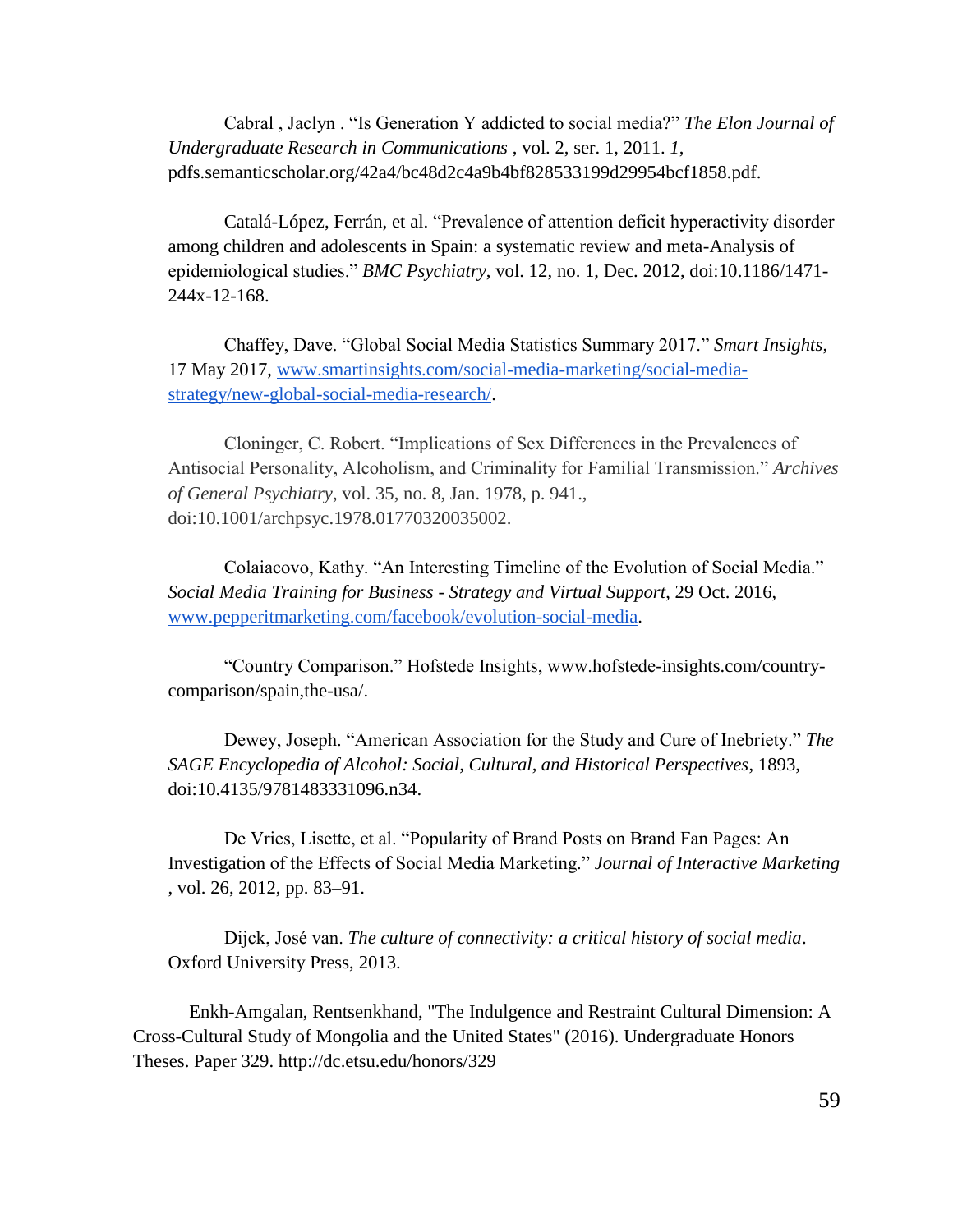Cabral , Jaclyn . "Is Generation Y addicted to social media?" *The Elon Journal of Undergraduate Research in Communications* , vol. 2, ser. 1, 2011. *1*, pdfs.semanticscholar.org/42a4/bc48d2c4a9b4bf828533199d29954bcf1858.pdf.

Catalá-López, Ferrán, et al. "Prevalence of attention deficit hyperactivity disorder among children and adolescents in Spain: a systematic review and meta-Analysis of epidemiological studies." *BMC Psychiatry*, vol. 12, no. 1, Dec. 2012, doi:10.1186/1471-244x-12-168.

Chaffey, Dave. "Global Social Media Statistics Summary 2017." *Smart Insights*, 17 May 2017, www.smartinsights.com/social-media-marketing/social-media-strategy/new-global-social-media-research/.

Cloninger, C. Robert. "Implications of Sex Differences in the Prevalences of Antisocial Personality, Alcoholism, and Criminality for Familial Transmission." *Archives of General Psychiatry*, vol. 35, no. 8, Jan. 1978, p. 941., doi:10.1001/archpsyc.1978.01770320035002.

Colaiacovo, Kathy. "An Interesting Timeline of the Evolution of Social Media." *Social Media Training for Business - Strategy and Virtual Support*, 29 Oct. 2016, www.pepperitmarketing.com/facebook/evolution-social-media.

"Country Comparison." Hofstede Insights, www.hofstede-insights.com/country-comparison/spain,the-usa/.

Dewey, Joseph. "American Association for the Study and Cure of Inebriety." *The SAGE Encyclopedia of Alcohol: Social, Cultural, and Historical Perspectives*, 1893, doi:10.4135/9781483331096.n34.

De Vries, Lisette, et al. "Popularity of Brand Posts on Brand Fan Pages: An Investigation of the Effects of Social Media Marketing." *Journal of Interactive Marketing* , vol. 26, 2012, pp. 83–91.

Dijck, José van. *The culture of connectivity: a critical history of social media*. Oxford University Press, 2013.

Enkh-Amgalan, Rentsenkhand, "The Indulgence and Restraint Cultural Dimension: A Cross-Cultural Study of Mongolia and the United States" (2016). Undergraduate Honors Theses. Paper 329. http://dc.etsu.edu/honors/329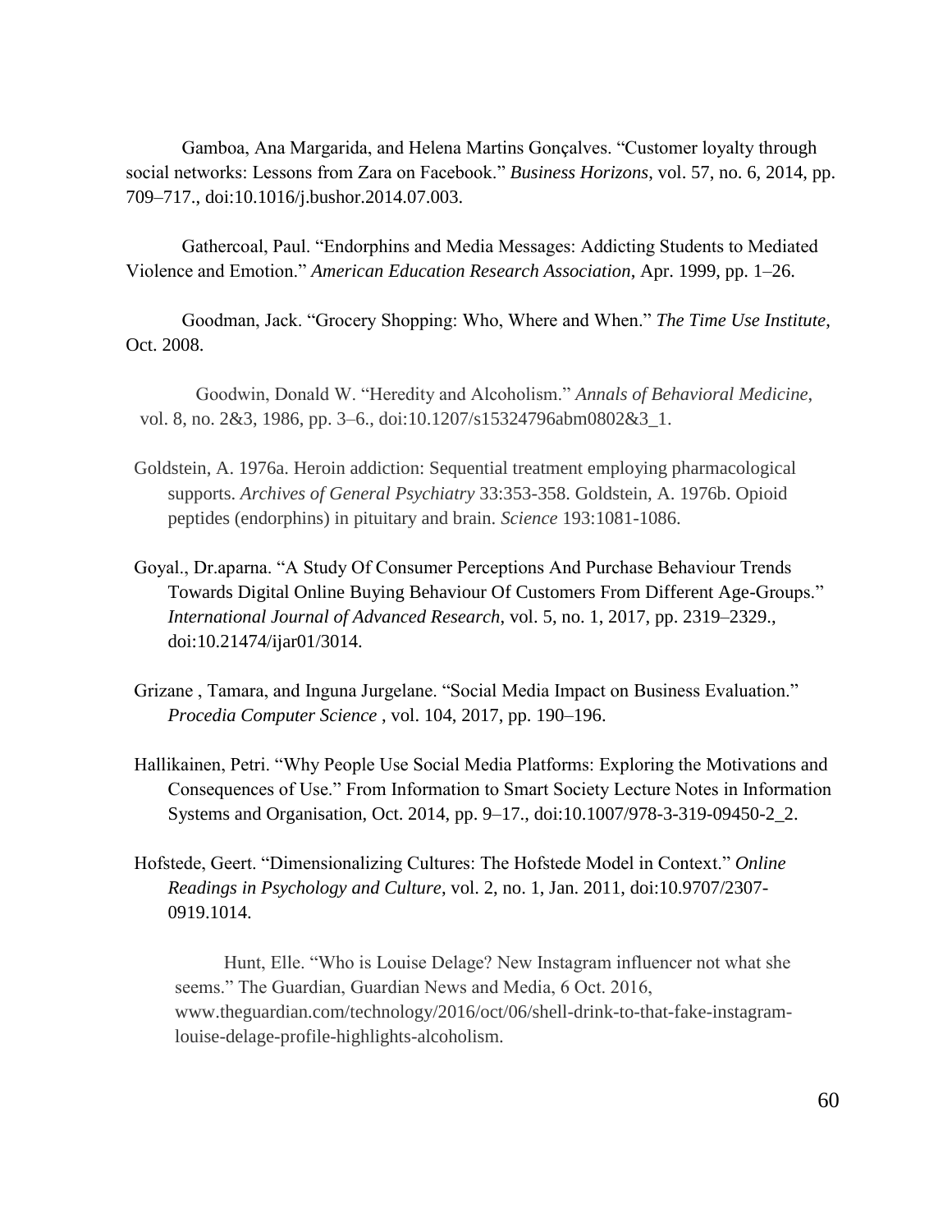Gamboa, Ana Margarida, and Helena Martins Gonçalves. “Customer loyalty through social networks: Lessons from Zara on Facebook.” *Business Horizons*, vol. 57, no. 6, 2014, pp. 709–717., doi:10.1016/j.bushor.2014.07.003.

Gathercoal, Paul. “Endorphins and Media Messages: Addicting Students to Mediated Violence and Emotion.” *American Education Research Association*, Apr. 1999, pp. 1–26.

Goodman, Jack. “Grocery Shopping: Who, Where and When.” *The Time Use Institute*, Oct. 2008.

Goodwin, Donald W. “Heredity and Alcoholism.” *Annals of Behavioral Medicine*, vol. 8, no. 2&3, 1986, pp. 3–6., doi:10.1207/s15324796abm0802&3_1.

Goldstein, A. 1976a. Heroin addiction: Sequential treatment employing pharmacological supports. *Archives of General Psychiatry* 33:353-358. Goldstein, A. 1976b. Opioid peptides (endorphins) in pituitary and brain. *Science* 193:1081-1086.

Goyal., Dr.aparna. “A Study Of Consumer Perceptions And Purchase Behaviour Trends Towards Digital Online Buying Behaviour Of Customers From Different Age-Groups.” *International Journal of Advanced Research*, vol. 5, no. 1, 2017, pp. 2319–2329., doi:10.21474/ijar01/3014.

Grizane , Tamara, and Inguna Jurgelane. “Social Media Impact on Business Evaluation.” *Procedia Computer Science* , vol. 104, 2017, pp. 190–196.

Hallikainen, Petri. “Why People Use Social Media Platforms: Exploring the Motivations and Consequences of Use.” From Information to Smart Society Lecture Notes in Information Systems and Organisation, Oct. 2014, pp. 9–17., doi:10.1007/978-3-319-09450-2_2.

Hofstede, Geert. “Dimensionalizing Cultures: The Hofstede Model in Context.” *Online Readings in Psychology and Culture*, vol. 2, no. 1, Jan. 2011, doi:10.9707/2307-0919.1014.

Hunt, Elle. “Who is Louise Delage? New Instagram influencer not what she seems.” The Guardian, Guardian News and Media, 6 Oct. 2016, www.theguardian.com/technology/2016/oct/06/shell-drink-to-that-fake-instagram-louise-delage-profile-highlights-alcoholism.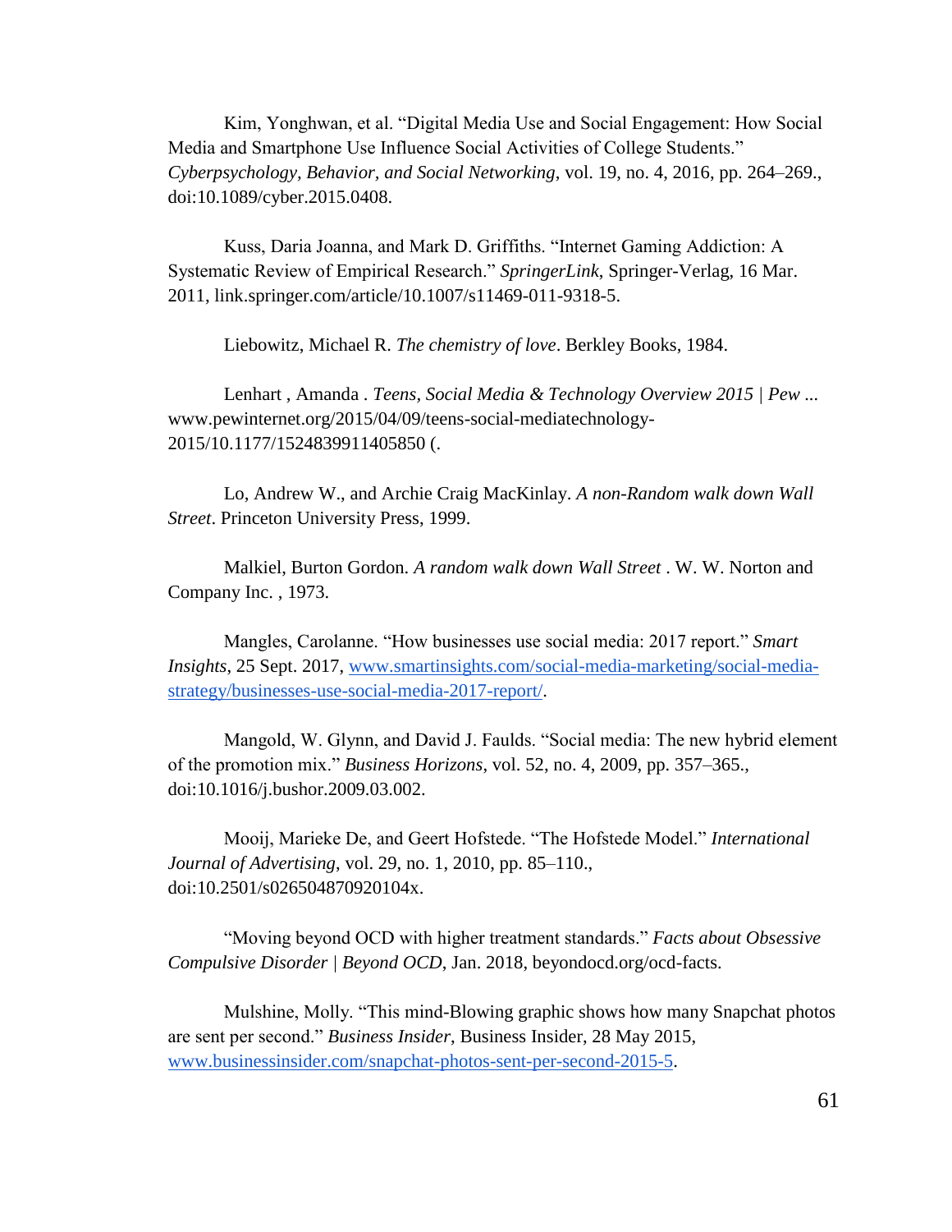Kim, Yonghwan, et al. "Digital Media Use and Social Engagement: How Social Media and Smartphone Use Influence Social Activities of College Students." *Cyberpsychology, Behavior, and Social Networking*, vol. 19, no. 4, 2016, pp. 264–269., doi:10.1089/cyber.2015.0408.

Kuss, Daria Joanna, and Mark D. Griffiths. "Internet Gaming Addiction: A Systematic Review of Empirical Research." *SpringerLink*, Springer-Verlag, 16 Mar. 2011, link.springer.com/article/10.1007/s11469-011-9318-5.

Liebowitz, Michael R. *The chemistry of love*. Berkley Books, 1984.

Lenhart , Amanda . *Teens, Social Media & Technology Overview 2015 | Pew ...* www.pewinternet.org/2015/04/09/teens-social-mediatechnology-2015/10.1177/1524839911405850 (.

Lo, Andrew W., and Archie Craig MacKinlay. *A non-Random walk down Wall Street*. Princeton University Press, 1999.

Malkiel, Burton Gordon. *A random walk down Wall Street* . W. W. Norton and Company Inc. , 1973.

Mangles, Carolanne. "How businesses use social media: 2017 report." *Smart Insights*, 25 Sept. 2017, www.smartinsights.com/social-media-marketing/social-media-strategy/businesses-use-social-media-2017-report/.

Mangold, W. Glynn, and David J. Faulds. "Social media: The new hybrid element of the promotion mix." *Business Horizons*, vol. 52, no. 4, 2009, pp. 357–365., doi:10.1016/j.bushor.2009.03.002.

Mooij, Marieke De, and Geert Hofstede. "The Hofstede Model." *International Journal of Advertising*, vol. 29, no. 1, 2010, pp. 85–110., doi:10.2501/s026504870920104x.

"Moving beyond OCD with higher treatment standards." *Facts about Obsessive Compulsive Disorder | Beyond OCD*, Jan. 2018, beyondocd.org/ocd-facts.

Mulshine, Molly. "This mind-Blowing graphic shows how many Snapchat photos are sent per second." *Business Insider*, Business Insider, 28 May 2015, www.businessinsider.com/snapchat-photos-sent-per-second-2015-5.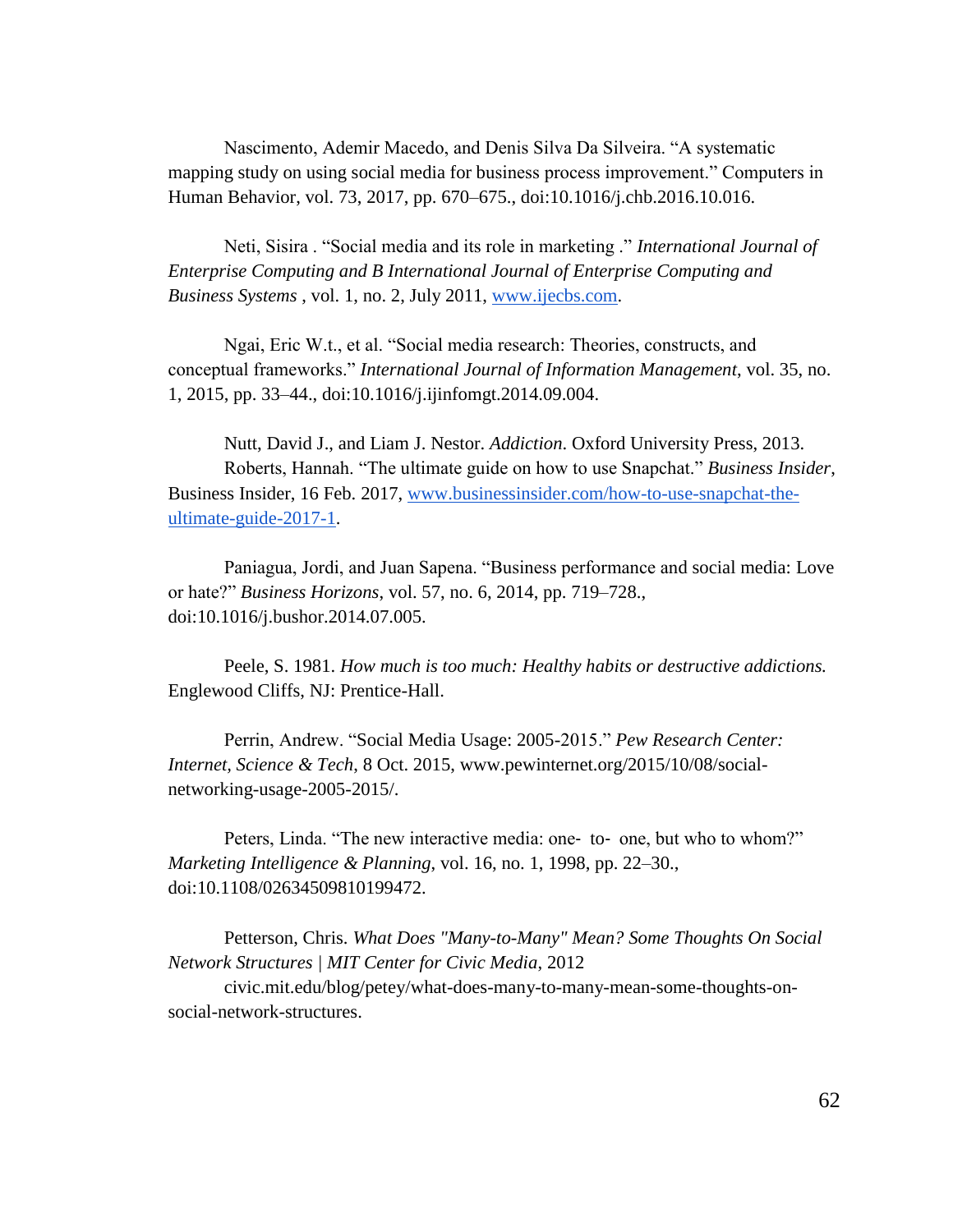Nascimento, Ademir Macedo, and Denis Silva Da Silveira. “A systematic mapping study on using social media for business process improvement.” Computers in Human Behavior, vol. 73, 2017, pp. 670–675., doi:10.1016/j.chb.2016.10.016.

Neti, Sisira . “Social media and its role in marketing .” *International Journal of Enterprise Computing and B International Journal of Enterprise Computing and Business Systems* , vol. 1, no. 2, July 2011, [www.ijecbs.com](www.ijecbs.com).

Ngai, Eric W.t., et al. “Social media research: Theories, constructs, and conceptual frameworks.” *International Journal of Information Management*, vol. 35, no. 1, 2015, pp. 33–44., doi:10.1016/j.ijinfomgt.2014.09.004.

Nutt, David J., and Liam J. Nestor. *Addiction*. Oxford University Press, 2013.

Roberts, Hannah. “The ultimate guide on how to use Snapchat.” *Business Insider*, Business Insider, 16 Feb. 2017, [www.businessinsider.com/how-to-use-snapchat-the-ultimate-guide-2017-1](www.businessinsider.com/how-to-use-snapchat-the-ultimate-guide-2017-1).

Paniagua, Jordi, and Juan Sapena. “Business performance and social media: Love or hate?” *Business Horizons*, vol. 57, no. 6, 2014, pp. 719–728., doi:10.1016/j.bushor.2014.07.005.

Peele, S. 1981. *How much is too much: Healthy habits or destructive addictions.* Englewood Cliffs, NJ: Prentice-Hall.

Perrin, Andrew. “Social Media Usage: 2005-2015.” *Pew Research Center: Internet, Science & Tech*, 8 Oct. 2015, www.pewinternet.org/2015/10/08/social-networking-usage-2005-2015/.

Peters, Linda. “The new interactive media: one‐ to‐ one, but who to whom?” *Marketing Intelligence & Planning*, vol. 16, no. 1, 1998, pp. 22–30., doi:10.1108/02634509810199472.

Petterson, Chris. *What Does "Many-to-Many" Mean? Some Thoughts On Social Network Structures | MIT Center for Civic Media*, 2012

civic.mit.edu/blog/petey/what-does-many-to-many-mean-some-thoughts-on-social-network-structures.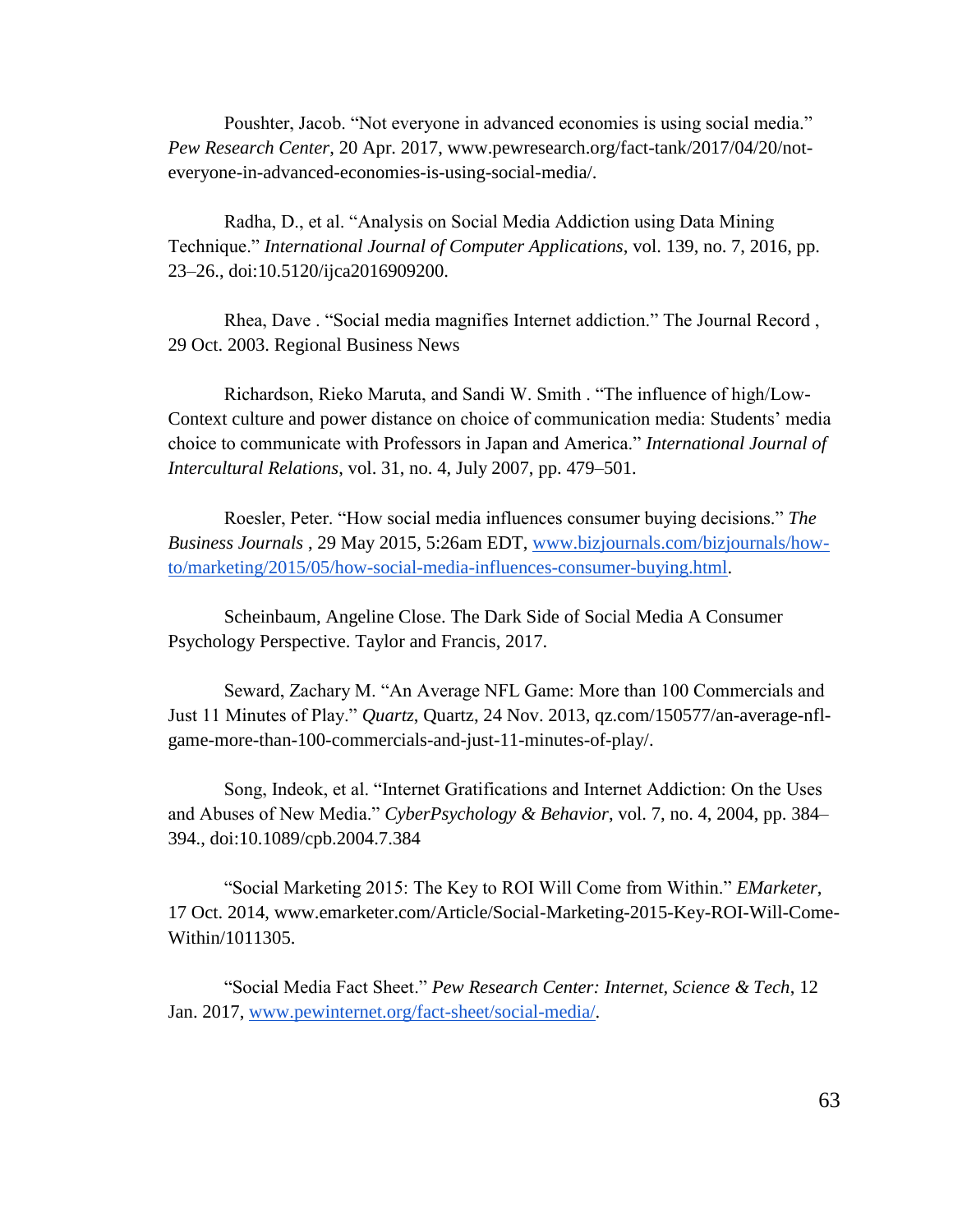Poushter, Jacob. "Not everyone in advanced economies is using social media." *Pew Research Center*, 20 Apr. 2017, www.pewresearch.org/fact-tank/2017/04/20/not-everyone-in-advanced-economies-is-using-social-media/.

Radha, D., et al. "Analysis on Social Media Addiction using Data Mining Technique." *International Journal of Computer Applications*, vol. 139, no. 7, 2016, pp. 23–26., doi:10.5120/ijca2016909200.

Rhea, Dave . "Social media magnifies Internet addiction." The Journal Record , 29 Oct. 2003. Regional Business News

Richardson, Rieko Maruta, and Sandi W. Smith . "The influence of high/Low-Context culture and power distance on choice of communication media: Students' media choice to communicate with Professors in Japan and America." *International Journal of Intercultural Relations*, vol. 31, no. 4, July 2007, pp. 479–501.

Roesler, Peter. "How social media influences consumer buying decisions." *The Business Journals* , 29 May 2015, 5:26am EDT, [www.bizjournals.com/bizjournals/how-to/marketing/2015/05/how-social-media-influences-consumer-buying.html](www.bizjournals.com/bizjournals/how-to/marketing/2015/05/how-social-media-influences-consumer-buying.html).

Scheinbaum, Angeline Close. The Dark Side of Social Media A Consumer Psychology Perspective. Taylor and Francis, 2017.

Seward, Zachary M. "An Average NFL Game: More than 100 Commercials and Just 11 Minutes of Play." *Quartz*, Quartz, 24 Nov. 2013, qz.com/150577/an-average-nfl-game-more-than-100-commercials-and-just-11-minutes-of-play/.

Song, Indeok, et al. "Internet Gratifications and Internet Addiction: On the Uses and Abuses of New Media." *CyberPsychology & Behavior*, vol. 7, no. 4, 2004, pp. 384–394., doi:10.1089/cpb.2004.7.384

"Social Marketing 2015: The Key to ROI Will Come from Within." *EMarketer*, 17 Oct. 2014, www.emarketer.com/Article/Social-Marketing-2015-Key-ROI-Will-Come-Within/1011305.

"Social Media Fact Sheet." *Pew Research Center: Internet, Science & Tech*, 12 Jan. 2017, [www.pewinternet.org/fact-sheet/social-media/](www.pewinternet.org/fact-sheet/social-media/).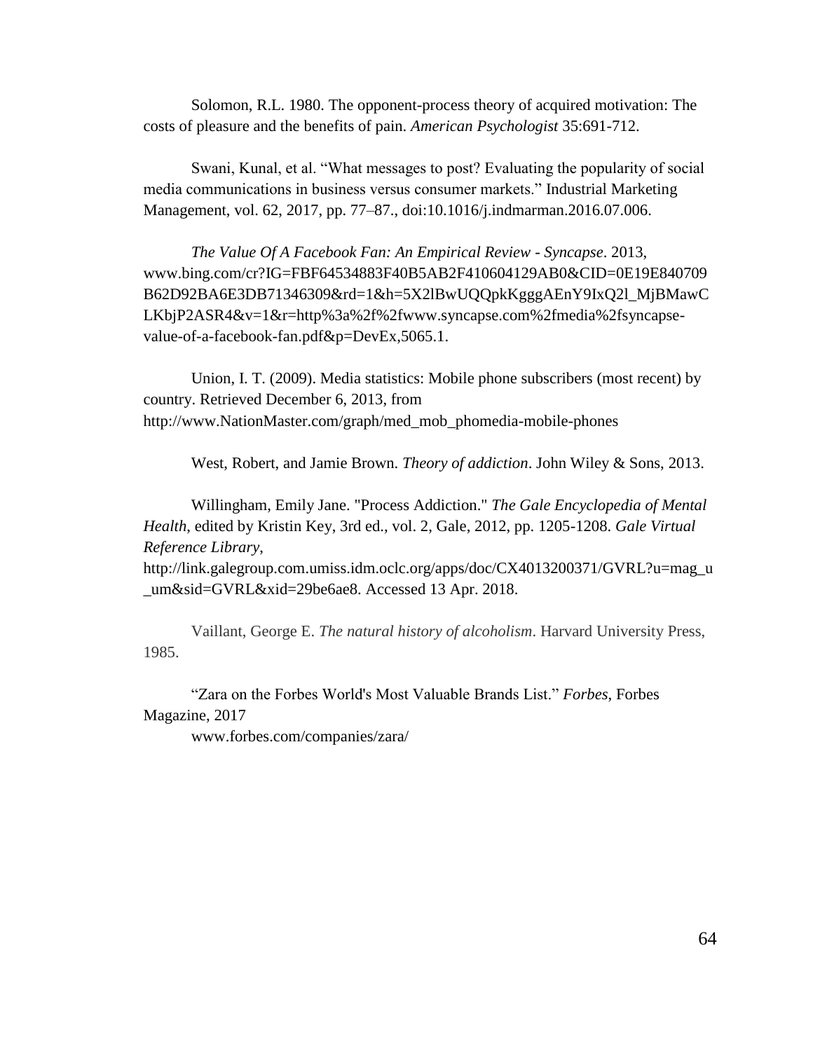Solomon, R.L. 1980. The opponent-process theory of acquired motivation: The costs of pleasure and the benefits of pain. *American Psychologist* 35:691-712.

Swani, Kunal, et al. "What messages to post? Evaluating the popularity of social media communications in business versus consumer markets." Industrial Marketing Management, vol. 62, 2017, pp. 77–87., doi:10.1016/j.indmarman.2016.07.006.

*The Value Of A Facebook Fan: An Empirical Review - Syncapse*. 2013, www.bing.com/cr?IG=FBF64534883F40B5AB2F410604129AB0&CID=0E19E840709B62D92BA6E3DB71346309&rd=1&h=5X2lBwUQQpkKgggAEnY9IxQ2l_MjBMawCLKbjP2ASR4&v=1&r=http%3a%2f%2fwww.syncapse.com%2fmedia%2fsyncapse-value-of-a-facebook-fan.pdf&p=DevEx,5065.1.

Union, I. T. (2009). Media statistics: Mobile phone subscribers (most recent) by country. Retrieved December 6, 2013, from http://www.NationMaster.com/graph/med_mob_phomedia-mobile-phones

West, Robert, and Jamie Brown. *Theory of addiction*. John Wiley & Sons, 2013.

Willingham, Emily Jane. "Process Addiction." *The Gale Encyclopedia of Mental Health*, edited by Kristin Key, 3rd ed., vol. 2, Gale, 2012, pp. 1205-1208. *Gale Virtual Reference Library*, http://link.galegroup.com.umiss.idm.oclc.org/apps/doc/CX4013200371/GVRL?u=mag_u_um&sid=GVRL&xid=29be6ae8. Accessed 13 Apr. 2018.

Vaillant, George E. *The natural history of alcoholism*. Harvard University Press, 1985.

"Zara on the Forbes World's Most Valuable Brands List." *Forbes*, Forbes Magazine, 2017
www.forbes.com/companies/zara/